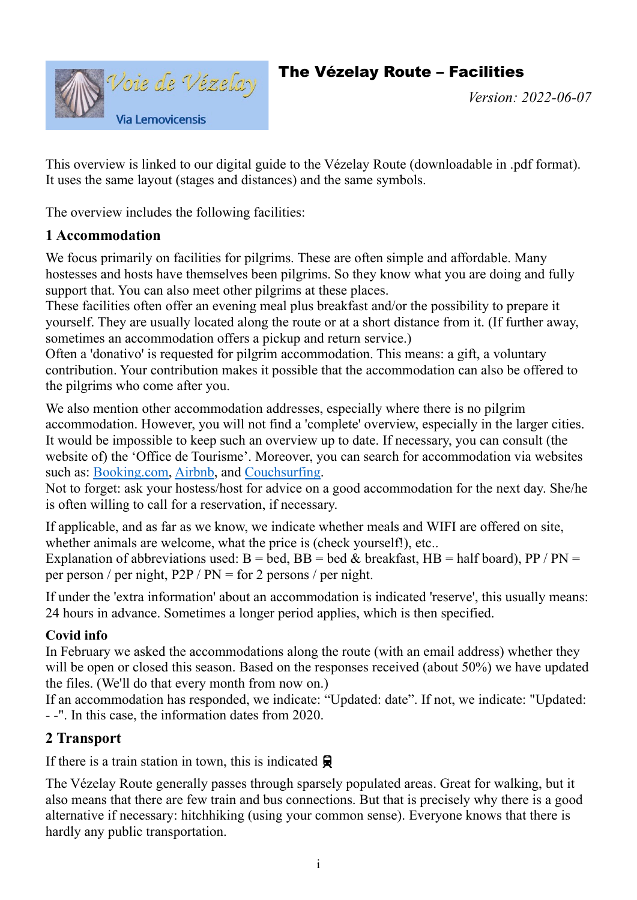Voie de Vézelay

Via Lemovicensis

# The Vézelay Route – Facilities

*Version: 2022-06-07*

This overview is linked to our digital guide to the Vézelay Route (downloadable in .pdf format). It uses the same layout (stages and distances) and the same symbols.

The overview includes the following facilities:

## 1 Accommodation

We focus primarily on facilities for pilgrims. These are often simple and affordable. Many hostesses and hosts have themselves been pilgrims. So they know what you are doing and fully support that. You can also meet other pilgrims at these places.
These facilities often offer an evening meal plus breakfast and/or the possibility to prepare it yourself. They are usually located along the route or at a short distance from it. (If further away, sometimes an accommodation offers a pickup and return service.)
Often a 'donativo' is requested for pilgrim accommodation. This means: a gift, a voluntary contribution. Your contribution makes it possible that the accommodation can also be offered to the pilgrims who come after you.

We also mention other accommodation addresses, especially where there is no pilgrim accommodation. However, you will not find a 'complete' overview, especially in the larger cities. It would be impossible to keep such an overview up to date. If necessary, you can consult (the website of) the 'Office de Tourisme'. Moreover, you can search for accommodation via websites such as: Booking.com, Airbnb, and Couchsurfing.
Not to forget: ask your hostess/host for advice on a good accommodation for the next day. She/he is often willing to call for a reservation, if necessary.

If applicable, and as far as we know, we indicate whether meals and WIFI are offered on site, whether animals are welcome, what the price is (check yourself!), etc..
Explanation of abbreviations used: B = bed, BB = bed & breakfast, HB = half board), PP / PN = per person / per night, P2P / PN = for 2 persons / per night.

If under the 'extra information' about an accommodation is indicated 'reserve', this usually means: 24 hours in advance. Sometimes a longer period applies, which is then specified.

### Covid info

In February we asked the accommodations along the route (with an email address) whether they will be open or closed this season. Based on the responses received (about 50%) we have updated the files. (We'll do that every month from now on.)
If an accommodation has responded, we indicate: "Updated: date". If not, we indicate: "Updated: - -". In this case, the information dates from 2020.

## 2 Transport

If there is a train station in town, this is indicated 🚆

The Vézelay Route generally passes through sparsely populated areas. Great for walking, but it also means that there are few train and bus connections. But that is precisely why there is a good alternative if necessary: hitchhiking (using your common sense). Everyone knows that there is hardly any public transportation.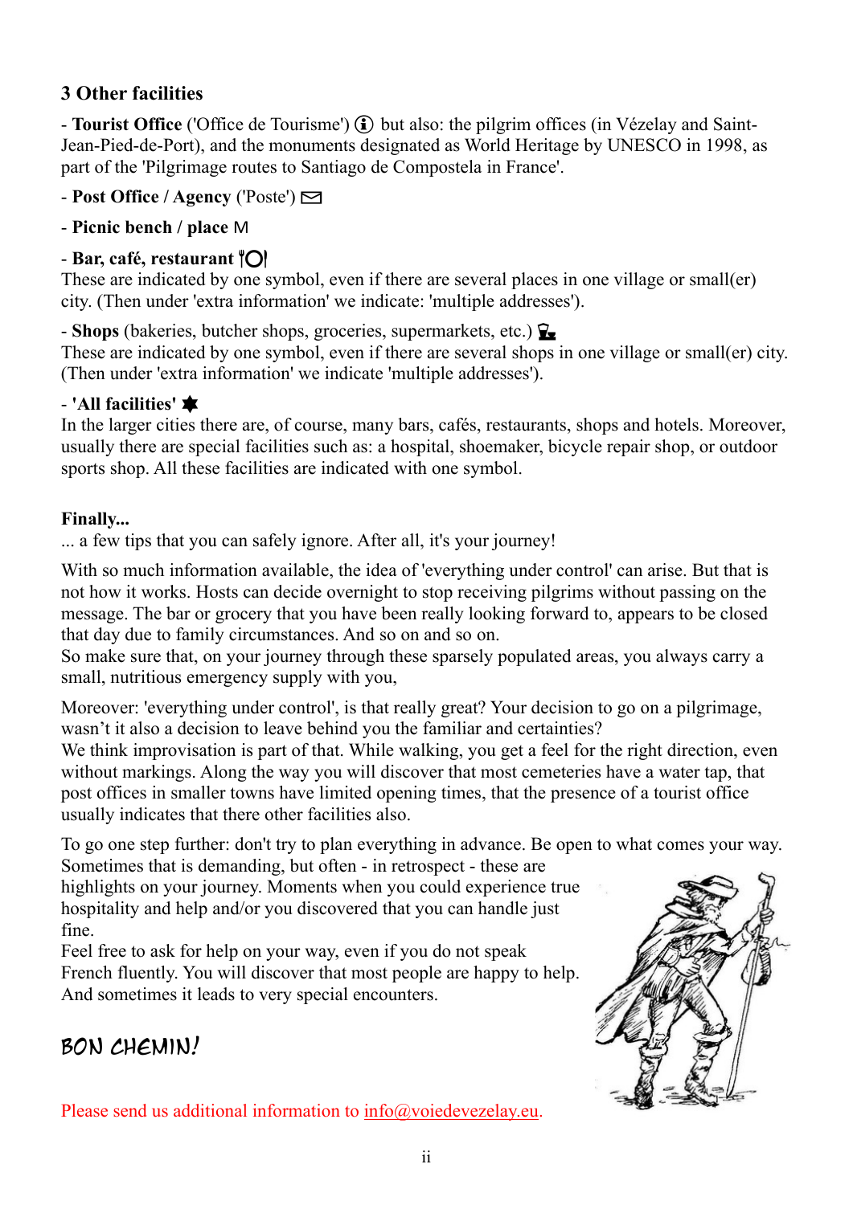## 3 Other facilities

- **Tourist Office** ('Office de Tourisme') ⓘ but also: the pilgrim offices (in Vézelay and Saint-Jean-Pied-de-Port), and the monuments designated as World Heritage by UNESCO in 1998, as part of the 'Pilgrimage routes to Santiago de Compostela in France'.

- **Post Office / Agency** ('Poste') ✉

- **Picnic bench / place** M

- **Bar, café, restaurant**
These are indicated by one symbol, even if there are several places in one village or small(er) city. (Then under 'extra information' we indicate: 'multiple addresses').

- **Shops** (bakeries, butcher shops, groceries, supermarkets, etc.)
These are indicated by one symbol, even if there are several shops in one village or small(er) city. (Then under 'extra information' we indicate 'multiple addresses').

- **'All facilities'** ✸
In the larger cities there are, of course, many bars, cafés, restaurants, shops and hotels. Moreover, usually there are special facilities such as: a hospital, shoemaker, bicycle repair shop, or outdoor sports shop. All these facilities are indicated with one symbol.

**Finally...**
... a few tips that you can safely ignore. After all, it's your journey!

With so much information available, the idea of 'everything under control' can arise. But that is not how it works. Hosts can decide overnight to stop receiving pilgrims without passing on the message. The bar or grocery that you have been really looking forward to, appears to be closed that day due to family circumstances. And so on and so on.
So make sure that, on your journey through these sparsely populated areas, you always carry a small, nutritious emergency supply with you,

Moreover: 'everything under control', is that really great? Your decision to go on a pilgrimage, wasn't it also a decision to leave behind you the familiar and certainties?
We think improvisation is part of that. While walking, you get a feel for the right direction, even without markings. Along the way you will discover that most cemeteries have a water tap, that post offices in smaller towns have limited opening times, that the presence of a tourist office usually indicates that there other facilities also.

To go one step further: don't try to plan everything in advance. Be open to what comes your way. Sometimes that is demanding, but often - in retrospect - these are highlights on your journey. Moments when you could experience true hospitality and help and/or you discovered that you can handle just fine.
Feel free to ask for help on your way, even if you do not speak French fluently. You will discover that most people are happy to help. And sometimes it leads to very special encounters.

## BON CHEMIN!

Please send us additional information to info@voiedevezelay.eu.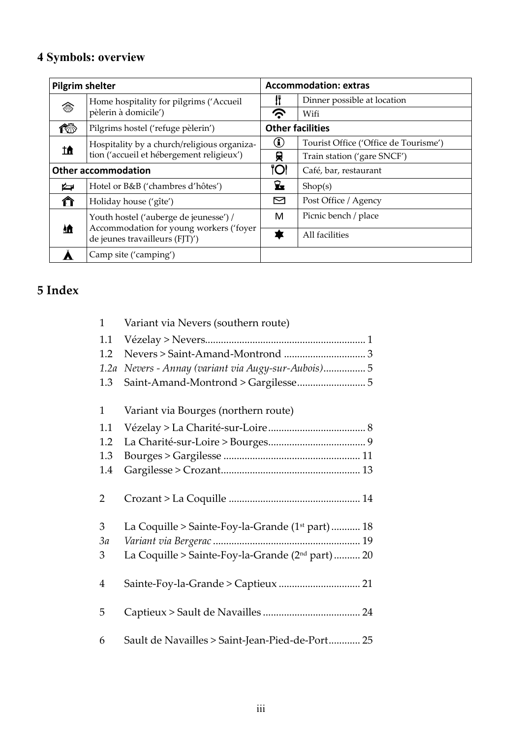## 4 Symbols: overview

| **Pilgrim shelter** | | **Accommodation: extras** | |
|---|---|---|---|
| | Home hospitality for pilgrims ('Accueil pèlerin à domicile') | | Dinner possible at location |
| | | | Wifi |
| | Pilgrims hostel ('refuge pèlerin') | **Other facilities** | |
| | Hospitality by a church/religious organization ('accueil et hébergement religieux') | | Tourist Office ('Office de Tourisme') |
| | | | Train station ('gare SNCF') |
| **Other accommodation** | | | Café, bar, restaurant |
| | Hotel or B&B ('chambres d'hôtes') | | Shop(s) |
| | Holiday house ('gîte') | | Post Office / Agency |
| | Youth hostel ('auberge de jeunesse') / Accommodation for young workers ('foyer de jeunes travailleurs (FJT)') | M | Picnic bench / place |
| | | | All facilities |
| | Camp site ('camping') | | |

## 5 Index

1 Variant via Nevers (southern route)

- 1.1 Vézelay > Nevers ... 1
- 1.2 Nevers > Saint-Amand-Montrond ... 3
- *1.2a Nevers - Annay (variant via Augy-sur-Aubois) ... 5*
- 1.3 Saint-Amand-Montrond > Gargilesse ... 5

1 Variant via Bourges (northern route)

- 1.1 Vézelay > La Charité-sur-Loire ... 8
- 1.2 La Charité-sur-Loire > Bourges ... 9
- 1.3 Bourges > Gargilesse ... 11
- 1.4 Gargilesse > Crozant ... 13

2 Crozant > La Coquille ... 14

3 La Coquille > Sainte-Foy-la-Grande (1st part) ... 18

*3a Variant via Bergerac ... 19*

3 La Coquille > Sainte-Foy-la-Grande (2nd part) ... 20

4 Sainte-Foy-la-Grande > Captieux ... 21

5 Captieux > Sault de Navailles ... 24

6 Sault de Navailles > Saint-Jean-Pied-de-Port ... 25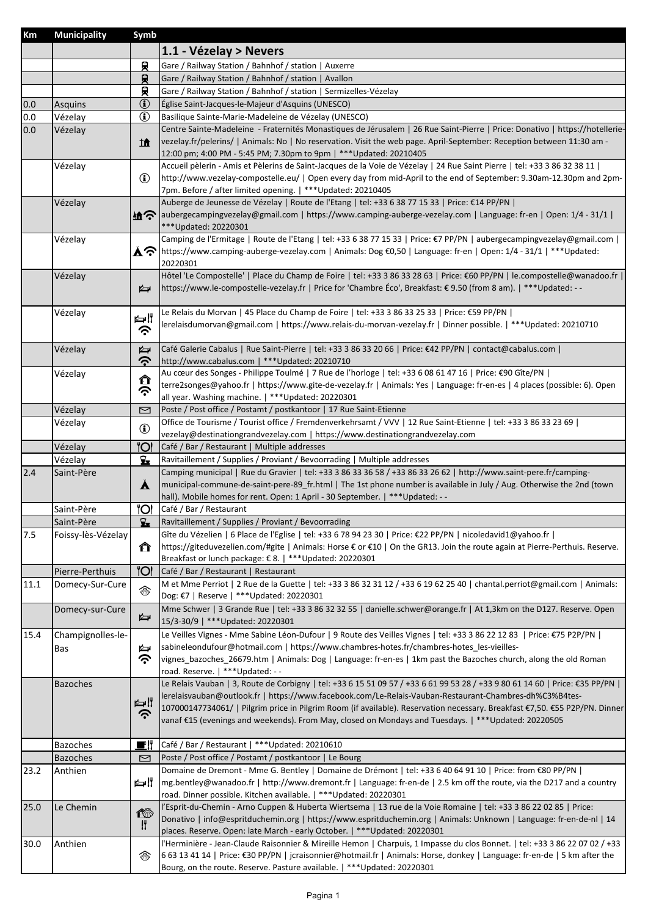| Km | Municipality | Symb | |
|---|---|---|---|
| | | | **1.1 - Vézelay > Nevers** |
| | | | Gare / Railway Station / Bahnhof / station \| Auxerre |
| | | | Gare / Railway Station / Bahnhof / station \| Avallon |
| | | | Gare / Railway Station / Bahnhof / station \| Sermizelles-Vézelay |
| 0.0 | Asquins | | Église Saint-Jacques-le-Majeur d'Asquins (UNESCO) |
| 0.0 | Vézelay | | Basilique Sainte-Marie-Madeleine de Vézelay (UNESCO) |
| 0.0 | Vézelay | | Centre Sainte-Madeleine - Fraternités Monastiques de Jérusalem \| 26 Rue Saint-Pierre \| Price: Donativo \| https://hotellerie-vezelay.fr/pelerins/ \| Animals: No \| No reservation. Visit the web page. April-September: Reception between 11:30 am - 12:00 pm; 4:00 PM - 5:45 PM; 7.30pm to 9pm \| ***Updated: 20210405 |
| | Vézelay | | Accueil pèlerin - Amis et Pèlerins de Saint-Jacques de la Voie de Vézelay \| 24 Rue Saint Pierre \| tel: +33 3 86 32 38 11 \| http://www.vezelay-compostelle.eu/ \| Open every day from mid-April to the end of September: 9.30am-12.30pm and 2pm-7pm. Before / after limited opening. \| ***Updated: 20210405 |
| | Vézelay | | Auberge de Jeunesse de Vézelay \| Route de l'Etang \| tel: +33 6 38 77 15 33 \| Price: €14 PP/PN \| aubergecampingvezelay@gmail.com \| https://www.camping-auberge-vezelay.com \| Language: fr-en \| Open: 1/4 - 31/1 \| ***Updated: 20220301 |
| | Vézelay | | Camping de l'Ermitage \| Route de l'Etang \| tel: +33 6 38 77 15 33 \| Price: €7 PP/PN \| aubergecampingvezelay@gmail.com \| https://www.camping-auberge-vezelay.com \| Animals: Dog €0,50 \| Language: fr-en \| Open: 1/4 - 31/1 \| ***Updated: 20220301 |
| | Vézelay | | Hôtel 'Le Compostelle' \| Place du Champ de Foire \| tel: +33 3 86 33 28 63 \| Price: €60 PP/PN \| le.compostelle@wanadoo.fr \| https://www.le-compostelle-vezelay.fr \| Price for 'Chambre Éco', Breakfast: € 9.50 (from 8 am). \| ***Updated: - - |
| | Vézelay | | Le Relais du Morvan \| 45 Place du Champ de Foire \| tel: +33 3 86 33 25 33 \| Price: €59 PP/PN \| lerelaisdumorvan@gmail.com \| https://www.relais-du-morvan-vezelay.fr \| Dinner possible. \| ***Updated: 20210710 |
| | Vézelay | | Café Galerie Cabalus \| Rue Saint-Pierre \| tel: +33 3 86 33 20 66 \| Price: €42 PP/PN \| contact@cabalus.com \| http://www.cabalus.com \| ***Updated: 20210710 |
| | Vézelay | | Au cœur des Songes - Philippe Toulmé \| 7 Rue de l'horloge \| tel: +33 6 08 61 47 16 \| Price: €90 Gîte/PN \| terre2songes@yahoo.fr \| https://www.gite-de-vezelay.fr \| Animals: Yes \| Language: fr-en-es \| 4 places (possible: 6). Open all year. Washing machine. \| ***Updated: 20220301 |
| | Vézelay | | Poste / Post office / Postamt / postkantoor \| 17 Rue Saint-Etienne |
| | Vézelay | | Office de Tourisme / Tourist office / Fremdenverkehrsamt / VVV \| 12 Rue Saint-Etienne \| tel: +33 3 86 33 23 69 \| vezelay@destinationgrandvezelay.com \| https://www.destinationgrandvezelay.com |
| | Vézelay | | Café / Bar / Restaurant \| Multiple addresses |
| | Vézelay | | Ravitaillement / Supplies / Proviant / Bevoorrading \| Multiple addresses |
| 2.4 | Saint-Père | | Camping municipal \| Rue du Gravier \| tel: +33 3 86 33 36 58 / +33 86 33 26 62 \| http://www.saint-pere.fr/camping-municipal-commune-de-saint-pere-89_fr.html \| The 1st phone number is available in July / Aug. Otherwise the 2nd (town hall). Mobile homes for rent. Open: 1 April - 30 September. \| ***Updated: - - |
| | Saint-Père | | Café / Bar / Restaurant |
| | Saint-Père | | Ravitaillement / Supplies / Proviant / Bevoorrading |
| 7.5 | Foissy-lès-Vézelay | | Gîte du Vézelien \| 6 Place de l'Eglise \| tel: +33 6 78 94 23 30 \| Price: €22 PP/PN \| nicoledavid1@yahoo.fr \| https://giteduvezelien.com/#gite \| Animals: Horse € or €10 \| On the GR13. Join the route again at Pierre-Perthuis. Reserve. Breakfast or lunch package: € 8. \| ***Updated: 20220301 |
| | Pierre-Perthuis | | Café / Bar / Restaurant \| Restaurant |
| 11.1 | Domecy-Sur-Cure | | M et Mme Perriot \| 2 Rue de la Guette \| tel: +33 3 86 32 31 12 / +33 6 19 62 25 40 \| chantal.perriot@gmail.com \| Animals: Dog: €7 \| Reserve \| ***Updated: 20220301 |
| | Domecy-sur-Cure | | Mme Schwer \| 3 Grande Rue \| tel: +33 3 86 32 32 55 \| danielle.schwer@orange.fr \| At 1,3km on the D127. Reserve. Open 15/3-30/9 \| ***Updated: 20220301 |
| 15.4 | Champignolles-le-Bas | | Le Veilles Vignes - Mme Sabine Léon-Dufour \| 9 Route des Veilles Vignes \| tel: +33 3 86 22 12 83 \| Price: €75 P2P/PN \| sabineleondufour@hotmail.com \| https://www.chambres-hotes.fr/chambres-hotes_les-vieilles-vignes_bazoches_26679.htm \| Animals: Dog \| Language: fr-en-es \| 1km past the Bazoches church, along the old Roman road. Reserve. \| ***Updated: - - |
| | Bazoches | | Le Relais Vauban \| 3, Route de Corbigny \| tel: +33 6 15 51 09 57 / +33 6 61 99 53 28 / +33 9 80 61 14 60 \| Price: €35 PP/PN \| lerelaisvauban@outlook.fr \| https://www.facebook.com/Le-Relais-Vauban-Restaurant-Chambres-dh%C3%B4tes-107000147734061/ \| Pilgrim price in Pilgrim Room (if available). Reservation necessary. Breakfast €7,50. €55 P2P/PN. Dinner vanaf €15 (evenings and weekends). From May, closed on Mondays and Tuesdays. \| ***Updated: 20220505 |
| | Bazoches | | Café / Bar / Restaurant \| ***Updated: 20210610 |
| | Bazoches | | Poste / Post office / Postamt / postkantoor \| Le Bourg |
| 23.2 | Anthien | | Domaine de Dremont - Mme G. Bentley \| Domaine de Drémont \| tel: +33 6 40 64 91 10 \| Price: from €80 PP/PN \| mg.bentley@wanadoo.fr \| http://www.dremont.fr \| Language: fr-en-de \| 2.5 km off the route, via the D217 and a country road. Dinner possible. Kitchen available. \| ***Updated: 20220301 |
| 25.0 | Le Chemin | | l'Esprit-du-Chemin - Arno Cuppen & Huberta Wiertsema \| 13 rue de la Voie Romaine \| tel: +33 3 86 22 02 85 \| Price: Donativo \| info@espritduchemin.org \| https://www.espritduchemin.org \| Animals: Unknown \| Language: fr-en-de-nl \| 14 places. Reserve. Open: late March - early October. \| ***Updated: 20220301 |
| 30.0 | Anthien | | l'Herminière - Jean-Claude Raisonnier & Mireille Hemon \| Charpuis, 1 Impasse du clos Bonnet. \| tel: +33 3 86 22 07 02 / +33 6 63 13 41 14 \| Price: €30 PP/PN \| jcraisonnier@hotmail.fr \| Animals: Horse, donkey \| Language: fr-en-de \| 5 km after the Bourg, on the route. Reserve. Pasture available. \| ***Updated: 20220301 |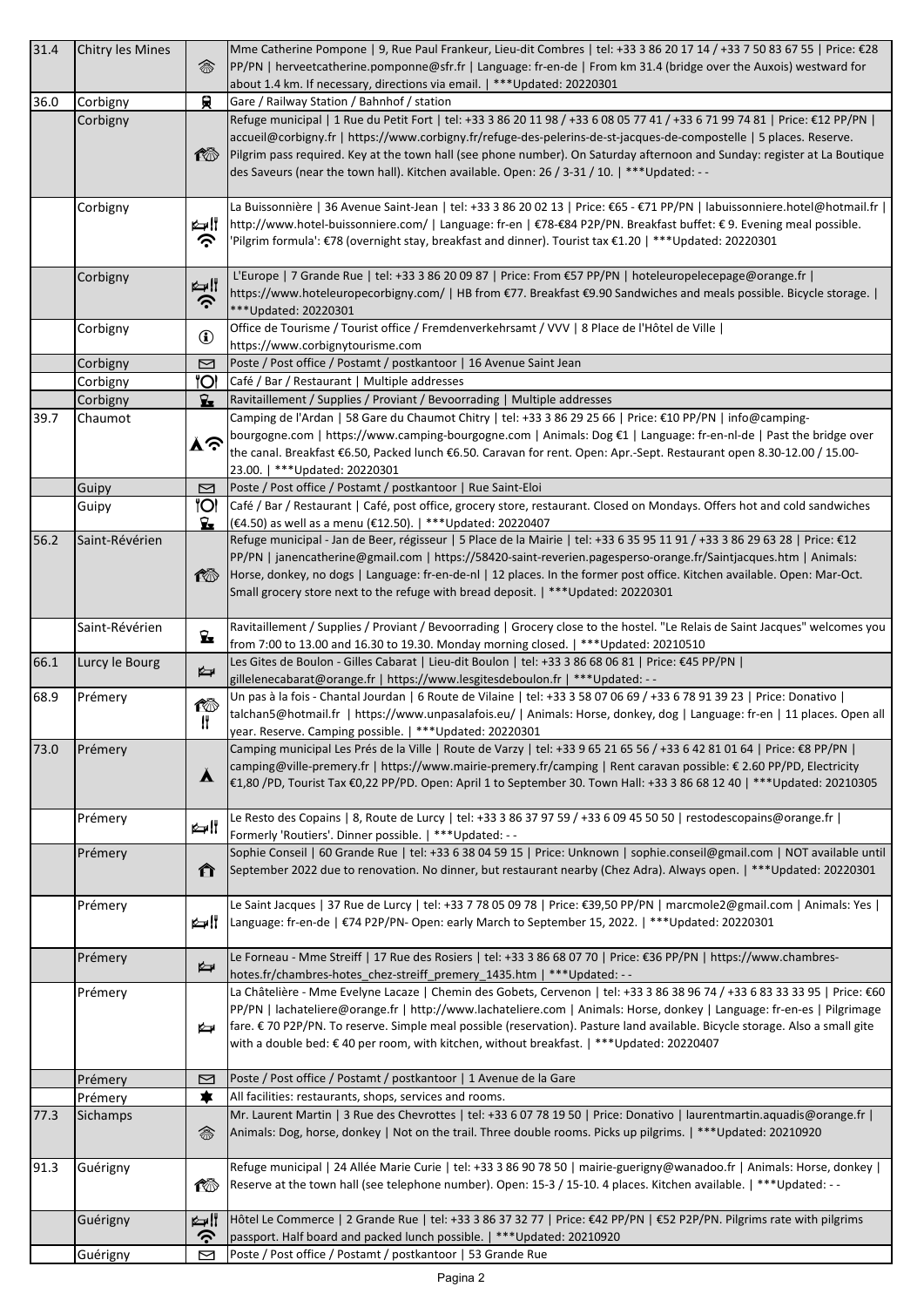| | | | |
|---|---|---|---|
| 31.4 | Chitry les Mines | | Mme Catherine Pompone \| 9, Rue Paul Frankeur, Lieu-dit Combres \| tel: +33 3 86 20 17 14 / +33 7 50 83 67 55 \| Price: €28 PP/PN \| herveetcatherine.pomponne@sfr.fr \| Language: fr-en-de \| From km 31.4 (bridge over the Auxois) westward for about 1.4 km. If necessary, directions via email. \| ***Updated: 20220301 |
| 36.0 | Corbigny | | Gare / Railway Station / Bahnhof / station |
| | Corbigny | | Refuge municipal \| 1 Rue du Petit Fort \| tel: +33 3 86 20 11 98 / +33 6 08 05 77 41 / +33 6 71 99 74 81 \| Price: €12 PP/PN \| accueil@corbigny.fr \| https://www.corbigny.fr/refuge-des-pelerins-de-st-jacques-de-compostelle \| 5 places. Reserve. Pilgrim pass required. Key at the town hall (see phone number). On Saturday afternoon and Sunday: register at La Boutique des Saveurs (near the town hall). Kitchen available. Open: 26 / 3-31 / 10. \| ***Updated: - - |
| | Corbigny | | La Buissonnière \| 36 Avenue Saint-Jean \| tel: +33 3 86 20 02 13 \| Price: €65 - €71 PP/PN \| labuissonniere.hotel@hotmail.fr \| http://www.hotel-buissonniere.com/ \| Language: fr-en \| €78-€84 P2P/PN. Breakfast buffet: € 9. Evening meal possible. 'Pilgrim formula': €78 (overnight stay, breakfast and dinner). Tourist tax €1.20 \| ***Updated: 20220301 |
| | Corbigny | | L'Europe \| 7 Grande Rue \| tel: +33 3 86 20 09 87 \| Price: From €57 PP/PN \| hoteleuropelecepage@orange.fr \| https://www.hoteleuropecorbigny.com/ \| HB from €77. Breakfast €9.90 Sandwiches and meals possible. Bicycle storage. \| ***Updated: 20220301 |
| | Corbigny | | Office de Tourisme / Tourist office / Fremdenverkehrsamt / VVV \| 8 Place de l'Hôtel de Ville \| https://www.corbignytourisme.com |
| | Corbigny | | Poste / Post office / Postamt / postkantoor \| 16 Avenue Saint Jean |
| | Corbigny | | Café / Bar / Restaurant \| Multiple addresses |
| | Corbigny | | Ravitaillement / Supplies / Proviant / Bevoorrading \| Multiple addresses |
| 39.7 | Chaumot | | Camping de l'Ardan \| 58 Gare du Chaumot Chitry \| tel: +33 3 86 29 25 66 \| Price: €10 PP/PN \| info@camping-bourgogne.com \| https://www.camping-bourgogne.com \| Animals: Dog €1 \| Language: fr-en-nl-de \| Past the bridge over the canal. Breakfast €6.50, Packed lunch €6.50. Caravan for rent. Open: Apr.-Sept. Restaurant open 8.30-12.00 / 15.00-23.00. \| ***Updated: 20220301 |
| | Guipy | | Poste / Post office / Postamt / postkantoor \| Rue Saint-Eloi |
| | Guipy | | Café / Bar / Restaurant \| Café, post office, grocery store, restaurant. Closed on Mondays. Offers hot and cold sandwiches (€4.50) as well as a menu (€12.50). \| ***Updated: 20220407 |
| 56.2 | Saint-Révérien | | Refuge municipal - Jan de Beer, régisseur \| 5 Place de la Mairie \| tel: +33 6 35 95 11 91 / +33 3 86 29 63 28 \| Price: €12 PP/PN \| janencatherine@gmail.com \| https://58420-saint-reverien.pagesperso-orange.fr/Saintjacques.htm \| Animals: Horse, donkey, no dogs \| Language: fr-en-de-nl \| 12 places. In the former post office. Kitchen available. Open: Mar-Oct. Small grocery store next to the refuge with bread deposit. \| ***Updated: 20220301 |
| | Saint-Révérien | | Ravitaillement / Supplies / Proviant / Bevoorrading \| Grocery close to the hostel. "Le Relais de Saint Jacques" welcomes you from 7:00 to 13.00 and 16.30 to 19.30. Monday morning closed. \| ***Updated: 20210510 |
| 66.1 | Lurcy le Bourg | | Les Gites de Boulon - Gilles Cabarat \| Lieu-dit Boulon \| tel: +33 3 86 68 06 81 \| Price: €45 PP/PN \| gillelenecabarat@orange.fr \| https://www.lesgitesdeboulon.fr \| ***Updated: - - |
| 68.9 | Prémery | | Un pas à la fois - Chantal Jourdan \| 6 Route de Vilaine \| tel: +33 3 58 07 06 69 / +33 6 78 91 39 23 \| Price: Donativo \| talchan5@hotmail.fr \| https://www.unpasalafois.eu/ \| Animals: Horse, donkey, dog \| Language: fr-en \| 11 places. Open all year. Reserve. Camping possible. \| ***Updated: 20220301 |
| 73.0 | Prémery | | Camping municipal Les Prés de la Ville \| Route de Varzy \| tel: +33 9 65 21 65 56 / +33 6 42 81 01 64 \| Price: €8 PP/PN \| camping@ville-premery.fr \| https://www.mairie-premery.fr/camping \| Rent caravan possible: € 2.60 PP/PD, Electricity €1,80 /PD, Tourist Tax €0,22 PP/PD. Open: April 1 to September 30. Town Hall: +33 3 86 68 12 40 \| ***Updated: 20210305 |
| | Prémery | | Le Resto des Copains \| 8, Route de Lurcy \| tel: +33 3 86 37 97 59 / +33 6 09 45 50 50 \| restodescopains@orange.fr \| Formerly 'Routiers'. Dinner possible. \| ***Updated: - - |
| | Prémery | | Sophie Conseil \| 60 Grande Rue \| tel: +33 6 38 04 59 15 \| Price: Unknown \| sophie.conseil@gmail.com \| NOT available until September 2022 due to renovation. No dinner, but restaurant nearby (Chez Adra). Always open. \| ***Updated: 20220301 |
| | Prémery | | Le Saint Jacques \| 37 Rue de Lurcy \| tel: +33 7 78 05 09 78 \| Price: €39,50 PP/PN \| marcmole2@gmail.com \| Animals: Yes \| Language: fr-en-de \| €74 P2P/PN- Open: early March to September 15, 2022. \| ***Updated: 20220301 |
| | Prémery | | Le Forneau - Mme Streiff \| 17 Rue des Rosiers \| tel: +33 3 86 68 07 70 \| Price: €36 PP/PN \| https://www.chambres-hotes.fr/chambres-hotes_chez-streiff_premery_1435.htm \| ***Updated: - - |
| | Prémery | | La Châtelière - Mme Evelyne Lacaze \| Chemin des Gobets, Cervenon \| tel: +33 3 86 38 96 74 / +33 6 83 33 33 95 \| Price: €60 PP/PN \| lachateliere@orange.fr \| http://www.lachateliere.com \| Animals: Horse, donkey \| Language: fr-en-es \| Pilgrimage fare. € 70 P2P/PN. To reserve. Simple meal possible (reservation). Pasture land available. Bicycle storage. Also a small gite with a double bed: € 40 per room, with kitchen, without breakfast. \| ***Updated: 20220407 |
| | Prémery | | Poste / Post office / Postamt / postkantoor \| 1 Avenue de la Gare |
| | Prémery | | All facilities: restaurants, shops, services and rooms. |
| 77.3 | Sichamps | | Mr. Laurent Martin \| 3 Rue des Chevrottes \| tel: +33 6 07 78 19 50 \| Price: Donativo \| laurentmartin.aquadis@orange.fr \| Animals: Dog, horse, donkey \| Not on the trail. Three double rooms. Picks up pilgrims. \| ***Updated: 20210920 |
| 91.3 | Guérigny | | Refuge municipal \| 24 Allée Marie Curie \| tel: +33 3 86 90 78 50 \| mairie-guerigny@wanadoo.fr \| Animals: Horse, donkey \| Reserve at the town hall (see telephone number). Open: 15-3 / 15-10. 4 places. Kitchen available. \| ***Updated: - - |
| | Guérigny | | Hôtel Le Commerce \| 2 Grande Rue \| tel: +33 3 86 37 32 77 \| Price: €42 PP/PN \| €52 P2P/PN. Pilgrims rate with pilgrims passport. Half board and packed lunch possible. \| ***Updated: 20210920 |
| | Guérigny | | Poste / Post office / Postamt / postkantoor \| 53 Grande Rue |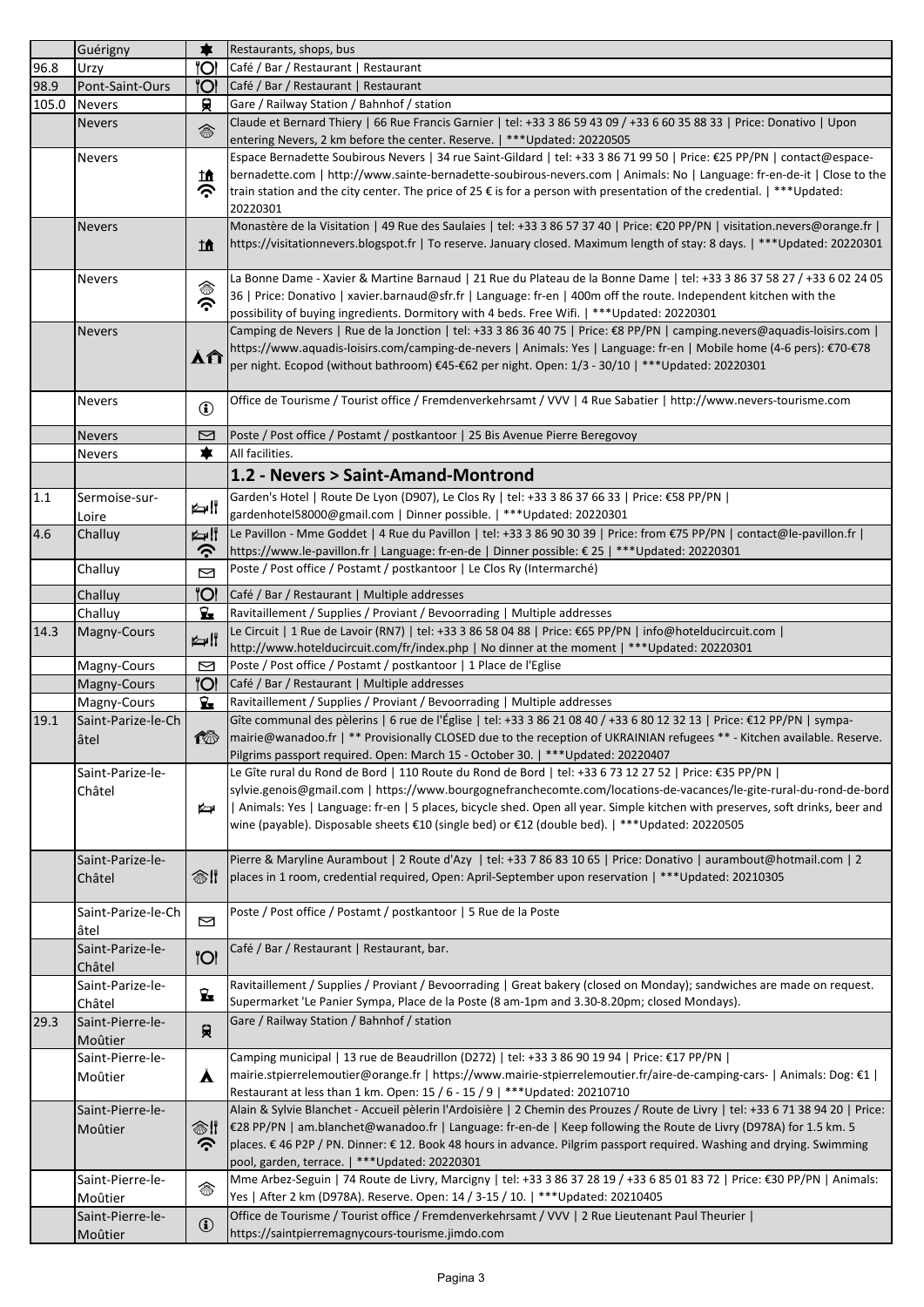| | | | |
|---|---|---|---|
| | Guérigny | | Restaurants, shops, bus |
| 96.8 | Urzy | | Café / Bar / Restaurant \| Restaurant |
| 98.9 | Pont-Saint-Ours | | Café / Bar / Restaurant \| Restaurant |
| 105.0 | Nevers | | Gare / Railway Station / Bahnhof / station |
| | Nevers | | Claude et Bernard Thiery \| 66 Rue Francis Garnier \| tel: +33 3 86 59 43 09 / +33 6 60 35 88 33 \| Price: Donativo \| Upon entering Nevers, 2 km before the center. Reserve. \| ***Updated: 20220505 |
| | Nevers | | Espace Bernadette Soubirous Nevers \| 34 rue Saint-Gildard \| tel: +33 3 86 71 99 50 \| Price: €25 PP/PN \| contact@espace-bernadette.com \| http://www.sainte-bernadette-soubirous-nevers.com \| Animals: No \| Language: fr-en-de-it \| Close to the train station and the city center. The price of 25 € is for a person with presentation of the credential. \| ***Updated: 20220301 |
| | Nevers | | Monastère de la Visitation \| 49 Rue des Saulaies \| tel: +33 3 86 57 37 40 \| Price: €20 PP/PN \| visitation.nevers@orange.fr \| https://visitationnevers.blogspot.fr \| To reserve. January closed. Maximum length of stay: 8 days. \| ***Updated: 20220301 |
| | Nevers | | La Bonne Dame - Xavier & Martine Barnaud \| 21 Rue du Plateau de la Bonne Dame \| tel: +33 3 86 37 58 27 / +33 6 02 24 05 36 \| Price: Donativo \| xavier.barnaud@sfr.fr \| Language: fr-en \| 400m off the route. Independent kitchen with the possibility of buying ingredients. Dormitory with 4 beds. Free Wifi. \| ***Updated: 20220301 |
| | Nevers | | Camping de Nevers \| Rue de la Jonction \| tel: +33 3 86 36 40 75 \| Price: €8 PP/PN \| camping.nevers@aquadis-loisirs.com \| https://www.aquadis-loisirs.com/camping-de-nevers \| Animals: Yes \| Language: fr-en \| Mobile home (4-6 pers): €70-€78 per night. Ecopod (without bathroom) €45-€62 per night. Open: 1/3 - 30/10 \| ***Updated: 20220301 |
| | Nevers | | Office de Tourisme / Tourist office / Fremdenverkehrsamt / VVV \| 4 Rue Sabatier \| http://www.nevers-tourisme.com |
| | Nevers | | Poste / Post office / Postamt / postkantoor \| 25 Bis Avenue Pierre Beregovoy |
| | Nevers | | All facilities. |
| | | | **1.2 - Nevers > Saint-Amand-Montrond** |
| 1.1 | Sermoise-sur-Loire | | Garden's Hotel \| Route De Lyon (D907), Le Clos Ry \| tel: +33 3 86 37 66 33 \| Price: €58 PP/PN \| gardenhotel58000@gmail.com \| Dinner possible. \| ***Updated: 20220301 |
| 4.6 | Challuy | | Le Pavillon - Mme Goddet \| 4 Rue du Pavillon \| tel: +33 3 86 90 30 39 \| Price: from €75 PP/PN \| contact@le-pavillon.fr \| https://www.le-pavillon.fr \| Language: fr-en-de \| Dinner possible: € 25 \| ***Updated: 20220301 |
| | Challuy | | Poste / Post office / Postamt / postkantoor \| Le Clos Ry (Intermarché) |
| | Challuy | | Café / Bar / Restaurant \| Multiple addresses |
| | Challuy | | Ravitaillement / Supplies / Proviant / Bevoorrading \| Multiple addresses |
| 14.3 | Magny-Cours | | Le Circuit \| 1 Rue de Lavoir (RN7) \| tel: +33 3 86 58 04 88 \| Price: €65 PP/PN \| info@hotelducircuit.com \| http://www.hotelducircuit.com/fr/index.php \| No dinner at the moment \| ***Updated: 20220301 |
| | Magny-Cours | | Poste / Post office / Postamt / postkantoor \| 1 Place de l'Eglise |
| | Magny-Cours | | Café / Bar / Restaurant \| Multiple addresses |
| | Magny-Cours | | Ravitaillement / Supplies / Proviant / Bevoorrading \| Multiple addresses |
| 19.1 | Saint-Parize-le-Châtel | | Gîte communal des pèlerins \| 6 rue de l'Église \| tel: +33 3 86 21 08 40 / +33 6 80 12 32 13 \| Price: €12 PP/PN \| sympa-mairie@wanadoo.fr \| ** Provisionally CLOSED due to the reception of UKRAINIAN refugees ** - Kitchen available. Reserve. Pilgrims passport required. Open: March 15 - October 30. \| ***Updated: 20220407 |
| | Saint-Parize-le-Châtel | | Le Gîte rural du Rond de Bord \| 110 Route du Rond de Bord \| tel: +33 6 73 12 27 52 \| Price: €35 PP/PN \| sylvie.genois@gmail.com \| https://www.bourgognefranchecomte.com/locations-de-vacances/le-gite-rural-du-rond-de-bord \| Animals: Yes \| Language: fr-en \| 5 places, bicycle shed. Open all year. Simple kitchen with preserves, soft drinks, beer and wine (payable). Disposable sheets €10 (single bed) or €12 (double bed). \| ***Updated: 20220505 |
| | Saint-Parize-le-Châtel | | Pierre & Maryline Aurambout \| 2 Route d'Azy \| tel: +33 7 86 83 10 65 \| Price: Donativo \| aurambout@hotmail.com \| 2 places in 1 room, credential required, Open: April-September upon reservation \| ***Updated: 20210305 |
| | Saint-Parize-le-Châtel | | Poste / Post office / Postamt / postkantoor \| 5 Rue de la Poste |
| | Saint-Parize-le-Châtel | | Café / Bar / Restaurant \| Restaurant, bar. |
| | Saint-Parize-le-Châtel | | Ravitaillement / Supplies / Proviant / Bevoorrading \| Great bakery (closed on Monday); sandwiches are made on request. Supermarket 'Le Panier Sympa, Place de la Poste (8 am-1pm and 3.30-8.20pm; closed Mondays). |
| 29.3 | Saint-Pierre-le-Moûtier | | Gare / Railway Station / Bahnhof / station |
| | Saint-Pierre-le-Moûtier | | Camping municipal \| 13 rue de Beaudrillon (D272) \| tel: +33 3 86 90 19 94 \| Price: €17 PP/PN \| mairie.stpierrelemoutier@orange.fr \| https://www.mairie-stpierrelemoutier.fr/aire-de-camping-cars- \| Animals: Dog: €1 \| Restaurant at less than 1 km. Open: 15 / 6 - 15 / 9 \| ***Updated: 20210710 |
| | Saint-Pierre-le-Moûtier | | Alain & Sylvie Blanchet - Accueil pèlerin l'Ardoisière \| 2 Chemin des Prouzes / Route de Livry \| tel: +33 6 71 38 94 20 \| Price: €28 PP/PN \| am.blanchet@wanadoo.fr \| Language: fr-en-de \| Keep following the Route de Livry (D978A) for 1.5 km. 5 places. € 46 P2P / PN. Dinner: € 12. Book 48 hours in advance. Pilgrim passport required. Washing and drying. Swimming pool, garden, terrace. \| ***Updated: 20220301 |
| | Saint-Pierre-le-Moûtier | | Mme Arbez-Seguin \| 74 Route de Livry, Marcigny \| tel: +33 3 86 37 28 19 / +33 6 85 01 83 72 \| Price: €30 PP/PN \| Animals: Yes \| After 2 km (D978A). Reserve. Open: 14 / 3-15 / 10. \| ***Updated: 20210405 |
| | Saint-Pierre-le-Moûtier | | Office de Tourisme / Tourist office / Fremdenverkehrsamt / VVV \| 2 Rue Lieutenant Paul Theurier \| https://saintpierremagnycours-tourisme.jimdo.com |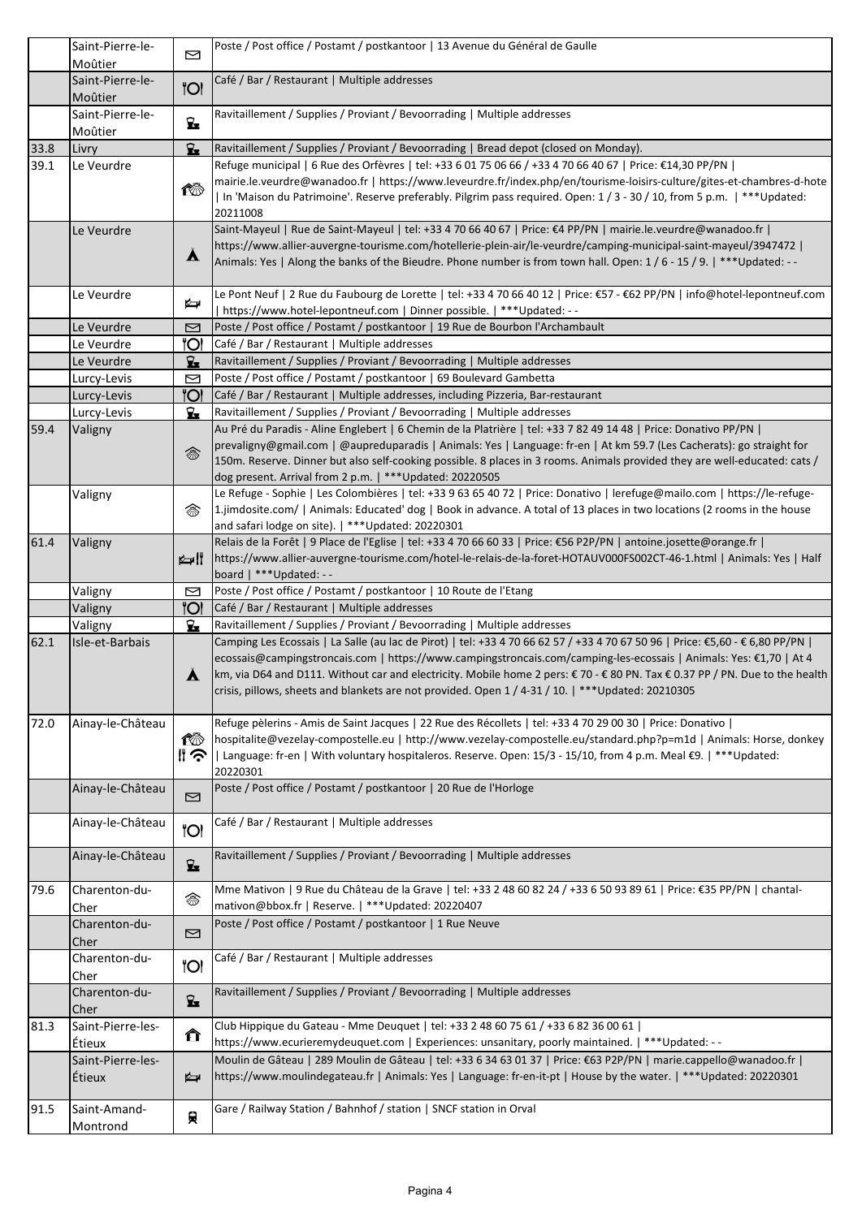| | | | |
|---|---|---|---|
| | Saint-Pierre-le-Moûtier | ✉ | Poste / Post office / Postamt / postkantoor \| 13 Avenue du Général de Gaulle |
| | Saint-Pierre-le-Moûtier | 🍴 | Café / Bar / Restaurant \| Multiple addresses |
| | Saint-Pierre-le-Moûtier | | Ravitaillement / Supplies / Proviant / Bevoorrading \| Multiple addresses |
| 33.8 | Livry | | Ravitaillement / Supplies / Proviant / Bevoorrading \| Bread depot (closed on Monday). |
| 39.1 | Le Veurdre | | Refuge municipal \| 6 Rue des Orfèvres \| tel: +33 6 01 75 06 66 / +33 4 70 66 40 67 \| Price: €14,30 PP/PN \| mairie.le.veurdre@wanadoo.fr \| https://www.leveurdre.fr/index.php/en/tourisme-loisirs-culture/gites-et-chambres-d-hote \| In 'Maison du Patrimoine'. Reserve preferably. Pilgrim pass required. Open: 1 / 3 - 30 / 10, from 5 p.m. \| ***Updated: 20211008 |
| | Le Veurdre | ⛺ | Saint-Mayeul \| Rue de Saint-Mayeul \| tel: +33 4 70 66 40 67 \| Price: €4 PP/PN \| mairie.le.veurdre@wanadoo.fr \| https://www.allier-auvergne-tourisme.com/hotellerie-plein-air/le-veurdre/camping-municipal-saint-mayeul/3947472 \| Animals: Yes \| Along the banks of the Bieudre. Phone number is from town hall. Open: 1 / 6 - 15 / 9. \| ***Updated: - - |
| | Le Veurdre | 🛏 | Le Pont Neuf \| 2 Rue du Faubourg de Lorette \| tel: +33 4 70 66 40 12 \| Price: €57 - €62 PP/PN \| info@hotel-lepontneuf.com \| https://www.hotel-lepontneuf.com \| Dinner possible. \| ***Updated: - - |
| | Le Veurdre | ✉ | Poste / Post office / Postamt / postkantoor \| 19 Rue de Bourbon l'Archambault |
| | Le Veurdre | 🍴 | Café / Bar / Restaurant \| Multiple addresses |
| | Le Veurdre | | Ravitaillement / Supplies / Proviant / Bevoorrading \| Multiple addresses |
| | Lurcy-Levis | ✉ | Poste / Post office / Postamt / postkantoor \| 69 Boulevard Gambetta |
| | Lurcy-Levis | 🍴 | Café / Bar / Restaurant \| Multiple addresses, including Pizzeria, Bar-restaurant |
| | Lurcy-Levis | | Ravitaillement / Supplies / Proviant / Bevoorrading \| Multiple addresses |
| 59.4 | Valigny | | Au Pré du Paradis - Aline Englebert \| 6 Chemin de la Platrière \| tel: +33 7 82 49 14 48 \| Price: Donativo PP/PN \| prevaligny@gmail.com \| @aupreduparadis \| Animals: Yes \| Language: fr-en \| At km 59.7 (Les Cacherats): go straight for 150m. Reserve. Dinner but also self-cooking possible. 8 places in 3 rooms. Animals provided they are well-educated: cats / dog present. Arrival from 2 p.m. \| ***Updated: 20220505 |
| | Valigny | | Le Refuge - Sophie \| Les Colombières \| tel: +33 9 63 65 40 72 \| Price: Donativo \| lerefuge@mailo.com \| https://le-refuge-1.jimdosite.com/ \| Animals: Educated' dog \| Book in advance. A total of 13 places in two locations (2 rooms in the house and safari lodge on site). \| ***Updated: 20220301 |
| 61.4 | Valigny | 🛏🍴 | Relais de la Forêt \| 9 Place de l'Eglise \| tel: +33 4 70 66 60 33 \| Price: €56 P2P/PN \| antoine.josette@orange.fr \| https://www.allier-auvergne-tourisme.com/hotel-le-relais-de-la-foret-HOTAUV000FS002CT-46-1.html \| Animals: Yes \| Half board \| ***Updated: - - |
| | Valigny | ✉ | Poste / Post office / Postamt / postkantoor \| 10 Route de l'Etang |
| | Valigny | 🍴 | Café / Bar / Restaurant \| Multiple addresses |
| | Valigny | | Ravitaillement / Supplies / Proviant / Bevoorrading \| Multiple addresses |
| 62.1 | Isle-et-Barbais | ⛺ | Camping Les Ecossais \| La Salle (au lac de Pirot) \| tel: +33 4 70 66 62 57 / +33 4 70 67 50 96 \| Price: €5,60 - € 6,80 PP/PN \| ecossais@campingstroncais.com \| https://www.campingstroncais.com/camping-les-ecossais \| Animals: Yes: €1,70 \| At 4 km, via D64 and D111. Without car and electricity. Mobile home 2 pers: € 70 - € 80 PN. Tax € 0.37 PP / PN. Due to the health crisis, pillows, sheets and blankets are not provided. Open 1 / 4-31 / 10. \| ***Updated: 20210305 |
| 72.0 | Ainay-le-Château | 🍴 | Refuge pèlerins - Amis de Saint Jacques \| 22 Rue des Récollets \| tel: +33 4 70 29 00 30 \| Price: Donativo \| hospitalite@vezelay-compostelle.eu \| http://www.vezelay-compostelle.eu/standard.php?p=m1d \| Animals: Horse, donkey \| Language: fr-en \| With voluntary hospitaleros. Reserve. Open: 15/3 - 15/10, from 4 p.m. Meal €9. \| ***Updated: 20220301 |
| | Ainay-le-Château | ✉ | Poste / Post office / Postamt / postkantoor \| 20 Rue de l'Horloge |
| | Ainay-le-Château | 🍴 | Café / Bar / Restaurant \| Multiple addresses |
| | Ainay-le-Château | | Ravitaillement / Supplies / Proviant / Bevoorrading \| Multiple addresses |
| 79.6 | Charenton-du-Cher | | Mme Mativon \| 9 Rue du Château de la Grave \| tel: +33 2 48 60 82 24 / +33 6 50 93 89 61 \| Price: €35 PP/PN \| chantal-mativon@bbox.fr \| Reserve. \| ***Updated: 20220407 |
| | Charenton-du-Cher | ✉ | Poste / Post office / Postamt / postkantoor \| 1 Rue Neuve |
| | Charenton-du-Cher | 🍴 | Café / Bar / Restaurant \| Multiple addresses |
| | Charenton-du-Cher | | Ravitaillement / Supplies / Proviant / Bevoorrading \| Multiple addresses |
| 81.3 | Saint-Pierre-les-Étieux | | Club Hippique du Gateau - Mme Deuquet \| tel: +33 2 48 60 75 61 / +33 6 82 36 00 61 \| https://www.ecurieremydeuquet.com \| Experiences: unsanitary, poorly maintained. \| ***Updated: - - |
| | Saint-Pierre-les-Étieux | 🛏 | Moulin de Gâteau \| 289 Moulin de Gâteau \| tel: +33 6 34 63 01 37 \| Price: €63 P2P/PN \| marie.cappello@wanadoo.fr \| https://www.moulindegateau.fr \| Animals: Yes \| Language: fr-en-it-pt \| House by the water. \| ***Updated: 20220301 |
| 91.5 | Saint-Amand-Montrond | | Gare / Railway Station / Bahnhof / station \| SNCF station in Orval |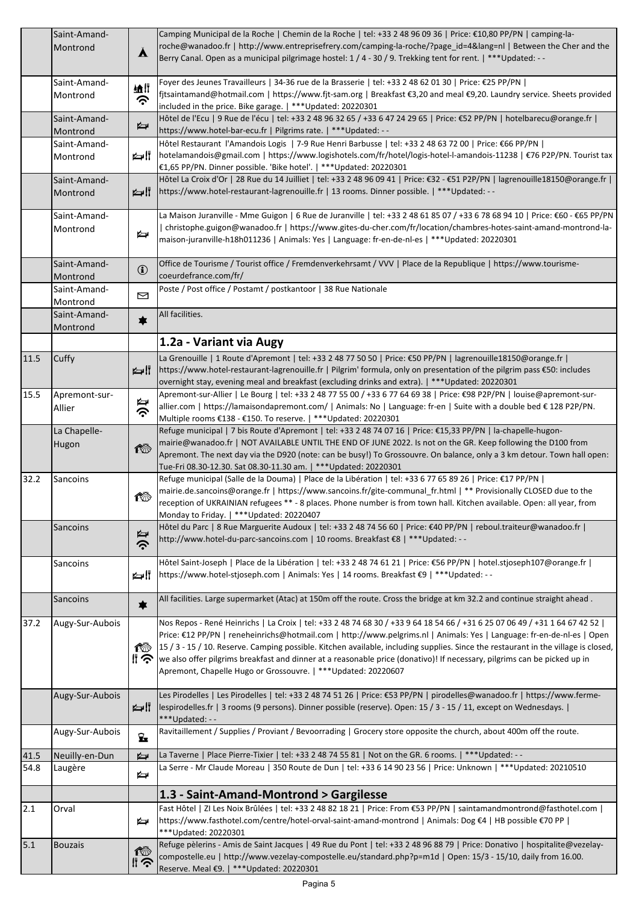| | | | |
|---|---|---|---|
| | Saint-Amand-Montrond | | Camping Municipal de la Roche \| Chemin de la Roche \| tel: +33 2 48 96 09 36 \| Price: €10,80 PP/PN \| camping-la-roche@wanadoo.fr \| http://www.entreprisefrery.com/camping-la-roche/?page_id=4&lang=nl \| Between the Cher and the Berry Canal. Open as a municipal pilgrimage hostel: 1 / 4 - 30 / 9. Trekking tent for rent. \| ***Updated: - - |
| | Saint-Amand-Montrond | | Foyer des Jeunes Travailleurs \| 34-36 rue de la Brasserie \| tel: +33 2 48 62 01 30 \| Price: €25 PP/PN \| fjtsaintamand@hotmail.com \| https://www.fjt-sam.org \| Breakfast €3,20 and meal €9,20. Laundry service. Sheets provided included in the price. Bike garage. \| ***Updated: 20220301 |
| | Saint-Amand-Montrond | | Hôtel de l'Ecu \| 9 Rue de l'écu \| tel: +33 2 48 96 32 65 / +33 6 47 24 29 65 \| Price: €52 PP/PN \| hotelbarecu@orange.fr \| https://www.hotel-bar-ecu.fr \| Pilgrims rate. \| ***Updated: - - |
| | Saint-Amand-Montrond | | Hôtel Restaurant l'Amandois Logis \| 7-9 Rue Henri Barbusse \| tel: +33 2 48 63 72 00 \| Price: €66 PP/PN \| hotelamandois@gmail.com \| https://www.logishotels.com/fr/hotel/logis-hotel-l-amandois-11238 \| €76 P2P/PN. Tourist tax €1,65 PP/PN. Dinner possible. 'Bike hotel'. \| ***Updated: 20220301 |
| | Saint-Amand-Montrond | | Hôtel La Croix d'Or \| 28 Rue du 14 Juilliet \| tel: +33 2 48 96 09 41 \| Price: €32 - €51 P2P/PN \| lagrenouille18150@orange.fr \| https://www.hotel-restaurant-lagrenouille.fr \| 13 rooms. Dinner possible. \| ***Updated: - - |
| | Saint-Amand-Montrond | | La Maison Juranville - Mme Guigon \| 6 Rue de Juranville \| tel: +33 2 48 61 85 07 / +33 6 78 68 94 10 \| Price: €60 - €65 PP/PN \| christophe.guigon@wanadoo.fr \| https://www.gites-du-cher.com/fr/location/chambres-hotes-saint-amand-montrond-la-maison-juranville-h18h011236 \| Animals: Yes \| Language: fr-en-de-nl-es \| ***Updated: 20220301 |
| | Saint-Amand-Montrond | | Office de Tourisme / Tourist office / Fremdenverkehrsamt / VVV \| Place de la Republique \| https://www.tourisme-coeurdefrance.com/fr/ |
| | Saint-Amand-Montrond | | Poste / Post office / Postamt / postkantoor \| 38 Rue Nationale |
| | Saint-Amand-Montrond | | All facilities. |
| | | | **1.2a - Variant via Augy** |
| 11.5 | Cuffy | | La Grenouille \| 1 Route d'Apremont \| tel: +33 2 48 77 50 50 \| Price: €50 PP/PN \| lagrenouille18150@orange.fr \| https://www.hotel-restaurant-lagrenouille.fr \| Pilgrim' formula, only on presentation of the pilgrim pass €50: includes overnight stay, evening meal and breakfast (excluding drinks and extra). \| ***Updated: 20220301 |
| 15.5 | Apremont-sur-Allier | | Apremont-sur-Allier \| Le Bourg \| tel: +33 2 48 77 55 00 / +33 6 77 64 69 38 \| Price: €98 P2P/PN \| louise@apremont-sur-allier.com \| https://lamaisondapremont.com/ \| Animals: No \| Language: fr-en \| Suite with a double bed € 128 P2P/PN. Multiple rooms €138 - €150. To reserve. \| ***Updated: 20220301 |
| | La Chapelle-Hugon | | Refuge municipal \| 7 bis Route d'Apremont \| tel: +33 2 48 74 07 16 \| Price: €15,33 PP/PN \| la-chapelle-hugon-mairie@wanadoo.fr \| NOT AVAILABLE UNTIL THE END OF JUNE 2022. Is not on the GR. Keep following the D100 from Apremont. The next day via the D920 (note: can be busy!) To Grossouvre. On balance, only a 3 km detour. Town hall open: Tue-Fri 08.30-12.30. Sat 08.30-11.30 am. \| ***Updated: 20220301 |
| 32.2 | Sancoins | | Refuge municipal (Salle de la Douma) \| Place de la Libération \| tel: +33 6 77 65 89 26 \| Price: €17 PP/PN \| mairie.de.sancoins@orange.fr \| https://www.sancoins.fr/gite-communal_fr.html \| ** Provisionally CLOSED due to the reception of UKRAINIAN refugees ** - 8 places. Phone number is from town hall. Kitchen available. Open: all year, from Monday to Friday. \| ***Updated: 20220407 |
| | Sancoins | | Hôtel du Parc \| 8 Rue Marguerite Audoux \| tel: +33 2 48 74 56 60 \| Price: €40 PP/PN \| reboul.traiteur@wanadoo.fr \| http://www.hotel-du-parc-sancoins.com \| 10 rooms. Breakfast €8 \| ***Updated: - - |
| | Sancoins | | Hôtel Saint-Joseph \| Place de la Libération \| tel: +33 2 48 74 61 21 \| Price: €56 PP/PN \| hotel.stjoseph107@orange.fr \| https://www.hotel-stjoseph.com \| Animals: Yes \| 14 rooms. Breakfast €9 \| ***Updated: - - |
| | Sancoins | | All facilities. Large supermarket (Atac) at 150m off the route. Cross the bridge at km 32.2 and continue straight ahead . |
| 37.2 | Augy-Sur-Aubois | | Nos Repos - René Heinrichs \| La Croix \| tel: +33 2 48 74 68 30 / +33 9 64 18 54 66 / +31 6 25 07 06 49 / +31 1 64 67 42 52 \| Price: €12 PP/PN \| reneheinrichs@hotmail.com \| http://www.pelgrims.nl \| Animals: Yes \| Language: fr-en-de-nl-es \| Open 15 / 3 - 15 / 10. Reserve. Camping possible. Kitchen available, including supplies. Since the restaurant in the village is closed, we also offer pilgrims breakfast and dinner at a reasonable price (donativo)! If necessary, pilgrims can be picked up in Apremont, Chapelle Hugo or Grossouvre. \| ***Updated: 20220607 |
| | Augy-Sur-Aubois | | Les Pirodelles \| Les Pirodelles \| tel: +33 2 48 74 51 26 \| Price: €53 PP/PN \| pirodelles@wanadoo.fr \| https://www.ferme-lespirodelles.fr \| 3 rooms (9 persons). Dinner possible (reserve). Open: 15 / 3 - 15 / 11, except on Wednesdays. \| ***Updated: - - |
| | Augy-Sur-Aubois | | Ravitaillement / Supplies / Proviant / Bevoorrading \| Grocery store opposite the church, about 400m off the route. |
| 41.5 | Neuilly-en-Dun | | La Taverne \| Place Pierre-Tixier \| tel: +33 2 48 74 55 81 \| Not on the GR. 6 rooms. \| ***Updated: - - |
| 54.8 | Laugère | | La Serre - Mr Claude Moreau \| 350 Route de Dun \| tel: +33 6 14 90 23 56 \| Price: Unknown \| ***Updated: 20210510 |
| | | | **1.3 - Saint-Amand-Montrond > Gargilesse** |
| 2.1 | Orval | | Fast Hôtel \| ZI Les Noix Brûlées \| tel: +33 2 48 82 18 21 \| Price: From €53 PP/PN \| saintamandmontrond@fasthotel.com \| https://www.fasthotel.com/centre/hotel-orval-saint-amand-montrond \| Animals: Dog €4 \| HB possible €70 PP \| ***Updated: 20220301 |
| 5.1 | Bouzais | | Refuge pèlerins - Amis de Saint Jacques \| 49 Rue du Pont \| tel: +33 2 48 96 88 79 \| Price: Donativo \| hospitalite@vezelay-compostelle.eu \| http://www.vezelay-compostelle.eu/standard.php?p=m1d \| Open: 15/3 - 15/10, daily from 16.00. Reserve. Meal €9. \| ***Updated: 20220301 |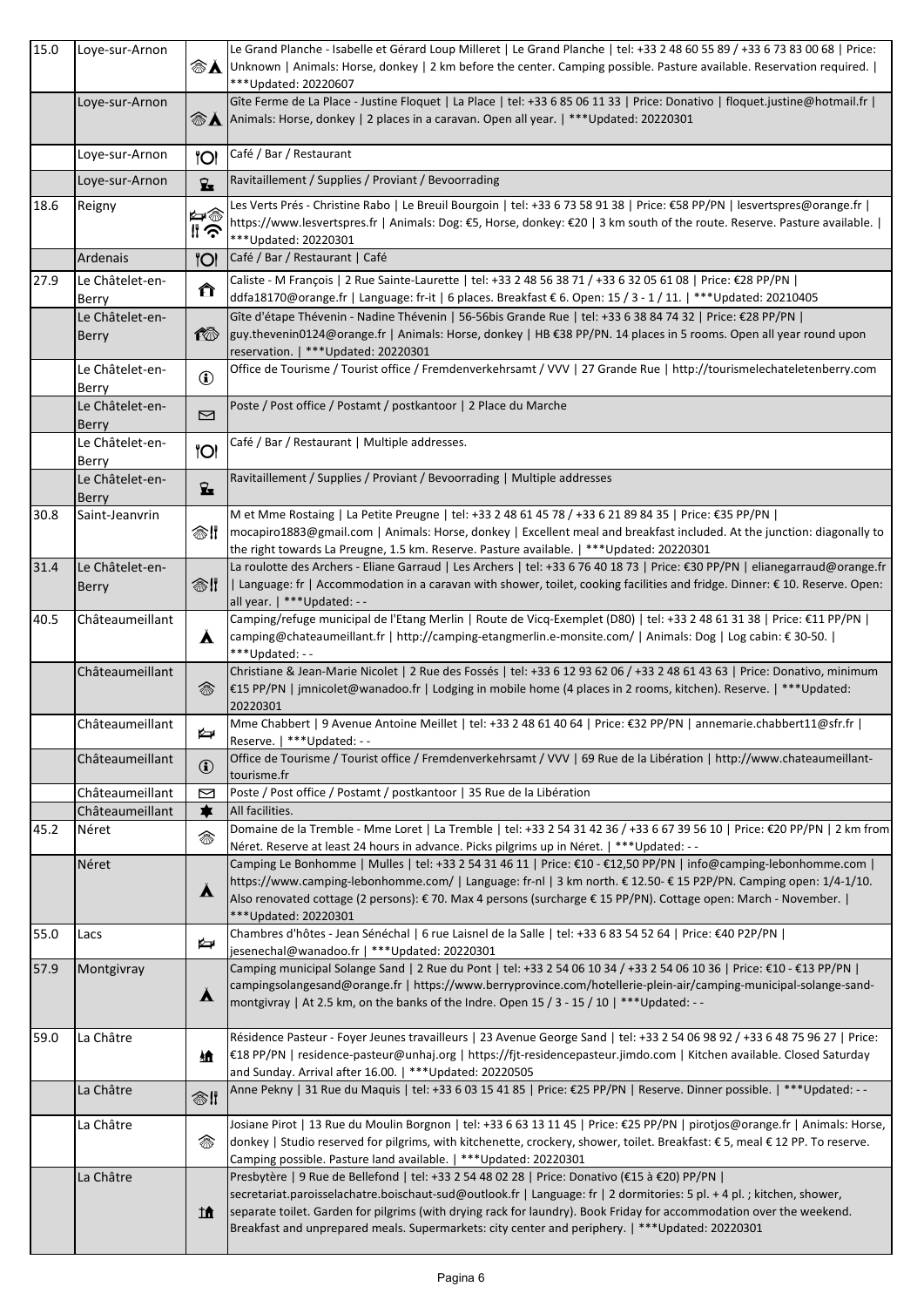| | | | |
|---|---|---|---|
| 15.0 | Loye-sur-Arnon | | Le Grand Planche - Isabelle et Gérard Loup Milleret \| Le Grand Planche \| tel: +33 2 48 60 55 89 / +33 6 73 83 00 68 \| Price: Unknown \| Animals: Horse, donkey \| 2 km before the center. Camping possible. Pasture available. Reservation required. \| ***Updated: 20220607 |
| | Loye-sur-Arnon | | Gîte Ferme de La Place - Justine Floquet \| La Place \| tel: +33 6 85 06 11 33 \| Price: Donativo \| floquet.justine@hotmail.fr \| Animals: Horse, donkey \| 2 places in a caravan. Open all year. \| ***Updated: 20220301 |
| | Loye-sur-Arnon | | Café / Bar / Restaurant |
| | Loye-sur-Arnon | | Ravitaillement / Supplies / Proviant / Bevoorrading |
| 18.6 | Reigny | | Les Verts Prés - Christine Rabo \| Le Breuil Bourgoin \| tel: +33 6 73 58 91 38 \| Price: €58 PP/PN \| lesvertspres@orange.fr \| https://www.lesvertspres.fr \| Animals: Dog: €5, Horse, donkey: €20 \| 3 km south of the route. Reserve. Pasture available. \| ***Updated: 20220301 |
| | Ardenais | | Café / Bar / Restaurant \| Café |
| 27.9 | Le Châtelet-en-Berry | | Caliste - M François \| 2 Rue Sainte-Laurette \| tel: +33 2 48 56 38 71 / +33 6 32 05 61 08 \| Price: €28 PP/PN \| ddfa18170@orange.fr \| Language: fr-it \| 6 places. Breakfast € 6. Open: 15 / 3 - 1 / 11. \| ***Updated: 20210405 |
| | Le Châtelet-en-Berry | | Gîte d'étape Thévenin - Nadine Thévenin \| 56-56bis Grande Rue \| tel: +33 6 38 84 74 32 \| Price: €28 PP/PN \| guy.thevenin0124@orange.fr \| Animals: Horse, donkey \| HB €38 PP/PN. 14 places in 5 rooms. Open all year round upon reservation. \| ***Updated: 20220301 |
| | Le Châtelet-en-Berry | | Office de Tourisme / Tourist office / Fremdenverkehrsamt / VVV \| 27 Grande Rue \| http://tourismelechateletenberry.com |
| | Le Châtelet-en-Berry | | Poste / Post office / Postamt / postkantoor \| 2 Place du Marche |
| | Le Châtelet-en-Berry | | Café / Bar / Restaurant \| Multiple addresses. |
| | Le Châtelet-en-Berry | | Ravitaillement / Supplies / Proviant / Bevoorrading \| Multiple addresses |
| 30.8 | Saint-Jeanvrin | | M et Mme Rostaing \| La Petite Preugne \| tel: +33 2 48 61 45 78 / +33 6 21 89 84 35 \| Price: €35 PP/PN \| mocapiro1883@gmail.com \| Animals: Horse, donkey \| Excellent meal and breakfast included. At the junction: diagonally to the right towards La Preugne, 1.5 km. Reserve. Pasture available. \| ***Updated: 20220301 |
| 31.4 | Le Châtelet-en-Berry | | La roulotte des Archers - Eliane Garraud \| Les Archers \| tel: +33 6 76 40 18 73 \| Price: €30 PP/PN \| elianegarraud@orange.fr \| Language: fr \| Accommodation in a caravan with shower, toilet, cooking facilities and fridge. Dinner: € 10. Reserve. Open: all year. \| ***Updated: - - |
| 40.5 | Châteaumeillant | | Camping/refuge municipal de l'Etang Merlin \| Route de Vicq-Exemplet (D80) \| tel: +33 2 48 61 31 38 \| Price: €11 PP/PN \| camping@chateaumeillant.fr \| http://camping-etangmerlin.e-monsite.com/ \| Animals: Dog \| Log cabin: € 30-50. \| ***Updated: - - |
| | Châteaumeillant | | Christiane & Jean-Marie Nicolet \| 2 Rue des Fossés \| tel: +33 6 12 93 62 06 / +33 2 48 61 43 63 \| Price: Donativo, minimum €15 PP/PN \| jmnicolet@wanadoo.fr \| Lodging in mobile home (4 places in 2 rooms, kitchen). Reserve. \| ***Updated: 20220301 |
| | Châteaumeillant | | Mme Chabbert \| 9 Avenue Antoine Meillet \| tel: +33 2 48 61 40 64 \| Price: €32 PP/PN \| annemarie.chabbert11@sfr.fr \| Reserve. \| ***Updated: - - |
| | Châteaumeillant | | Office de Tourisme / Tourist office / Fremdenverkehrsamt / VVV \| 69 Rue de la Libération \| http://www.chateaumeillant-tourisme.fr |
| | Châteaumeillant | | Poste / Post office / Postamt / postkantoor \| 35 Rue de la Libération |
| | Châteaumeillant | | All facilities. |
| 45.2 | Néret | | Domaine de la Tremble - Mme Loret \| La Tremble \| tel: +33 2 54 31 42 36 / +33 6 67 39 56 10 \| Price: €20 PP/PN \| 2 km from Néret. Reserve at least 24 hours in advance. Picks pilgrims up in Néret. \| ***Updated: - - |
| | Néret | | Camping Le Bonhomme \| Mulles \| tel: +33 2 54 31 46 11 \| Price: €10 - €12,50 PP/PN \| info@camping-lebonhomme.com \| https://www.camping-lebonhomme.com/ \| Language: fr-nl \| 3 km north. € 12.50- € 15 P2P/PN. Camping open: 1/4-1/10. Also renovated cottage (2 persons): € 70. Max 4 persons (surcharge € 15 PP/PN). Cottage open: March - November. \| ***Updated: 20220301 |
| 55.0 | Lacs | | Chambres d'hôtes - Jean Sénéchal \| 6 rue Laisnel de la Salle \| tel: +33 6 83 54 52 64 \| Price: €40 P2P/PN \| jesenechal@wanadoo.fr \| ***Updated: 20220301 |
| 57.9 | Montgivray | | Camping municipal Solange Sand \| 2 Rue du Pont \| tel: +33 2 54 06 10 34 / +33 2 54 06 10 36 \| Price: €10 - €13 PP/PN \| campingsolangesand@orange.fr \| https://www.berryprovince.com/hotellerie-plein-air/camping-municipal-solange-sand-montgivray \| At 2.5 km, on the banks of the Indre. Open 15 / 3 - 15 / 10 \| ***Updated: - - |
| 59.0 | La Châtre | | Résidence Pasteur - Foyer Jeunes travailleurs \| 23 Avenue George Sand \| tel: +33 2 54 06 98 92 / +33 6 48 75 96 27 \| Price: €18 PP/PN \| residence-pasteur@unhaj.org \| https://fjt-residencepasteur.jimdo.com \| Kitchen available. Closed Saturday and Sunday. Arrival after 16.00. \| ***Updated: 20220505 |
| | La Châtre | | Anne Pekny \| 31 Rue du Maquis \| tel: +33 6 03 15 41 85 \| Price: €25 PP/PN \| Reserve. Dinner possible. \| ***Updated: - - |
| | La Châtre | | Josiane Pirot \| 13 Rue du Moulin Borgnon \| tel: +33 6 63 13 11 45 \| Price: €25 PP/PN \| pirotjos@orange.fr \| Animals: Horse, donkey \| Studio reserved for pilgrims, with kitchenette, crockery, shower, toilet. Breakfast: € 5, meal € 12 PP. To reserve. Camping possible. Pasture land available. \| ***Updated: 20220301 |
| | La Châtre | | Presbytère \| 9 Rue de Bellefond \| tel: +33 2 54 48 02 28 \| Price: Donativo (€15 à €20) PP/PN \| secretariat.paroisselachatre.boischaut-sud@outlook.fr \| Language: fr \| 2 dormitories: 5 pl. + 4 pl. ; kitchen, shower, separate toilet. Garden for pilgrims (with drying rack for laundry). Book Friday for accommodation over the weekend. Breakfast and unprepared meals. Supermarkets: city center and periphery. \| ***Updated: 20220301 |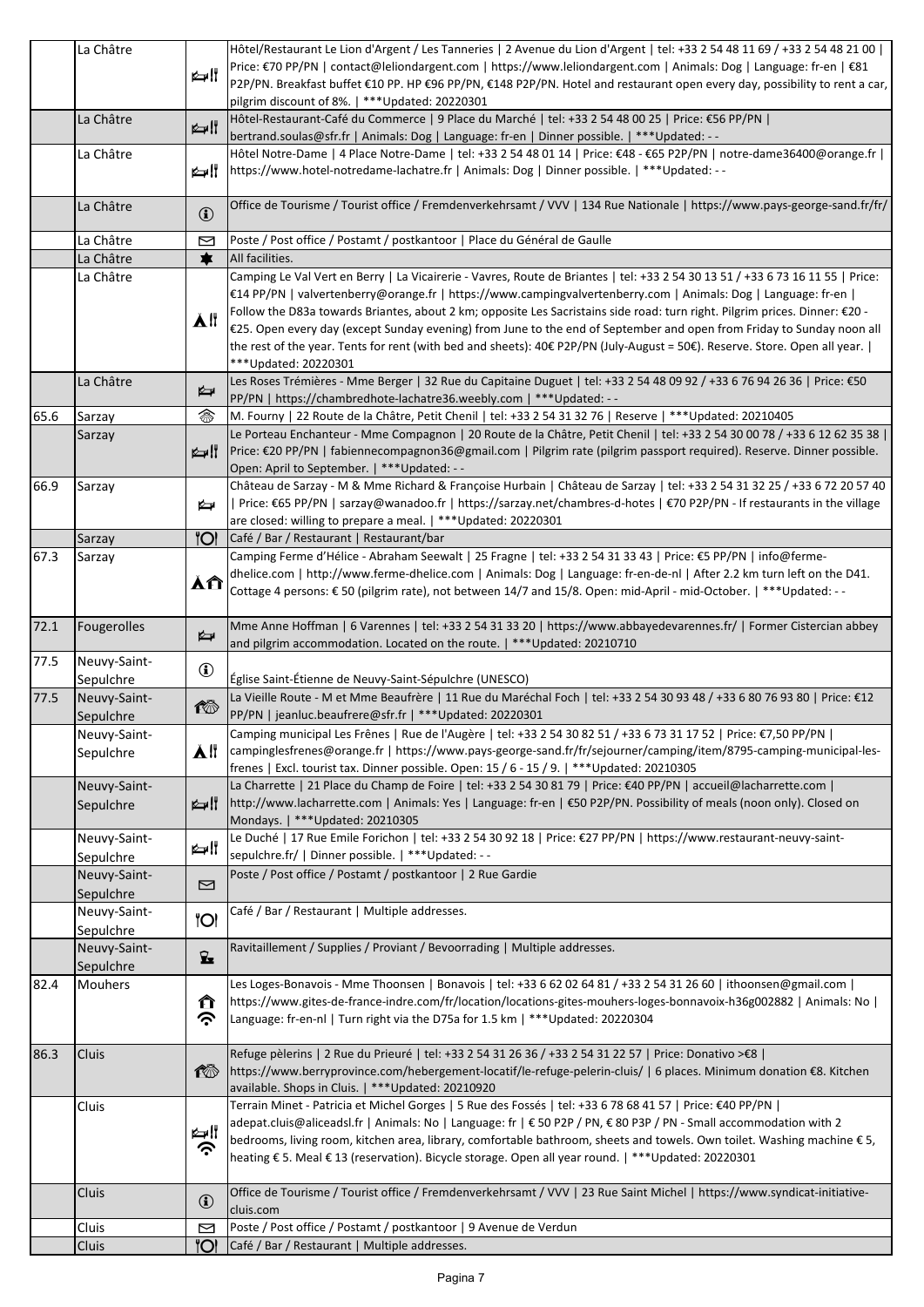| | | | |
|---|---|---|---|
| | La Châtre | | Hôtel/Restaurant Le Lion d'Argent / Les Tanneries \| 2 Avenue du Lion d'Argent \| tel: +33 2 54 48 11 69 / +33 2 54 48 21 00 \| Price: €70 PP/PN \| contact@leliondargent.com \| https://www.leliondargent.com \| Animals: Dog \| Language: fr-en \| €81 P2P/PN. Breakfast buffet €10 PP. HP €96 PP/PN, €148 P2P/PN. Hotel and restaurant open every day, possibility to rent a car, pilgrim discount of 8%. \| ***Updated: 20220301 |
| | La Châtre | | Hôtel-Restaurant-Café du Commerce \| 9 Place du Marché \| tel: +33 2 54 48 00 25 \| Price: €56 PP/PN \| bertrand.soulas@sfr.fr \| Animals: Dog \| Language: fr-en \| Dinner possible. \| ***Updated: - - |
| | La Châtre | | Hôtel Notre-Dame \| 4 Place Notre-Dame \| tel: +33 2 54 48 01 14 \| Price: €48 - €65 P2P/PN \| notre-dame36400@orange.fr \| https://www.hotel-notredame-lachatre.fr \| Animals: Dog \| Dinner possible. \| ***Updated: - - |
| | La Châtre | | Office de Tourisme / Tourist office / Fremdenverkehrsamt / VVV \| 134 Rue Nationale \| https://www.pays-george-sand.fr/fr/ |
| | La Châtre | | Poste / Post office / Postamt / postkantoor \| Place du Général de Gaulle |
| | La Châtre | | All facilities. |
| | La Châtre | | Camping Le Val Vert en Berry \| La Vicairerie - Vavres, Route de Briantes \| tel: +33 2 54 30 13 51 / +33 6 73 16 11 55 \| Price: €14 PP/PN \| valvertenberry@orange.fr \| https://www.campingvalvertenberry.com \| Animals: Dog \| Language: fr-en \| Follow the D83a towards Briantes, about 2 km; opposite Les Sacristains side road: turn right. Pilgrim prices. Dinner: €20 - €25. Open every day (except Sunday evening) from June to the end of September and open from Friday to Sunday noon all the rest of the year. Tents for rent (with bed and sheets): 40€ P2P/PN (July-August = 50€). Reserve. Store. Open all year. \| ***Updated: 20220301 |
| | La Châtre | | Les Roses Trémières - Mme Berger \| 32 Rue du Capitaine Duguet \| tel: +33 2 54 48 09 92 / +33 6 76 94 26 36 \| Price: €50 PP/PN \| https://chambredhote-lachatre36.weebly.com \| ***Updated: - - |
| 65.6 | Sarzay | | M. Fourny \| 22 Route de la Châtre, Petit Chenil \| tel: +33 2 54 31 32 76 \| Reserve \| ***Updated: 20210405 |
| | Sarzay | | Le Porteau Enchanteur - Mme Compagnon \| 20 Route de la Châtre, Petit Chenil \| tel: +33 2 54 30 00 78 / +33 6 12 62 35 38 \| Price: €20 PP/PN \| fabiennecompagnon36@gmail.com \| Pilgrim rate (pilgrim passport required). Reserve. Dinner possible. Open: April to September. \| ***Updated: - - |
| 66.9 | Sarzay | | Château de Sarzay - M & Mme Richard & Françoise Hurbain \| Château de Sarzay \| tel: +33 2 54 31 32 25 / +33 6 72 20 57 40 \| Price: €65 PP/PN \| sarzay@wanadoo.fr \| https://sarzay.net/chambres-d-hotes \| €70 P2P/PN - If restaurants in the village are closed: willing to prepare a meal. \| ***Updated: 20220301 |
| | Sarzay | | Café / Bar / Restaurant \| Restaurant/bar |
| 67.3 | Sarzay | | Camping Ferme d'Hélice - Abraham Seewalt \| 25 Fragne \| tel: +33 2 54 31 33 43 \| Price: €5 PP/PN \| info@ferme-dhelice.com \| http://www.ferme-dhelice.com \| Animals: Dog \| Language: fr-en-de-nl \| After 2.2 km turn left on the D41. Cottage 4 persons: € 50 (pilgrim rate), not between 14/7 and 15/8. Open: mid-April - mid-October. \| ***Updated: - - |
| 72.1 | Fougerolles | | Mme Anne Hoffman \| 6 Varennes \| tel: +33 2 54 31 33 20 \| https://www.abbayedevarennes.fr/ \| Former Cistercian abbey and pilgrim accommodation. Located on the route. \| ***Updated: 20210710 |
| 77.5 | Neuvy-Saint-Sepulchre | | Église Saint-Étienne de Neuvy-Saint-Sépulchre (UNESCO) |
| 77.5 | Neuvy-Saint-Sepulchre | | La Vieille Route - M et Mme Beaufrère \| 11 Rue du Maréchal Foch \| tel: +33 2 54 30 93 48 / +33 6 80 76 93 80 \| Price: €12 PP/PN \| jeanluc.beaufrere@sfr.fr \| ***Updated: 20220301 |
| | Neuvy-Saint-Sepulchre | | Camping municipal Les Frênes \| Rue de l'Augère \| tel: +33 2 54 30 82 51 / +33 6 73 31 17 52 \| Price: €7,50 PP/PN \| campinglesfrenes@orange.fr \| https://www.pays-george-sand.fr/fr/sejourner/camping/item/8795-camping-municipal-les-frenes \| Excl. tourist tax. Dinner possible. Open: 15 / 6 - 15 / 9. \| ***Updated: 20210305 |
| | Neuvy-Saint-Sepulchre | | La Charrette \| 21 Place du Champ de Foire \| tel: +33 2 54 30 81 79 \| Price: €40 PP/PN \| accueil@lacharrette.com \| http://www.lacharrette.com \| Animals: Yes \| Language: fr-en \| €50 P2P/PN. Possibility of meals (noon only). Closed on Mondays. \| ***Updated: 20210305 |
| | Neuvy-Saint-Sepulchre | | Le Duché \| 17 Rue Emile Forichon \| tel: +33 2 54 30 92 18 \| Price: €27 PP/PN \| https://www.restaurant-neuvy-saint-sepulchre.fr/ \| Dinner possible. \| ***Updated: - - |
| | Neuvy-Saint-Sepulchre | | Poste / Post office / Postamt / postkantoor \| 2 Rue Gardie |
| | Neuvy-Saint-Sepulchre | | Café / Bar / Restaurant \| Multiple addresses. |
| | Neuvy-Saint-Sepulchre | | Ravitaillement / Supplies / Proviant / Bevoorrading \| Multiple addresses. |
| 82.4 | Mouhers | | Les Loges-Bonavois - Mme Thoonsen \| Bonavois \| tel: +33 6 62 02 64 81 / +33 2 54 31 26 60 \| ithoonsen@gmail.com \| https://www.gites-de-france-indre.com/fr/location/locations-gites-mouhers-loges-bonnavoix-h36g002882 \| Animals: No \| Language: fr-en-nl \| Turn right via the D75a for 1.5 km \| ***Updated: 20220304 |
| 86.3 | Cluis | | Refuge pèlerins \| 2 Rue du Prieuré \| tel: +33 2 54 31 26 36 / +33 2 54 31 22 57 \| Price: Donativo >€8 \| https://www.berryprovince.com/hebergement-locatif/le-refuge-pelerin-cluis/ \| 6 places. Minimum donation €8. Kitchen available. Shops in Cluis. \| ***Updated: 20210920 |
| | Cluis | | Terrain Minet - Patricia et Michel Gorges \| 5 Rue des Fossés \| tel: +33 6 78 68 41 57 \| Price: €40 PP/PN \| adepat.cluis@aliceadsl.fr \| Animals: No \| Language: fr \| € 50 P2P / PN, € 80 P3P / PN - Small accommodation with 2 bedrooms, living room, kitchen area, library, comfortable bathroom, sheets and towels. Own toilet. Washing machine € 5, heating € 5. Meal € 13 (reservation). Bicycle storage. Open all year round. \| ***Updated: 20220301 |
| | Cluis | | Office de Tourisme / Tourist office / Fremdenverkehrsamt / VVV \| 23 Rue Saint Michel \| https://www.syndicat-initiative-cluis.com |
| | Cluis | | Poste / Post office / Postamt / postkantoor \| 9 Avenue de Verdun |
| | Cluis | | Café / Bar / Restaurant \| Multiple addresses. |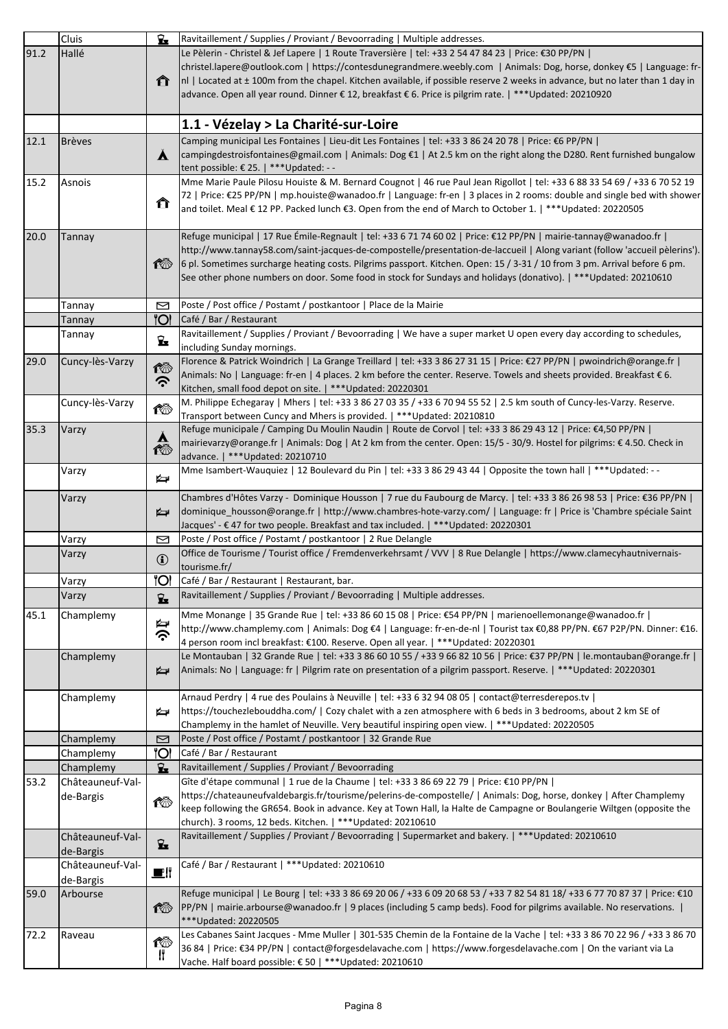| | | | |
|---|---|---|---|
| | Cluis | | Ravitaillement / Supplies / Proviant / Bevoorrading \| Multiple addresses. |
| 91.2 | Hallé | | Le Pèlerin - Christel & Jef Lapere \| 1 Route Traversière \| tel: +33 2 54 47 84 23 \| Price: €30 PP/PN \| christel.lapere@outlook.com \| https://contesdunegrandmere.weebly.com \| Animals: Dog, horse, donkey €5 \| Language: fr-nl \| Located at ± 100m from the chapel. Kitchen available, if possible reserve 2 weeks in advance, but no later than 1 day in advance. Open all year round. Dinner € 12, breakfast € 6. Price is pilgrim rate. \| ***Updated: 20210920 |
| | | | **1.1 - Vézelay > La Charité-sur-Loire** |
| 12.1 | Brèves | | Camping municipal Les Fontaines \| Lieu-dit Les Fontaines \| tel: +33 3 86 24 20 78 \| Price: €6 PP/PN \| campingdestroisfontaines@gmail.com \| Animals: Dog €1 \| At 2.5 km on the right along the D280. Rent furnished bungalow tent possible: € 25. \| ***Updated: - - |
| 15.2 | Asnois | | Mme Marie Paule Pilosu Houiste & M. Bernard Cougnot \| 46 rue Paul Jean Rigollot \| tel: +33 6 88 33 54 69 / +33 6 70 52 19 72 \| Price: €25 PP/PN \| mp.houiste@wanadoo.fr \| Language: fr-en \| 3 places in 2 rooms: double and single bed with shower and toilet. Meal € 12 PP. Packed lunch €3. Open from the end of March to October 1. \| ***Updated: 20220505 |
| 20.0 | Tannay | | Refuge municipal \| 17 Rue Émile-Regnault \| tel: +33 6 71 74 60 02 \| Price: €12 PP/PN \| mairie-tannay@wanadoo.fr \| http://www.tannay58.com/saint-jacques-de-compostelle/presentation-de-laccueil \| Along variant (follow 'accueil pèlerins'). 6 pl. Sometimes surcharge heating costs. Pilgrims passport. Kitchen. Open: 15 / 3-31 / 10 from 3 pm. Arrival before 6 pm. See other phone numbers on door. Some food in stock for Sundays and holidays (donativo). \| ***Updated: 20210610 |
| | Tannay | | Poste / Post office / Postamt / postkantoor \| Place de la Mairie |
| | Tannay | | Café / Bar / Restaurant |
| | Tannay | | Ravitaillement / Supplies / Proviant / Bevoorrading \| We have a super market U open every day according to schedules, including Sunday mornings. |
| 29.0 | Cuncy-lès-Varzy | | Florence & Patrick Woindrich \| La Grange Treillard \| tel: +33 3 86 27 31 15 \| Price: €27 PP/PN \| pwoindrich@orange.fr \| Animals: No \| Language: fr-en \| 4 places. 2 km before the center. Reserve. Towels and sheets provided. Breakfast € 6. Kitchen, small food depot on site. \| ***Updated: 20220301 |
| | Cuncy-lès-Varzy | | M. Philippe Echegaray \| Mhers \| tel: +33 3 86 27 03 35 / +33 6 70 94 55 52 \| 2.5 km south of Cuncy-les-Varzy. Reserve. Transport between Cuncy and Mhers is provided. \| ***Updated: 20210810 |
| 35.3 | Varzy | | Refuge municipale / Camping Du Moulin Naudin \| Route de Corvol \| tel: +33 3 86 29 43 12 \| Price: €4,50 PP/PN \| mairievarzy@orange.fr \| Animals: Dog \| At 2 km from the center. Open: 15/5 - 30/9. Hostel for pilgrims: € 4.50. Check in advance. \| ***Updated: 20210710 |
| | Varzy | | Mme Isambert-Wauquiez \| 12 Boulevard du Pin \| tel: +33 3 86 29 43 44 \| Opposite the town hall \| ***Updated: - - |
| | Varzy | | Chambres d'Hôtes Varzy - Dominique Housson \| 7 rue du Faubourg de Marcy. \| tel: +33 3 86 26 98 53 \| Price: €36 PP/PN \| dominique_housson@orange.fr \| http://www.chambres-hote-varzy.com/ \| Language: fr \| Price is 'Chambre spéciale Saint Jacques' - € 47 for two people. Breakfast and tax included. \| ***Updated: 20220301 |
| | Varzy | | Poste / Post office / Postamt / postkantoor \| 2 Rue Delangle |
| | Varzy | | Office de Tourisme / Tourist office / Fremdenverkehrsamt / VVV \| 8 Rue Delangle \| https://www.clamecyhautnivernais-tourisme.fr/ |
| | Varzy | | Café / Bar / Restaurant \| Restaurant, bar. |
| | Varzy | | Ravitaillement / Supplies / Proviant / Bevoorrading \| Multiple addresses. |
| 45.1 | Champlemy | | Mme Monange \| 35 Grande Rue \| tel: +33 86 60 15 08 \| Price: €54 PP/PN \| marienoellemonange@wanadoo.fr \| http://www.champlemy.com \| Animals: Dog €4 \| Language: fr-en-de-nl \| Tourist tax €0,88 PP/PN. €67 P2P/PN. Dinner: €16. 4 person room incl breakfast: €100. Reserve. Open all year. \| ***Updated: 20220301 |
| | Champlemy | | Le Montauban \| 32 Grande Rue \| tel: +33 3 86 60 10 55 / +33 9 66 82 10 56 \| Price: €37 PP/PN \| le.montauban@orange.fr \| Animals: No \| Language: fr \| Pilgrim rate on presentation of a pilgrim passport. Reserve. \| ***Updated: 20220301 |
| | Champlemy | | Arnaud Perdry \| 4 rue des Poulains à Neuville \| tel: +33 6 32 94 08 05 \| contact@terresderepos.tv \| https://touchezlebouddha.com/ \| Cozy chalet with a zen atmosphere with 6 beds in 3 bedrooms, about 2 km SE of Champlemy in the hamlet of Neuville. Very beautiful inspiring open view. \| ***Updated: 20220505 |
| | Champlemy | | Poste / Post office / Postamt / postkantoor \| 32 Grande Rue |
| | Champlemy | | Café / Bar / Restaurant |
| | Champlemy | | Ravitaillement / Supplies / Proviant / Bevoorrading |
| 53.2 | Châteauneuf-Val-de-Bargis | | Gîte d'étape communal \| 1 rue de la Chaume \| tel: +33 3 86 69 22 79 \| Price: €10 PP/PN \| https://chateauneufvaldebargis.fr/tourisme/pelerins-de-compostelle/ \| Animals: Dog, horse, donkey \| After Champlemy keep following the GR654. Book in advance. Key at Town Hall, la Halte de Campagne or Boulangerie Wiltgen (opposite the church). 3 rooms, 12 beds. Kitchen. \| ***Updated: 20210610 |
| | Châteauneuf-Val-de-Bargis | | Ravitaillement / Supplies / Proviant / Bevoorrading \| Supermarket and bakery. \| ***Updated: 20210610 |
| | Châteauneuf-Val-de-Bargis | | Café / Bar / Restaurant \| ***Updated: 20210610 |
| 59.0 | Arbourse | | Refuge municipal \| Le Bourg \| tel: +33 3 86 69 20 06 / +33 6 09 20 68 53 / +33 7 82 54 81 18/ +33 6 77 70 87 37 \| Price: €10 PP/PN \| mairie.arbourse@wanadoo.fr \| 9 places (including 5 camp beds). Food for pilgrims available. No reservations. \| ***Updated: 20220505 |
| 72.2 | Raveau | | Les Cabanes Saint Jacques - Mme Muller \| 301-535 Chemin de la Fontaine de la Vache \| tel: +33 3 86 70 22 96 / +33 3 86 70 36 84 \| Price: €34 PP/PN \| contact@forgesdelavache.com \| https://www.forgesdelavache.com \| On the variant via La Vache. Half board possible: € 50 \| ***Updated: 20210610 |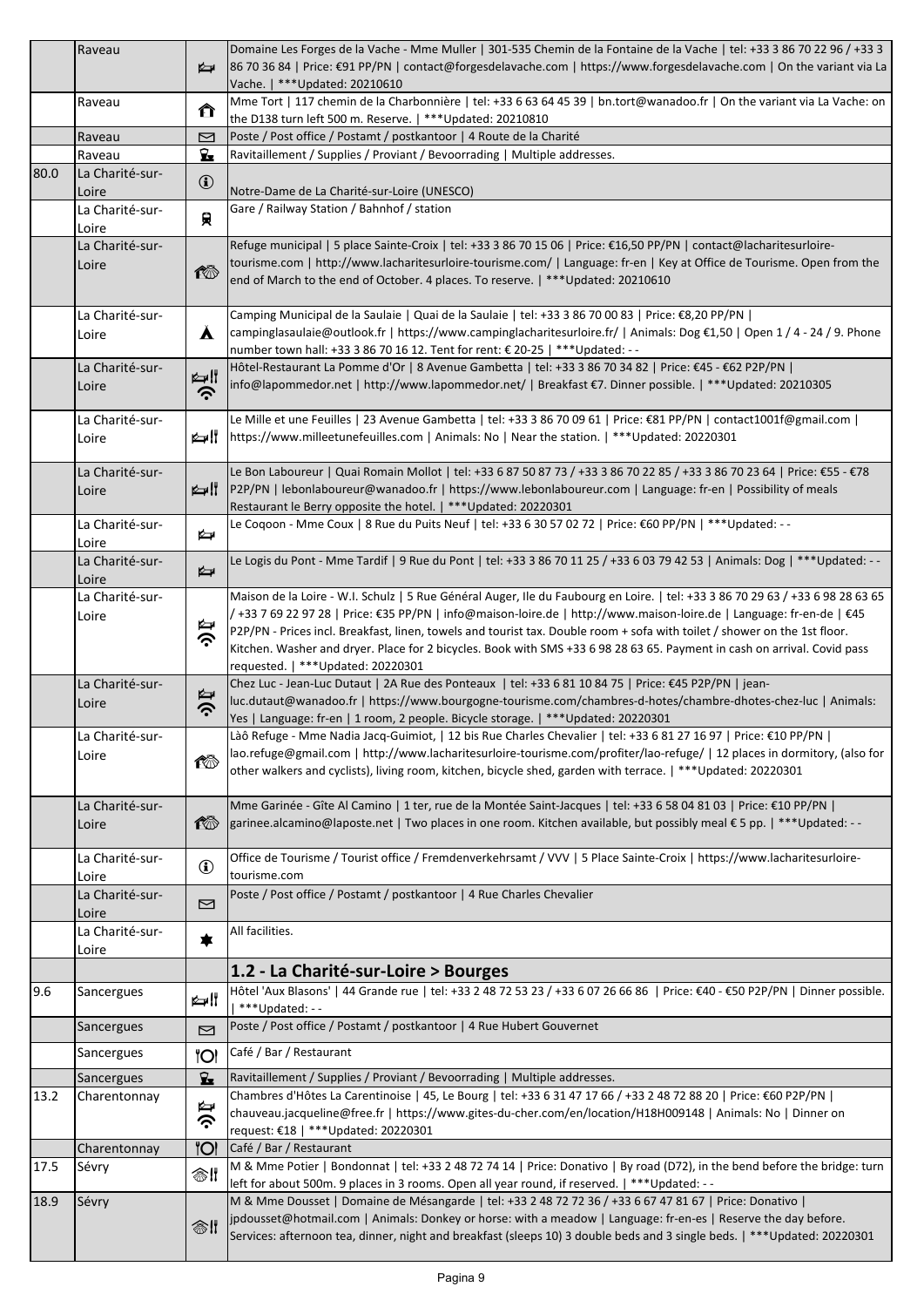| | | | |
|---|---|---|---|
| | Raveau | 🛏 | Domaine Les Forges de la Vache - Mme Muller \| 301-535 Chemin de la Fontaine de la Vache \| tel: +33 3 86 70 22 96 / +33 3 86 70 36 84 \| Price: €91 PP/PN \| contact@forgesdelavache.com \| https://www.forgesdelavache.com \| On the variant via La Vache. \| ***Updated: 20210610 |
| | Raveau | 🏠 | Mme Tort \| 117 chemin de la Charbonnière \| tel: +33 6 63 64 45 39 \| bn.tort@wanadoo.fr \| On the variant via La Vache: on the D138 turn left 500 m. Reserve. \| ***Updated: 20210810 |
| | Raveau | ✉ | Poste / Post office / Postamt / postkantoor \| 4 Route de la Charité |
| | Raveau | 🛒 | Ravitaillement / Supplies / Proviant / Bevoorrading \| Multiple addresses. |
| 80.0 | La Charité-sur-Loire | ⓘ | Notre-Dame de La Charité-sur-Loire (UNESCO) |
| | La Charité-sur-Loire | 🚆 | Gare / Railway Station / Bahnhof / station |
| | La Charité-sur-Loire | 🐚 | Refuge municipal \| 5 place Sainte-Croix \| tel: +33 3 86 70 15 06 \| Price: €16,50 PP/PN \| contact@lacharitesurloire-tourisme.com \| http://www.lacharitesurloire-tourisme.com/ \| Language: fr-en \| Key at Office de Tourisme. Open from the end of March to the end of October. 4 places. To reserve. \| ***Updated: 20210610 |
| | La Charité-sur-Loire | ⛺ | Camping Municipal de la Saulaie \| Quai de la Saulaie \| tel: +33 3 86 70 00 83 \| Price: €8,20 PP/PN \| campinglasaulaie@outlook.fr \| https://www.campinglacharitesurloire.fr/ \| Animals: Dog €1,50 \| Open 1 / 4 - 24 / 9. Phone number town hall: +33 3 86 70 16 12. Tent for rent: € 20-25 \| ***Updated: - - |
| | La Charité-sur-Loire | 🛏🍴 📶 | Hôtel-Restaurant La Pomme d'Or \| 8 Avenue Gambetta \| tel: +33 3 86 70 34 82 \| Price: €45 - €62 P2P/PN \| info@lapommedor.net \| http://www.lapommedor.net/ \| Breakfast €7. Dinner possible. \| ***Updated: 20210305 |
| | La Charité-sur-Loire | 🛏🍴 | Le Mille et une Feuilles \| 23 Avenue Gambetta \| tel: +33 3 86 70 09 61 \| Price: €81 PP/PN \| contact1001f@gmail.com \| https://www.milleetunefeuilles.com \| Animals: No \| Near the station. \| ***Updated: 20220301 |
| | La Charité-sur-Loire | 🛏🍴 | Le Bon Laboureur \| Quai Romain Mollot \| tel: +33 6 87 50 87 73 / +33 3 86 70 22 85 / +33 3 86 70 23 64 \| Price: €55 - €78 P2P/PN \| lebonlaboureur@wanadoo.fr \| https://www.lebonlaboureur.com \| Language: fr-en \| Possibility of meals Restaurant le Berry opposite the hotel. \| ***Updated: 20220301 |
| | La Charité-sur-Loire | 🛏 | Le Coqoon - Mme Coux \| 8 Rue du Puits Neuf \| tel: +33 6 30 57 02 72 \| Price: €60 PP/PN \| ***Updated: - - |
| | La Charité-sur-Loire | 🛏 | Le Logis du Pont - Mme Tardif \| 9 Rue du Pont \| tel: +33 3 86 70 11 25 / +33 6 03 79 42 53 \| Animals: Dog \| ***Updated: - - |
| | La Charité-sur-Loire | 🛏 📶 | Maison de la Loire - W.I. Schulz \| 5 Rue Général Auger, Ile du Faubourg en Loire. \| tel: +33 3 86 70 29 63 / +33 6 98 28 63 65 / +33 7 69 22 97 28 \| Price: €35 PP/PN \| info@maison-loire.de \| http://www.maison-loire.de \| Language: fr-en-de \| €45 P2P/PN - Prices incl. Breakfast, linen, towels and tourist tax. Double room + sofa with toilet / shower on the 1st floor. Kitchen. Washer and dryer. Place for 2 bicycles. Book with SMS +33 6 98 28 63 65. Payment in cash on arrival. Covid pass requested. \| ***Updated: 20220301 |
| | La Charité-sur-Loire | 🛏 📶 | Chez Luc - Jean-Luc Dutaut \| 2A Rue des Ponteaux \| tel: +33 6 81 10 84 75 \| Price: €45 P2P/PN \| jean-luc.dutaut@wanadoo.fr \| https://www.bourgogne-tourisme.com/chambres-d-hotes/chambre-dhotes-chez-luc \| Animals: Yes \| Language: fr-en \| 1 room, 2 people. Bicycle storage. \| ***Updated: 20220301 |
| | La Charité-sur-Loire | 🐚 | Làô Refuge - Mme Nadia Jacq-Guimiot, \| 12 bis Rue Charles Chevalier \| tel: +33 6 81 27 16 97 \| Price: €10 PP/PN \| lao.refuge@gmail.com \| http://www.lacharitesurloire-tourisme.com/profiter/lao-refuge/ \| 12 places in dormitory, (also for other walkers and cyclists), living room, kitchen, bicycle shed, garden with terrace. \| ***Updated: 20220301 |
| | La Charité-sur-Loire | 🐚 | Mme Garinée - Gîte Al Camino \| 1 ter, rue de la Montée Saint-Jacques \| tel: +33 6 58 04 81 03 \| Price: €10 PP/PN \| garinee.alcamino@laposte.net \| Two places in one room. Kitchen available, but possibly meal € 5 pp. \| ***Updated: - - |
| | La Charité-sur-Loire | ⓘ | Office de Tourisme / Tourist office / Fremdenverkehrsamt / VVV \| 5 Place Sainte-Croix \| https://www.lacharitesurloire-tourisme.com |
| | La Charité-sur-Loire | ✉ | Poste / Post office / Postamt / postkantoor \| 4 Rue Charles Chevalier |
| | La Charité-sur-Loire | ★ | All facilities. |
| | | | **1.2 - La Charité-sur-Loire > Bourges** |
| 9.6 | Sancergues | 🛏🍴 | Hôtel 'Aux Blasons' \| 44 Grande rue \| tel: +33 2 48 72 53 23 / +33 6 07 26 66 86 \| Price: €40 - €50 P2P/PN \| Dinner possible. \| ***Updated: - - |
| | Sancergues | ✉ | Poste / Post office / Postamt / postkantoor \| 4 Rue Hubert Gouvernet |
| | Sancergues | 🍴 | Café / Bar / Restaurant |
| | Sancergues | 🛒 | Ravitaillement / Supplies / Proviant / Bevoorrading \| Multiple addresses. |
| 13.2 | Charentonnay | 🛏 📶 | Chambres d'Hôtes La Carentinoise \| 45, Le Bourg \| tel: +33 6 31 47 17 66 / +33 2 48 72 88 20 \| Price: €60 P2P/PN \| chauveau.jacqueline@free.fr \| https://www.gites-du-cher.com/en/location/H18H009148 \| Animals: No \| Dinner on request: €18 \| ***Updated: 20220301 |
| | Charentonnay | 🍴 | Café / Bar / Restaurant |
| 17.5 | Sévry | 🐚🍴 | M & Mme Potier \| Bondonnat \| tel: +33 2 48 72 74 14 \| Price: Donativo \| By road (D72), in the bend before the bridge: turn left for about 500m. 9 places in 3 rooms. Open all year round, if reserved. \| ***Updated: - - |
| 18.9 | Sévry | 🐚🍴 | M & Mme Dousset \| Domaine de Mésangarde \| tel: +33 2 48 72 72 36 / +33 6 67 47 81 67 \| Price: Donativo \| jpdousset@hotmail.com \| Animals: Donkey or horse: with a meadow \| Language: fr-en-es \| Reserve the day before. Services: afternoon tea, dinner, night and breakfast (sleeps 10) 3 double beds and 3 single beds. \| ***Updated: 20220301 |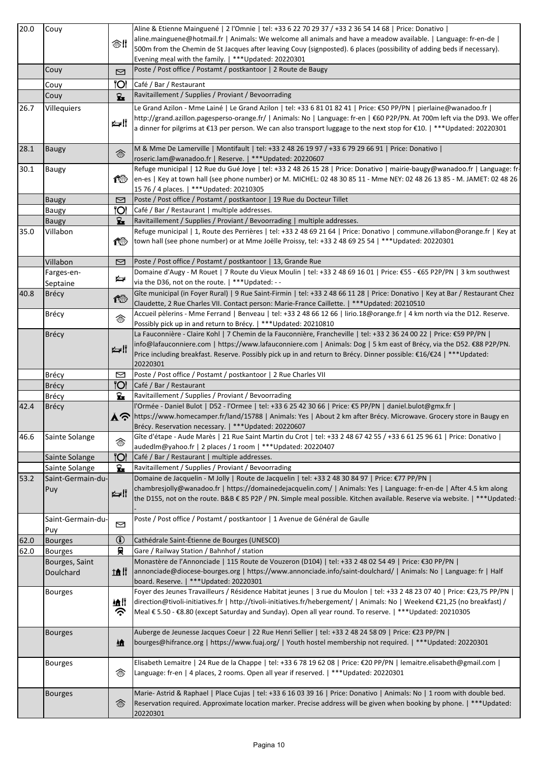| | | | |
|---|---|---|---|
| 20.0 | Couy | | Aline & Etienne Mainguené \| 2 l'Omnie \| tel: +33 6 22 70 29 37 / +33 2 36 54 14 68 \| Price: Donativo \| aline.mainguene@hotmail.fr \| Animals: We welcome all animals and have a meadow available. \| Language: fr-en-de \| 500m from the Chemin de St Jacques after leaving Couy (signposted). 6 places (possibility of adding beds if necessary). Evening meal with the family. \| ***Updated: 20220301 |
| | Couy | | Poste / Post office / Postamt / postkantoor \| 2 Route de Baugy |
| | Couy | | Café / Bar / Restaurant |
| | Couy | | Ravitaillement / Supplies / Proviant / Bevoorrading |
| 26.7 | Villequiers | | Le Grand Azilon - Mme Lainé \| Le Grand Azilon \| tel: +33 6 81 01 82 41 \| Price: €50 PP/PN \| pierlaine@wanadoo.fr \| http://grand.azillon.pagesperso-orange.fr/ \| Animals: No \| Language: fr-en \| €60 P2P/PN. At 700m left via the D93. We offer a dinner for pilgrims at €13 per person. We can also transport luggage to the next stop for €10. \| ***Updated: 20220301 |
| 28.1 | Baugy | | M & Mme De Lamerville \| Montifault \| tel: +33 2 48 26 19 97 / +33 6 79 29 66 91 \| Price: Donativo \| roseric.lam@wanadoo.fr \| Reserve. \| ***Updated: 20220607 |
| 30.1 | Baugy | | Refuge municipal \| 12 Rue du Gué Joye \| tel: +33 2 48 26 15 28 \| Price: Donativo \| mairie-baugy@wanadoo.fr \| Language: fr-en-es \| Key at town hall (see phone number) or M. MICHEL: 02 48 30 85 11 - Mme NEY: 02 48 26 13 85 - M. JAMET: 02 48 26 15 76 / 4 places. \| ***Updated: 20210305 |
| | Baugy | | Poste / Post office / Postamt / postkantoor \| 19 Rue du Docteur Tillet |
| | Baugy | | Café / Bar / Restaurant \| multiple addresses. |
| | Baugy | | Ravitaillement / Supplies / Proviant / Bevoorrading \| multiple addresses. |
| 35.0 | Villabon | | Refuge municipal \| 1, Route des Perrières \| tel: +33 2 48 69 21 64 \| Price: Donativo \| commune.villabon@orange.fr \| Key at town hall (see phone number) or at Mme Joëlle Proissy, tel: +33 2 48 69 25 54 \| ***Updated: 20220301 |
| | Villabon | | Poste / Post office / Postamt / postkantoor \| 13, Grande Rue |
| | Farges-en-Septaine | | Domaine d'Augy - M Rouet \| 7 Route du Vieux Moulin \| tel: +33 2 48 69 16 01 \| Price: €55 - €65 P2P/PN \| 3 km southwest via the D36, not on the route. \| ***Updated: - - |
| 40.8 | Brécy | | Gîte municipal (in Foyer Rural) \| 9 Rue Saint-Firmin \| tel: +33 2 48 66 11 28 \| Price: Donativo \| Key at Bar / Restaurant Chez Claudette, 2 Rue Charles VII. Contact person: Marie-France Caillette. \| ***Updated: 20210510 |
| | Brécy | | Accueil pèlerins - Mme Ferrand \| Benveau \| tel: +33 2 48 66 12 66 \| lirio.18@orange.fr \| 4 km north via the D12. Reserve. Possibly pick up in and return to Brécy. \| ***Updated: 20210810 |
| | Brécy | | La Fauconnière - Claire Kohl \| 7 Chemin de la Fauconnière, Francheville \| tel: +33 2 36 24 00 22 \| Price: €59 PP/PN \| info@lafauconniere.com \| https://www.lafauconniere.com \| Animals: Dog \| 5 km east of Brécy, via the D52. €88 P2P/PN. Price including breakfast. Reserve. Possibly pick up in and return to Brécy. Dinner possible: €16/€24 \| ***Updated: 20220301 |
| | Brécy | | Poste / Post office / Postamt / postkantoor \| 2 Rue Charles VII |
| | Brécy | | Café / Bar / Restaurant |
| | Brécy | | Ravitaillement / Supplies / Proviant / Bevoorrading |
| 42.4 | Brécy | | l'Ormée - Daniel Bulot \| D52 - l'Ormee \| tel: +33 6 25 42 30 66 \| Price: €5 PP/PN \| daniel.bulot@gmx.fr \| https://www.homecamper.fr/land/15788 \| Animals: Yes \| About 2 km after Brécy. Microwave. Grocery store in Baugy en Brécy. Reservation necessary. \| ***Updated: 20220607 |
| 46.6 | Sainte Solange | | Gîte d'étape - Aude Marès \| 21 Rue Saint Martin du Crot \| tel: +33 2 48 67 42 55 / +33 6 61 25 96 61 \| Price: Donativo \| audedlm@yahoo.fr \| 2 places / 1 room \| ***Updated: 20220407 |
| | Sainte Solange | | Café / Bar / Restaurant \| multiple addresses. |
| | Sainte Solange | | Ravitaillement / Supplies / Proviant / Bevoorrading |
| 53.2 | Saint-Germain-du-Puy | | Domaine de Jacquelin - M Jolly \| Route de Jacquelin \| tel: +33 2 48 30 84 97 \| Price: €77 PP/PN \| chambresjolly@wanadoo.fr \| https://domainedejacquelin.com/ \| Animals: Yes \| Language: fr-en-de \| After 4.5 km along the D155, not on the route. B&B € 85 P2P / PN. Simple meal possible. Kitchen available. Reserve via website. \| ***Updated: - |
| | Saint-Germain-du-Puy | | Poste / Post office / Postamt / postkantoor \| 1 Avenue de Général de Gaulle |
| 62.0 | Bourges | | Cathédrale Saint-Étienne de Bourges (UNESCO) |
| 62.0 | Bourges | | Gare / Railway Station / Bahnhof / station |
| | Bourges, Saint Doulchard | | Monastère de l'Annonciade \| 115 Route de Vouzeron (D104) \| tel: +33 2 48 02 54 49 \| Price: €30 PP/PN \| annonciade@diocese-bourges.org \| https://www.annonciade.info/saint-doulchard/ \| Animals: No \| Language: fr \| Half board. Reserve. \| ***Updated: 20220301 |
| | Bourges | | Foyer des Jeunes Travailleurs / Résidence Habitat jeunes \| 3 rue du Moulon \| tel: +33 2 48 23 07 40 \| Price: €23,75 PP/PN \| direction@tivoli-initiatives.fr \| http://tivoli-initiatives.fr/hebergement/ \| Animals: No \| Weekend €21,25 (no breakfast) / Meal € 5.50 - €8.80 (except Saturday and Sunday). Open all year round. To reserve. \| ***Updated: 20210305 |
| | Bourges | | Auberge de Jeunesse Jacques Coeur \| 22 Rue Henri Sellier \| tel: +33 2 48 24 58 09 \| Price: €23 PP/PN \| bourges@hifrance.org \| https://www.fuaj.org/ \| Youth hostel membership not required. \| ***Updated: 20220301 |
| | Bourges | | Elisabeth Lemaitre \| 24 Rue de la Chappe \| tel: +33 6 78 19 62 08 \| Price: €20 PP/PN \| lemaitre.elisabeth@gmail.com \| Language: fr-en \| 4 places, 2 rooms. Open all year if reserved. \| ***Updated: 20220301 |
| | Bourges | | Marie- Astrid & Raphael \| Place Cujas \| tel: +33 6 16 03 39 16 \| Price: Donativo \| Animals: No \| 1 room with double bed. Reservation required. Approximate location marker. Precise address will be given when booking by phone. \| ***Updated: 20220301 |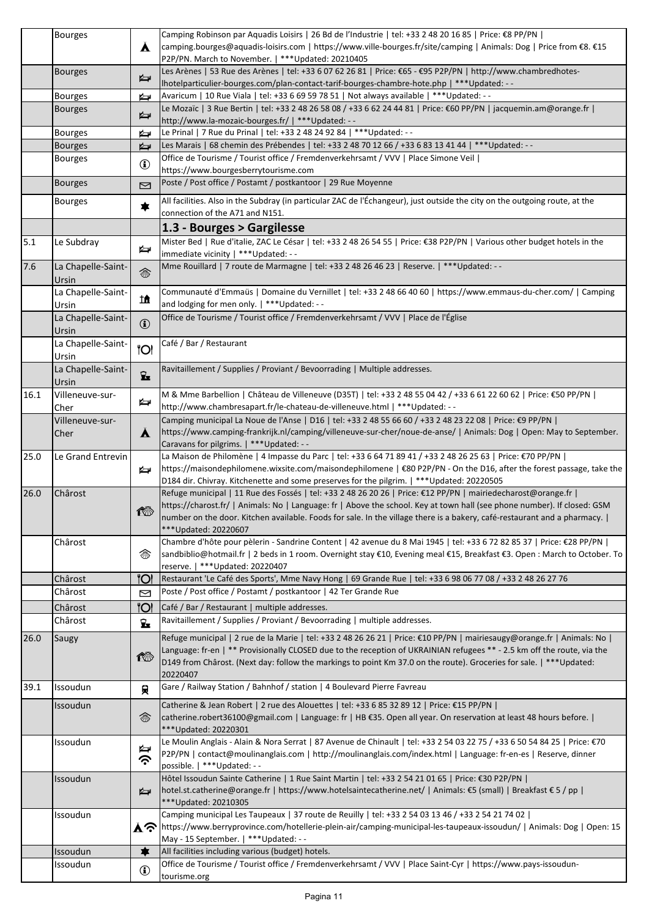| | | | |
|---|---|---|---|
| | Bourges | ⛺ | Camping Robinson par Aquadis Loisirs \| 26 Bd de l'Industrie \| tel: +33 2 48 20 16 85 \| Price: €8 PP/PN \| camping.bourges@aquadis-loisirs.com \| https://www.ville-bourges.fr/site/camping \| Animals: Dog \| Price from €8. €15 P2P/PN. March to November. \| ***Updated: 20210405 |
| | Bourges | 🛏 | Les Arènes \| 53 Rue des Arènes \| tel: +33 6 07 62 26 81 \| Price: €65 - €95 P2P/PN \| http://www.chambredhotes-lhotelparticulier-bourges.com/plan-contact-tarif-bourges-chambre-hote.php \| ***Updated: - - |
| | Bourges | 🛏 | Avaricum \| 10 Rue Viala \| tel: +33 6 69 59 78 51 \| Not always available \| ***Updated: - - |
| | Bourges | 🛏 | Le Mozaïc \| 3 Rue Bertin \| tel: +33 2 48 26 58 08 / +33 6 62 24 44 81 \| Price: €60 PP/PN \| jacquemin.am@orange.fr \| http://www.la-mozaic-bourges.fr/ \| ***Updated: - - |
| | Bourges | 🛏 | Le Prinal \| 7 Rue du Prinal \| tel: +33 2 48 24 92 84 \| ***Updated: - - |
| | Bourges | 🛏 | Les Marais \| 68 chemin des Prébendes \| tel: +33 2 48 70 12 66 / +33 6 83 13 41 44 \| ***Updated: - - |
| | Bourges | ℹ | Office de Tourisme / Tourist office / Fremdenverkehrsamt / VVV \| Place Simone Veil \| https://www.bourgesberrytourisme.com |
| | Bourges | ✉ | Poste / Post office / Postamt / postkantoor \| 29 Rue Moyenne |
| | Bourges | ✸ | All facilities. Also in the Subdray (in particular ZAC de l'Échangeur), just outside the city on the outgoing route, at the connection of the A71 and N151. |
| | | | **1.3 - Bourges > Gargilesse** |
| 5.1 | Le Subdray | 🛏 | Mister Bed \| Rue d'italie, ZAC Le César \| tel: +33 2 48 26 54 55 \| Price: €38 P2P/PN \| Various other budget hotels in the immediate vicinity \| ***Updated: - - |
| 7.6 | La Chapelle-Saint-Ursin | 🐚 | Mme Rouillard \| 7 route de Marmagne \| tel: +33 2 48 26 46 23 \| Reserve. \| ***Updated: - - |
| | La Chapelle-Saint-Ursin | 🏠 | Communauté d'Emmaüs \| Domaine du Vernillet \| tel: +33 2 48 66 40 60 \| https://www.emmaus-du-cher.com/ \| Camping and lodging for men only. \| ***Updated: - - |
| | La Chapelle-Saint-Ursin | ℹ | Office de Tourisme / Tourist office / Fremdenverkehrsamt / VVV \| Place de l'Église |
| | La Chapelle-Saint-Ursin | 🍴 | Café / Bar / Restaurant |
| | La Chapelle-Saint-Ursin | 🛒 | Ravitaillement / Supplies / Proviant / Bevoorrading \| Multiple addresses. |
| 16.1 | Villeneuve-sur-Cher | 🛏 | M & Mme Barbellion \| Château de Villeneuve (D35T) \| tel: +33 2 48 55 04 42 / +33 6 61 22 60 62 \| Price: €50 PP/PN \| http://www.chambresapart.fr/le-chateau-de-villeneuve.html \| ***Updated: - - |
| | Villeneuve-sur-Cher | ⛺ | Camping municipal La Noue de l'Anse \| D16 \| tel: +33 2 48 55 66 60 / +33 2 48 23 22 08 \| Price: €9 PP/PN \| https://www.camping-frankrijk.nl/camping/villeneuve-sur-cher/noue-de-anse/ \| Animals: Dog \| Open: May to September. Caravans for pilgrims. \| ***Updated: - - |
| 25.0 | Le Grand Entrevin | 🛏 | La Maison de Philomène \| 4 Impasse du Parc \| tel: +33 6 64 71 89 41 / +33 2 48 26 25 63 \| Price: €70 PP/PN \| https://maisondephilomene.wixsite.com/maisondephilomene \| €80 P2P/PN - On the D16, after the forest passage, take the D184 dir. Chivray. Kitchenette and some preserves for the pilgrim. \| ***Updated: 20220505 |
| 26.0 | Chârost | 🐚 | Refuge municipal \| 11 Rue des Fossés \| tel: +33 2 48 26 20 26 \| Price: €12 PP/PN \| mairiedecharost@orange.fr \| https://charost.fr/ \| Animals: No \| Language: fr \| Above the school. Key at town hall (see phone number). If closed: GSM number on the door. Kitchen available. Foods for sale. In the village there is a bakery, café-restaurant and a pharmacy. \| ***Updated: 20220607 |
| | Chârost | 🐚 | Chambre d'hôte pour pèlerin - Sandrine Content \| 42 avenue du 8 Mai 1945 \| tel: +33 6 72 82 85 37 \| Price: €28 PP/PN \| sandbiblio@hotmail.fr \| 2 beds in 1 room. Overnight stay €10, Evening meal €15, Breakfast €3. Open : March to October. To reserve. \| ***Updated: 20220407 |
| | Chârost | 🍴 | Restaurant 'Le Café des Sports', Mme Navy Hong \| 69 Grande Rue \| tel: +33 6 98 06 77 08 / +33 2 48 26 27 76 |
| | Chârost | ✉ | Poste / Post office / Postamt / postkantoor \| 42 Ter Grande Rue |
| | Chârost | 🍴 | Café / Bar / Restaurant \| multiple addresses. |
| | Chârost | 🛒 | Ravitaillement / Supplies / Proviant / Bevoorrading \| multiple addresses. |
| 26.0 | Saugy | 🐚 | Refuge municipal \| 2 rue de la Marie \| tel: +33 2 48 26 26 21 \| Price: €10 PP/PN \| mairiesaugy@orange.fr \| Animals: No \| Language: fr-en \| ** Provisionally CLOSED due to the reception of UKRAINIAN refugees ** - 2.5 km off the route, via the D149 from Chârost. (Next day: follow the markings to point Km 37.0 on the route). Groceries for sale. \| ***Updated: 20220407 |
| 39.1 | Issoudun | 🚆 | Gare / Railway Station / Bahnhof / station \| 4 Boulevard Pierre Favreau |
| | Issoudun | 🐚 | Catherine & Jean Robert \| 2 rue des Alouettes \| tel: +33 6 85 32 89 12 \| Price: €15 PP/PN \| catherine.robert36100@gmail.com \| Language: fr \| HB €35. Open all year. On reservation at least 48 hours before. \| ***Updated: 20220301 |
| | Issoudun | 🛏 📶 | Le Moulin Anglais - Alain & Nora Serrat \| 87 Avenue de Chinault \| tel: +33 2 54 03 22 75 / +33 6 50 54 84 25 \| Price: €70 P2P/PN \| contact@moulinanglais.com \| http://moulinanglais.com/index.html \| Language: fr-en-es \| Reserve, dinner possible. \| ***Updated: - - |
| | Issoudun | 🛏 | Hôtel Issoudun Sainte Catherine \| 1 Rue Saint Martin \| tel: +33 2 54 21 01 65 \| Price: €30 P2P/PN \| hotel.st.catherine@orange.fr \| https://www.hotelsaintecatherine.net/ \| Animals: €5 (small) \| Breakfast € 5 / pp \| ***Updated: 20210305 |
| | Issoudun | ⛺ 📶 | Camping municipal Les Taupeaux \| 37 route de Reuilly \| tel: +33 2 54 03 13 46 / +33 2 54 21 74 02 \| https://www.berryprovince.com/hotellerie-plein-air/camping-municipal-les-taupeaux-issoudun/ \| Animals: Dog \| Open: 15 May - 15 September. \| ***Updated: - - |
| | Issoudun | ✸ | All facilities including various (budget) hotels. |
| | Issoudun | ℹ | Office de Tourisme / Tourist office / Fremdenverkehrsamt / VVV \| Place Saint-Cyr \| https://www.pays-issoudun-tourisme.org |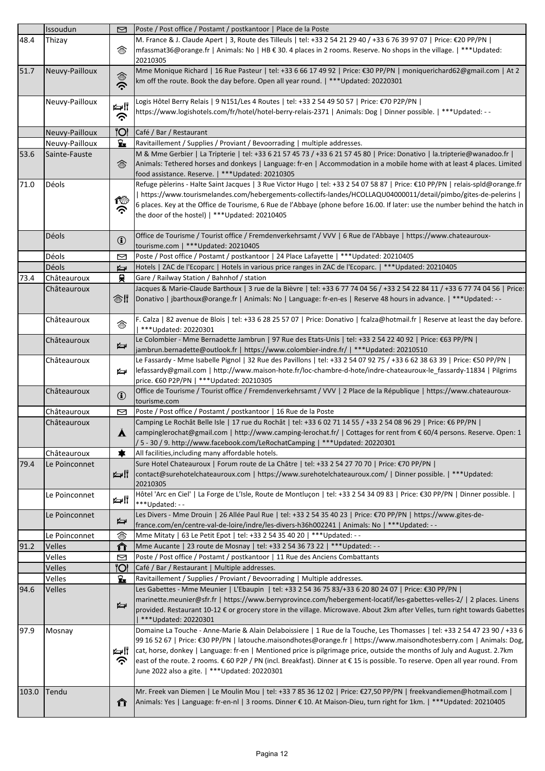| | | | |
|---|---|---|---|
| | Issoudun | | Poste / Post office / Postamt / postkantoor \| Place de la Poste |
| 48.4 | Thizay | | M. France & J. Claude Apert \| 3, Route des Tilleuls \| tel: +33 2 54 21 29 40 / +33 6 76 39 97 07 \| Price: €20 PP/PN \| mfassmat36@orange.fr \| Animals: No \| HB € 30. 4 places in 2 rooms. Reserve. No shops in the village. \| ***Updated: 20210305 |
| 51.7 | Neuvy-Pailloux | | Mme Monique Richard \| 16 Rue Pasteur \| tel: +33 6 66 17 49 92 \| Price: €30 PP/PN \| moniquerichard62@gmail.com \| At 2 km off the route. Book the day before. Open all year round. \| ***Updated: 20220301 |
| | Neuvy-Pailloux | | Logis Hôtel Berry Relais \| 9 N151/Les 4 Routes \| tel: +33 2 54 49 50 57 \| Price: €70 P2P/PN \| https://www.logishotels.com/fr/hotel/hotel-berry-relais-2371 \| Animals: Dog \| Dinner possible. \| ***Updated: - - |
| | Neuvy-Pailloux | | Café / Bar / Restaurant |
| | Neuvy-Pailloux | | Ravitaillement / Supplies / Proviant / Bevoorrading \| multiple addresses. |
| 53.6 | Sainte-Fauste | | M & Mme Gerbier \| La Tripterie \| tel: +33 6 21 57 45 73 / +33 6 21 57 45 80 \| Price: Donativo \| la.tripterie@wanadoo.fr \| Animals: Tethered horses and donkeys \| Language: fr-en \| Accommodation in a mobile home with at least 4 places. Limited food assistance. Reserve. \| ***Updated: 20210305 |
| 71.0 | Déols | | Refuge pèlerins - Halte Saint Jacques \| 3 Rue Victor Hugo \| tel: +33 2 54 07 58 87 \| Price: €10 PP/PN \| relais-spld@orange.fr \| https://www.tourismelandes.com/hebergements-collectifs-landes/HCOLLAQU04000011/detail/pimbo/gites-de-pelerins \| 6 places. Key at the Office de Tourisme, 6 Rue de l'Abbaye (phone before 16.00. If later: use the number behind the hatch in the door of the hostel) \| ***Updated: 20210405 |
| | Déols | | Office de Tourisme / Tourist office / Fremdenverkehrsamt / VVV \| 6 Rue de l'Abbaye \| https://www.chateauroux-tourisme.com \| ***Updated: 20210405 |
| | Déols | | Poste / Post office / Postamt / postkantoor \| 24 Place Lafayette \| ***Updated: 20210405 |
| | Déols | | Hotels \| ZAC de l'Ecoparc \| Hotels in various price ranges in ZAC de l'Ecoparc. \| ***Updated: 20210405 |
| 73.4 | Châteauroux | | Gare / Railway Station / Bahnhof / station |
| | Châteauroux | | Jacques & Marie-Claude Barthoux \| 3 rue de la Bièvre \| tel: +33 6 77 74 04 56 / +33 2 54 22 84 11 / +33 6 77 74 04 56 \| Price: Donativo \| jbarthoux@orange.fr \| Animals: No \| Language: fr-en-es \| Reserve 48 hours in advance. \| ***Updated: - - |
| | Châteauroux | | F. Calza \| 82 avenue de Blois \| tel: +33 6 28 25 57 07 \| Price: Donativo \| fcalza@hotmail.fr \| Reserve at least the day before. \| ***Updated: 20220301 |
| | Châteauroux | | Le Colombier - Mme Bernadette Jambrun \| 97 Rue des Etats-Unis \| tel: +33 2 54 22 40 92 \| Price: €63 PP/PN \| jambrun.bernadette@outlook.fr \| https://www.colombier-indre.fr/ \| ***Updated: 20210510 |
| | Châteauroux | | Le Fassardy - Mme Isabelle Pignol \| 32 Rue des Pavillons \| tel: +33 2 54 07 92 75 / +33 6 62 38 63 39 \| Price: €50 PP/PN \| lefassardy@gmail.com \| http://www.maison-hote.fr/loc-chambre-d-hote/indre-chateauroux-le_fassardy-11834 \| Pilgrims price. €60 P2P/PN \| ***Updated: 20210305 |
| | Châteauroux | | Office de Tourisme / Tourist office / Fremdenverkehrsamt / VVV \| 2 Place de la République \| https://www.chateauroux-tourisme.com |
| | Châteauroux | | Poste / Post office / Postamt / postkantoor \| 16 Rue de la Poste |
| | Châteauroux | | Camping Le Rochât Belle Isle \| 17 rue du Rochât \| tel: +33 6 02 71 14 55 / +33 2 54 08 96 29 \| Price: €6 PP/PN \| campinglerochat@gmail.com \| http://www.camping-lerochat.fr/ \| Cottages for rent from € 60/4 persons. Reserve. Open: 1 / 5 - 30 / 9. http://www.facebook.com/LeRochatCamping \| ***Updated: 20220301 |
| | Châteauroux | | All facilities,including many affordable hotels. |
| 79.4 | Le Poinconnet | | Sure Hotel Chateauroux \| Forum route de La Châtre \| tel: +33 2 54 27 70 70 \| Price: €70 PP/PN \| contact@surehotelchateauroux.com \| https://www.surehotelchateauroux.com/ \| Dinner possible. \| ***Updated: 20210305 |
| | Le Poinconnet | | Hôtel 'Arc en Ciel' \| La Forge de L'Isle, Route de Montluçon \| tel: +33 2 54 34 09 83 \| Price: €30 PP/PN \| Dinner possible. \| ***Updated: - - |
| | Le Poinconnet | | Les Divers - Mme Drouin \| 26 Allée Paul Rue \| tel: +33 2 54 35 40 23 \| Price: €70 PP/PN \| https://www.gites-de-france.com/en/centre-val-de-loire/indre/les-divers-h36h002241 \| Animals: No \| ***Updated: - - |
| | Le Poinconnet | | Mme Mitaty \| 63 Le Petit Epot \| tel: +33 2 54 35 40 20 \| ***Updated: - - |
| 91.2 | Velles | | Mme Aucante \| 23 route de Mosnay \| tel: +33 2 54 36 73 22 \| ***Updated: - - |
| | Velles | | Poste / Post office / Postamt / postkantoor \| 11 Rue des Anciens Combattants |
| | Velles | | Café / Bar / Restaurant \| Multiple addresses. |
| | Velles | | Ravitaillement / Supplies / Proviant / Bevoorrading \| Multiple addresses. |
| 94.6 | Velles | | Les Gabettes - Mme Meunier \| L'Ebaupin \| tel: +33 2 54 36 75 83/+33 6 20 80 24 07 \| Price: €30 PP/PN \| marinette.meunier@sfr.fr \| https://www.berryprovince.com/hebergement-locatif/les-gabettes-velles-2/ \| 2 places. Linens provided. Restaurant 10-12 € or grocery store in the village. Microwave. About 2km after Velles, turn right towards Gabettes \| ***Updated: 20220301 |
| 97.9 | Mosnay | | Domaine La Touche - Anne-Marie & Alain Delaboissiere \| 1 Rue de la Touche, Les Thomasses \| tel: +33 2 54 47 23 90 / +33 6 99 16 52 67 \| Price: €30 PP/PN \| latouche.maisondhotes@orange.fr \| https://www.maisondhotesberry.com \| Animals: Dog, cat, horse, donkey \| Language: fr-en \| Mentioned price is pilgrimage price, outside the months of July and August. 2.7km east of the route. 2 rooms. € 60 P2P / PN (incl. Breakfast). Dinner at € 15 is possible. To reserve. Open all year round. From June 2022 also a gite. \| ***Updated: 20220301 |
| 103.0 | Tendu | | Mr. Freek van Diemen \| Le Moulin Mou \| tel: +33 7 85 36 12 02 \| Price: €27,50 PP/PN \| freekvandiemen@hotmail.com \| Animals: Yes \| Language: fr-en-nl \| 3 rooms. Dinner € 10. At Maison-Dieu, turn right for 1km. \| ***Updated: 20210405 |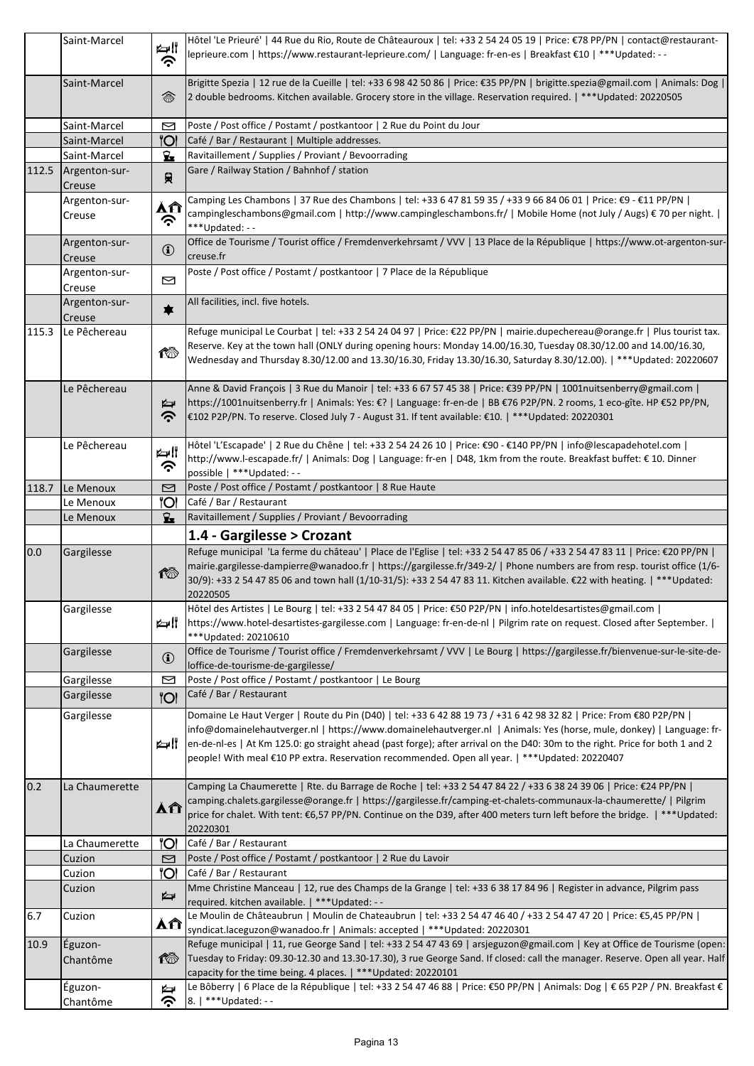| | | | |
|---|---|---|---|
| | Saint-Marcel | | Hôtel 'Le Prieuré' \| 44 Rue du Rio, Route de Châteauroux \| tel: +33 2 54 24 05 19 \| Price: €78 PP/PN \| contact@restaurant-leprieure.com \| https://www.restaurant-leprieure.com/ \| Language: fr-en-es \| Breakfast €10 \| ***Updated: - - |
| | Saint-Marcel | | Brigitte Spezia \| 12 rue de la Cueille \| tel: +33 6 98 42 50 86 \| Price: €35 PP/PN \| brigitte.spezia@gmail.com \| Animals: Dog \| 2 double bedrooms. Kitchen available. Grocery store in the village. Reservation required. \| ***Updated: 20220505 |
| | Saint-Marcel | | Poste / Post office / Postamt / postkantoor \| 2 Rue du Point du Jour |
| | Saint-Marcel | | Café / Bar / Restaurant \| Multiple addresses. |
| | Saint-Marcel | | Ravitaillement / Supplies / Proviant / Bevoorrading |
| 112.5 | Argenton-sur-Creuse | | Gare / Railway Station / Bahnhof / station |
| | Argenton-sur-Creuse | | Camping Les Chambons \| 37 Rue des Chambons \| tel: +33 6 47 81 59 35 / +33 9 66 84 06 01 \| Price: €9 - €11 PP/PN \| campingleschambons@gmail.com \| http://www.campingleschambons.fr/ \| Mobile Home (not July / Augs) € 70 per night. \| ***Updated: - - |
| | Argenton-sur-Creuse | | Office de Tourisme / Tourist office / Fremdenverkehrsamt / VVV \| 13 Place de la République \| https://www.ot-argenton-sur-creuse.fr |
| | Argenton-sur-Creuse | | Poste / Post office / Postamt / postkantoor \| 7 Place de la République |
| | Argenton-sur-Creuse | | All facilities, incl. five hotels. |
| 115.3 | Le Pêchereau | | Refuge municipal Le Courbat \| tel: +33 2 54 24 04 97 \| Price: €22 PP/PN \| mairie.dupechereau@orange.fr \| Plus tourist tax. Reserve. Key at the town hall (ONLY during opening hours: Monday 14.00/16.30, Tuesday 08.30/12.00 and 14.00/16.30, Wednesday and Thursday 8.30/12.00 and 13.30/16.30, Friday 13.30/16.30, Saturday 8.30/12.00). \| ***Updated: 20220607 |
| | Le Pêchereau | | Anne & David François \| 3 Rue du Manoir \| tel: +33 6 67 57 45 38 \| Price: €39 PP/PN \| 1001nuitsenberry@gmail.com \| https://1001nuitsenberry.fr \| Animals: Yes: €? \| Language: fr-en-de \| BB €76 P2P/PN. 2 rooms, 1 eco-gîte. HP €52 PP/PN, €102 P2P/PN. To reserve. Closed July 7 - August 31. If tent available: €10. \| ***Updated: 20220301 |
| | Le Pêchereau | | Hôtel 'L'Escapade' \| 2 Rue du Chêne \| tel: +33 2 54 24 26 10 \| Price: €90 - €140 PP/PN \| info@lescapadehotel.com \| http://www.l-escapade.fr/ \| Animals: Dog \| Language: fr-en \| D48, 1km from the route. Breakfast buffet: € 10. Dinner possible \| ***Updated: - - |
| 118.7 | Le Menoux | | Poste / Post office / Postamt / postkantoor \| 8 Rue Haute |
| | Le Menoux | | Café / Bar / Restaurant |
| | Le Menoux | | Ravitaillement / Supplies / Proviant / Bevoorrading |
| | | | **1.4 - Gargilesse > Crozant** |
| 0.0 | Gargilesse | | Refuge municipal 'La ferme du château' \| Place de l'Eglise \| tel: +33 2 54 47 85 06 / +33 2 54 47 83 11 \| Price: €20 PP/PN \| mairie.gargilesse-dampierre@wanadoo.fr \| https://gargilesse.fr/349-2/ \| Phone numbers are from resp. tourist office (1/6-30/9): +33 2 54 47 85 06 and town hall (1/10-31/5): +33 2 54 47 83 11. Kitchen available. €22 with heating. \| ***Updated: 20220505 |
| | Gargilesse | | Hôtel des Artistes \| Le Bourg \| tel: +33 2 54 47 84 05 \| Price: €50 P2P/PN \| info.hoteldesartistes@gmail.com \| https://www.hotel-desartistes-gargilesse.com \| Language: fr-en-de-nl \| Pilgrim rate on request. Closed after September. \| ***Updated: 20210610 |
| | Gargilesse | | Office de Tourisme / Tourist office / Fremdenverkehrsamt / VVV \| Le Bourg \| https://gargilesse.fr/bienvenue-sur-le-site-de-loffice-de-tourisme-de-gargilesse/ |
| | Gargilesse | | Poste / Post office / Postamt / postkantoor \| Le Bourg |
| | Gargilesse | | Café / Bar / Restaurant |
| | Gargilesse | | Domaine Le Haut Verger \| Route du Pin (D40) \| tel: +33 6 42 88 19 73 / +31 6 42 98 32 82 \| Price: From €80 P2P/PN \| info@domainelehautverger.nl \| https://www.domainelehautverger.nl \| Animals: Yes (horse, mule, donkey) \| Language: fr-en-de-nl-es \| At Km 125.0: go straight ahead (past forge); after arrival on the D40: 30m to the right. Price for both 1 and 2 people! With meal €10 PP extra. Reservation recommended. Open all year. \| ***Updated: 20220407 |
| 0.2 | La Chaumerette | | Camping La Chaumerette \| Rte. du Barrage de Roche \| tel: +33 2 54 47 84 22 / +33 6 38 24 39 06 \| Price: €24 PP/PN \| camping.chalets.gargilesse@orange.fr \| https://gargilesse.fr/camping-et-chalets-communaux-la-chaumerette/ \| Pilgrim price for chalet. With tent: €6,57 PP/PN. Continue on the D39, after 400 meters turn left before the bridge. \| ***Updated: 20220301 |
| | La Chaumerette | | Café / Bar / Restaurant |
| | Cuzion | | Poste / Post office / Postamt / postkantoor \| 2 Rue du Lavoir |
| | Cuzion | | Café / Bar / Restaurant |
| | Cuzion | | Mme Christine Manceau \| 12, rue des Champs de la Grange \| tel: +33 6 38 17 84 96 \| Register in advance, Pilgrim pass required. kitchen available. \| ***Updated: - - |
| 6.7 | Cuzion | | Le Moulin de Châteaubrun \| Moulin de Chateaubrun \| tel: +33 2 54 47 46 40 / +33 2 54 47 47 20 \| Price: €5,45 PP/PN \| syndicat.laceguzon@wanadoo.fr \| Animals: accepted \| ***Updated: 20220301 |
| 10.9 | Éguzon-Chantôme | | Refuge municipal \| 11, rue George Sand \| tel: +33 2 54 47 43 69 \| arsjeguzon@gmail.com \| Key at Office de Tourisme (open: Tuesday to Friday: 09.30-12.30 and 13.30-17.30), 3 rue George Sand. If closed: call the manager. Reserve. Open all year. Half capacity for the time being. 4 places. \| ***Updated: 20220101 |
| | Éguzon-Chantôme | | Le Bôberry \| 6 Place de la République \| tel: +33 2 54 47 46 88 \| Price: €50 PP/PN \| Animals: Dog \| € 65 P2P / PN. Breakfast € 8. \| ***Updated: - - |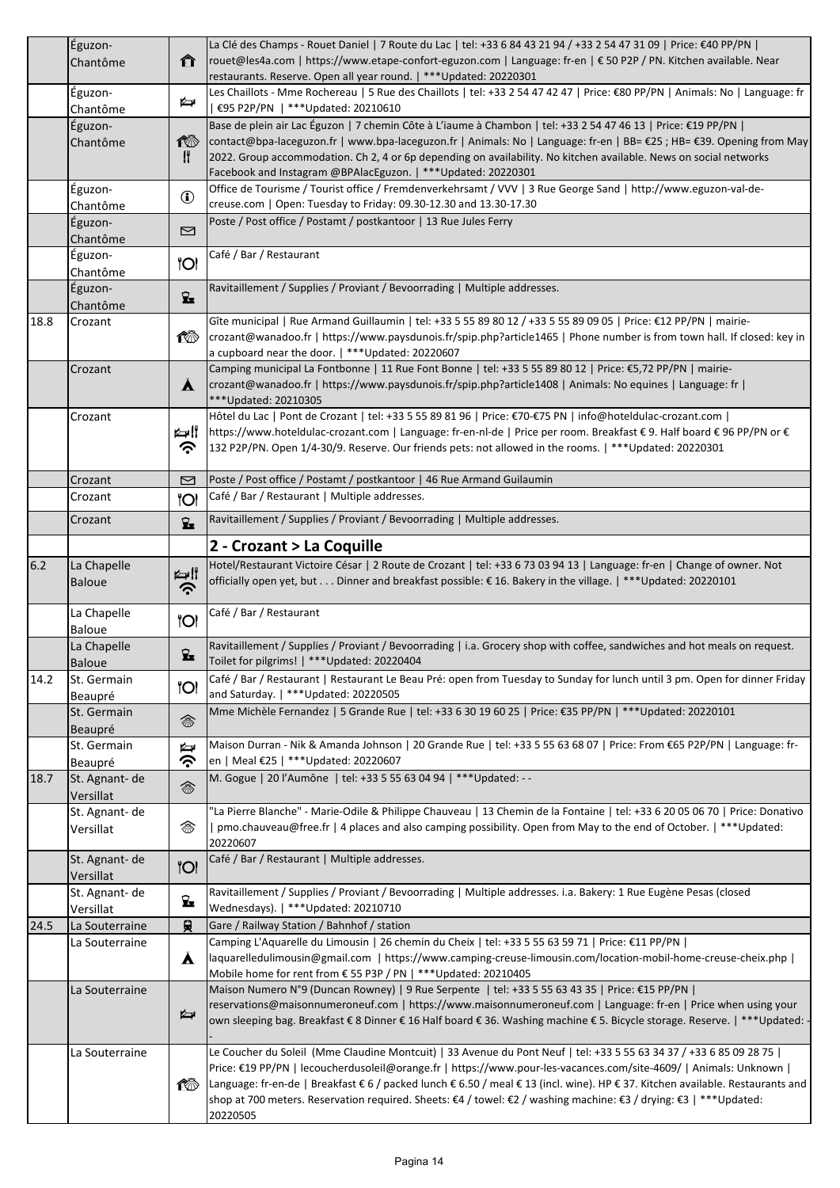| | | | |
|---|---|---|---|
| | Éguzon-Chantôme | | La Clé des Champs - Rouet Daniel \| 7 Route du Lac \| tel: +33 6 84 43 21 94 / +33 2 54 47 31 09 \| Price: €40 PP/PN \| rouet@les4a.com \| https://www.etape-confort-eguzon.com \| Language: fr-en \| € 50 P2P / PN. Kitchen available. Near restaurants. Reserve. Open all year round. \| ***Updated: 20220301 |
| | Éguzon-Chantôme | | Les Chaillots - Mme Rochereau \| 5 Rue des Chaillots \| tel: +33 2 54 47 42 47 \| Price: €80 PP/PN \| Animals: No \| Language: fr \| €95 P2P/PN \| ***Updated: 20210610 |
| | Éguzon-Chantôme | | Base de plein air Lac Éguzon \| 7 chemin Côte à L'iaume à Chambon \| tel: +33 2 54 47 46 13 \| Price: €19 PP/PN \| contact@bpa-laceguzon.fr \| www.bpa-laceguzon.fr \| Animals: No \| Language: fr-en \| BB= €25 ; HB= €39. Opening from May 2022. Group accommodation. Ch 2, 4 or 6p depending on availability. No kitchen available. News on social networks Facebook and Instagram @BPAlacEguzon. \| ***Updated: 20220301 |
| | Éguzon-Chantôme | | Office de Tourisme / Tourist office / Fremdenverkehrsamt / VVV \| 3 Rue George Sand \| http://www.eguzon-val-de-creuse.com \| Open: Tuesday to Friday: 09.30-12.30 and 13.30-17.30 |
| | Éguzon-Chantôme | | Poste / Post office / Postamt / postkantoor \| 13 Rue Jules Ferry |
| | Éguzon-Chantôme | | Café / Bar / Restaurant |
| | Éguzon-Chantôme | | Ravitaillement / Supplies / Proviant / Bevoorrading \| Multiple addresses. |
| 18.8 | Crozant | | Gîte municipal \| Rue Armand Guillaumin \| tel: +33 5 55 89 80 12 / +33 5 55 89 09 05 \| Price: €12 PP/PN \| mairie-crozant@wanadoo.fr \| https://www.paysdunois.fr/spip.php?article1465 \| Phone number is from town hall. If closed: key in a cupboard near the door. \| ***Updated: 20220607 |
| | Crozant | | Camping municipal La Fontbonne \| 11 Rue Font Bonne \| tel: +33 5 55 89 80 12 \| Price: €5,72 PP/PN \| mairie-crozant@wanadoo.fr \| https://www.paysdunois.fr/spip.php?article1408 \| Animals: No equines \| Language: fr \| ***Updated: 20210305 |
| | Crozant | | Hôtel du Lac \| Pont de Crozant \| tel: +33 5 55 89 81 96 \| Price: €70-€75 PN \| info@hoteldulac-crozant.com \| https://www.hoteldulac-crozant.com \| Language: fr-en-nl-de \| Price per room. Breakfast € 9. Half board € 96 PP/PN or € 132 P2P/PN. Open 1/4-30/9. Reserve. Our friends pets: not allowed in the rooms. \| ***Updated: 20220301 |
| | Crozant | | Poste / Post office / Postamt / postkantoor \| 46 Rue Armand Guilaumin |
| | Crozant | | Café / Bar / Restaurant \| Multiple addresses. |
| | Crozant | | Ravitaillement / Supplies / Proviant / Bevoorrading \| Multiple addresses. |
| | | | **2 - Crozant > La Coquille** |
| 6.2 | La Chapelle Baloue | | Hotel/Restaurant Victoire César \| 2 Route de Crozant \| tel: +33 6 73 03 94 13 \| Language: fr-en \| Change of owner. Not officially open yet, but . . . Dinner and breakfast possible: € 16. Bakery in the village. \| ***Updated: 20220101 |
| | La Chapelle Baloue | | Café / Bar / Restaurant |
| | La Chapelle Baloue | | Ravitaillement / Supplies / Proviant / Bevoorrading \| i.a. Grocery shop with coffee, sandwiches and hot meals on request. Toilet for pilgrims! \| ***Updated: 20220404 |
| 14.2 | St. Germain Beaupré | | Café / Bar / Restaurant \| Restaurant Le Beau Pré: open from Tuesday to Sunday for lunch until 3 pm. Open for dinner Friday and Saturday. \| ***Updated: 20220505 |
| | St. Germain Beaupré | | Mme Michèle Fernandez \| 5 Grande Rue \| tel: +33 6 30 19 60 25 \| Price: €35 PP/PN \| ***Updated: 20220101 |
| | St. Germain Beaupré | | Maison Durran - Nik & Amanda Johnson \| 20 Grande Rue \| tel: +33 5 55 63 68 07 \| Price: From €65 P2P/PN \| Language: fr-en \| Meal €25 \| ***Updated: 20220607 |
| 18.7 | St. Agnant- de Versillat | | M. Gogue \| 20 l'Aumône \| tel: +33 5 55 63 04 94 \| ***Updated: - - |
| | St. Agnant- de Versillat | | "La Pierre Blanche" - Marie-Odile & Philippe Chauveau \| 13 Chemin de la Fontaine \| tel: +33 6 20 05 06 70 \| Price: Donativo \| pmo.chauveau@free.fr \| 4 places and also camping possibility. Open from May to the end of October. \| ***Updated: 20220607 |
| | St. Agnant- de Versillat | | Café / Bar / Restaurant \| Multiple addresses. |
| | St. Agnant- de Versillat | | Ravitaillement / Supplies / Proviant / Bevoorrading \| Multiple addresses. i.a. Bakery: 1 Rue Eugène Pesas (closed Wednesdays). \| ***Updated: 20210710 |
| 24.5 | La Souterraine | | Gare / Railway Station / Bahnhof / station |
| | La Souterraine | | Camping L'Aquarelle du Limousin \| 26 chemin du Cheix \| tel: +33 5 55 63 59 71 \| Price: €11 PP/PN \| laquarelledulimousin@gmail.com \| https://www.camping-creuse-limousin.com/location-mobil-home-creuse-cheix.php \| Mobile home for rent from € 55 P3P / PN \| ***Updated: 20210405 |
| | La Souterraine | | Maison Numero N°9 (Duncan Rowney) \| 9 Rue Serpente \| tel: +33 5 55 63 43 35 \| Price: €15 PP/PN \| reservations@maisonnumeroneuf.com \| https://www.maisonnumeroneuf.com \| Language: fr-en \| Price when using your own sleeping bag. Breakfast € 8 Dinner € 16 Half board € 36. Washing machine € 5. Bicycle storage. Reserve. \| ***Updated: - - |
| | La Souterraine | | Le Coucher du Soleil (Mme Claudine Montcuit) \| 33 Avenue du Pont Neuf \| tel: +33 5 55 63 34 37 / +33 6 85 09 28 75 \| Price: €19 PP/PN \| lecoucherdusoleil@orange.fr \| https://www.pour-les-vacances.com/site-4609/ \| Animals: Unknown \| Language: fr-en-de \| Breakfast € 6 / packed lunch € 6.50 / meal € 13 (incl. wine). HP € 37. Kitchen available. Restaurants and shop at 700 meters. Reservation required. Sheets: €4 / towel: €2 / washing machine: €3 / drying: €3 \| ***Updated: 20220505 |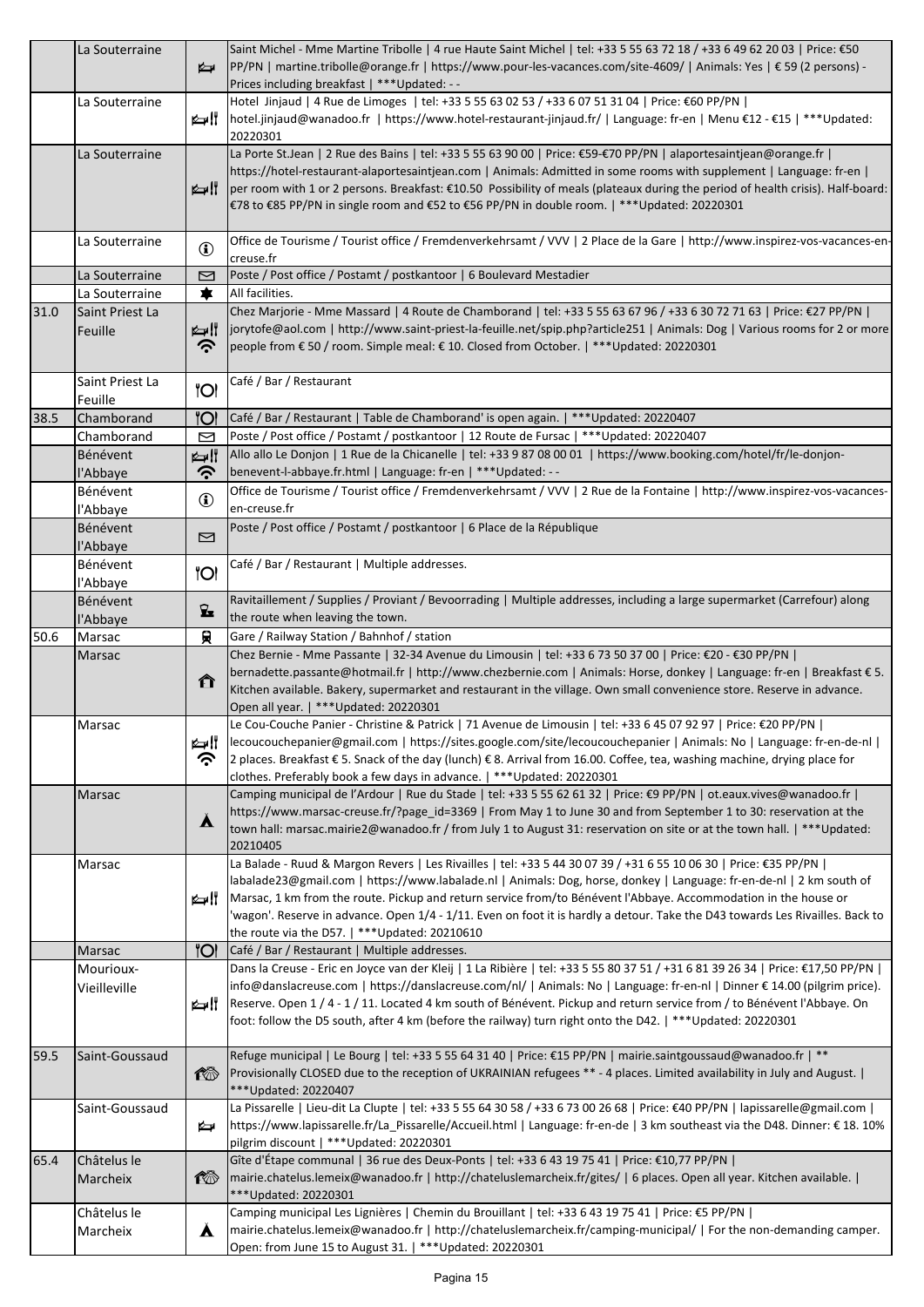| | | | |
|---|---|---|---|
| | La Souterraine | 🛏 | Saint Michel - Mme Martine Tribolle \| 4 rue Haute Saint Michel \| tel: +33 5 55 63 72 18 / +33 6 49 62 20 03 \| Price: €50 PP/PN \| martine.tribolle@orange.fr \| https://www.pour-les-vacances.com/site-4609/ \| Animals: Yes \| € 59 (2 persons) - Prices including breakfast \| ***Updated: - - |
| | La Souterraine | 🛏🍴 | Hotel Jinjaud \| 4 Rue de Limoges \| tel: +33 5 55 63 02 53 / +33 6 07 51 31 04 \| Price: €60 PP/PN \| hotel.jinjaud@wanadoo.fr \| https://www.hotel-restaurant-jinjaud.fr/ \| Language: fr-en \| Menu €12 - €15 \| ***Updated: 20220301 |
| | La Souterraine | 🛏🍴 | La Porte St.Jean \| 2 Rue des Bains \| tel: +33 5 55 63 90 00 \| Price: €59-€70 PP/PN \| alaportesaintjean@orange.fr \| https://hotel-restaurant-alaportesaintjean.com \| Animals: Admitted in some rooms with supplement \| Language: fr-en \| per room with 1 or 2 persons. Breakfast: €10.50 Possibility of meals (plateaux during the period of health crisis). Half-board: €78 to €85 PP/PN in single room and €52 to €56 PP/PN in double room. \| ***Updated: 20220301 |
| | La Souterraine | ℹ | Office de Tourisme / Tourist office / Fremdenverkehrsamt / VVV \| 2 Place de la Gare \| http://www.inspirez-vos-vacances-en-creuse.fr |
| | La Souterraine | ✉ | Poste / Post office / Postamt / postkantoor \| 6 Boulevard Mestadier |
| | La Souterraine | ★ | All facilities. |
| 31.0 | Saint Priest La Feuille | 🛏🍴 📶 | Chez Marjorie - Mme Massard \| 4 Route de Chamborand \| tel: +33 5 55 63 67 96 / +33 6 30 72 71 63 \| Price: €27 PP/PN \| jorytofe@aol.com \| http://www.saint-priest-la-feuille.net/spip.php?article251 \| Animals: Dog \| Various rooms for 2 or more people from € 50 / room. Simple meal: € 10. Closed from October. \| ***Updated: 20220301 |
| | Saint Priest La Feuille | 🍴 | Café / Bar / Restaurant |
| 38.5 | Chamborand | 🍴 | Café / Bar / Restaurant \| Table de Chamborand' is open again. \| ***Updated: 20220407 |
| | Chamborand | ✉ | Poste / Post office / Postamt / postkantoor \| 12 Route de Fursac \| ***Updated: 20220407 |
| | Bénévent l'Abbaye | 🛏🍴 📶 | Allo allo Le Donjon \| 1 Rue de la Chicanelle \| tel: +33 9 87 08 00 01 \| https://www.booking.com/hotel/fr/le-donjon-benevent-l-abbaye.fr.html \| Language: fr-en \| ***Updated: - - |
| | Bénévent l'Abbaye | ℹ | Office de Tourisme / Tourist office / Fremdenverkehrsamt / VVV \| 2 Rue de la Fontaine \| http://www.inspirez-vos-vacances-en-creuse.fr |
| | Bénévent l'Abbaye | ✉ | Poste / Post office / Postamt / postkantoor \| 6 Place de la République |
| | Bénévent l'Abbaye | 🍴 | Café / Bar / Restaurant \| Multiple addresses. |
| | Bénévent l'Abbaye | 🛒 | Ravitaillement / Supplies / Proviant / Bevoorrading \| Multiple addresses, including a large supermarket (Carrefour) along the route when leaving the town. |
| 50.6 | Marsac | 🚆 | Gare / Railway Station / Bahnhof / station |
| | Marsac | 🏠 | Chez Bernie - Mme Passante \| 32-34 Avenue du Limousin \| tel: +33 6 73 50 37 00 \| Price: €20 - €30 PP/PN \| bernadette.passante@hotmail.fr \| http://www.chezbernie.com \| Animals: Horse, donkey \| Language: fr-en \| Breakfast € 5. Kitchen available. Bakery, supermarket and restaurant in the village. Own small convenience store. Reserve in advance. Open all year. \| ***Updated: 20220301 |
| | Marsac | 🛏🍴 📶 | Le Cou-Couche Panier - Christine & Patrick \| 71 Avenue de Limousin \| tel: +33 6 45 07 92 97 \| Price: €20 PP/PN \| lecoucouchepanier@gmail.com \| https://sites.google.com/site/lecoucouchepanier \| Animals: No \| Language: fr-en-de-nl \| 2 places. Breakfast € 5. Snack of the day (lunch) € 8. Arrival from 16.00. Coffee, tea, washing machine, drying place for clothes. Preferably book a few days in advance. \| ***Updated: 20220301 |
| | Marsac | ⛺ | Camping municipal de l'Ardour \| Rue du Stade \| tel: +33 5 55 62 61 32 \| Price: €9 PP/PN \| ot.eaux.vives@wanadoo.fr \| https://www.marsac-creuse.fr/?page_id=3369 \| From May 1 to June 30 and from September 1 to 30: reservation at the town hall: marsac.mairie2@wanadoo.fr / from July 1 to August 31: reservation on site or at the town hall. \| ***Updated: 20210405 |
| | Marsac | 🛏🍴 | La Balade - Ruud & Margon Revers \| Les Rivailles \| tel: +33 5 44 30 07 39 / +31 6 55 10 06 30 \| Price: €35 PP/PN \| labalade23@gmail.com \| https://www.labalade.nl \| Animals: Dog, horse, donkey \| Language: fr-en-de-nl \| 2 km south of Marsac, 1 km from the route. Pickup and return service from/to Bénévent l'Abbaye. Accommodation in the house or 'wagon'. Reserve in advance. Open 1/4 - 1/11. Even on foot it is hardly a detour. Take the D43 towards Les Rivailles. Back to the route via the D57. \| ***Updated: 20210610 |
| | Marsac | 🍴 | Café / Bar / Restaurant \| Multiple addresses. |
| | Mourioux-Vieilleville | 🛏🍴 | Dans la Creuse - Eric en Joyce van der Kleij \| 1 La Ribière \| tel: +33 5 55 80 37 51 / +31 6 81 39 26 34 \| Price: €17,50 PP/PN \| info@danslacreuse.com \| https://danslacreuse.com/nl/ \| Animals: No \| Language: fr-en-nl \| Dinner € 14.00 (pilgrim price). Reserve. Open 1 / 4 - 1 / 11. Located 4 km south of Bénévent. Pickup and return service from / to Bénévent l'Abbaye. On foot: follow the D5 south, after 4 km (before the railway) turn right onto the D42. \| ***Updated: 20220301 |
| 59.5 | Saint-Goussaud | 🏘 | Refuge municipal \| Le Bourg \| tel: +33 5 55 64 31 40 \| Price: €15 PP/PN \| mairie.saintgoussaud@wanadoo.fr \| ** Provisionally CLOSED due to the reception of UKRAINIAN refugees ** - 4 places. Limited availability in July and August. \| ***Updated: 20220407 |
| | Saint-Goussaud | 🛏 | La Pissarelle \| Lieu-dit La Clupte \| tel: +33 5 55 64 30 58 / +33 6 73 00 26 68 \| Price: €40 PP/PN \| lapissarelle@gmail.com \| https://www.lapissarelle.fr/La_Pissarelle/Accueil.html \| Language: fr-en-de \| 3 km southeast via the D48. Dinner: € 18. 10% pilgrim discount \| ***Updated: 20220301 |
| 65.4 | Châtelus le Marcheix | 🏘 | Gîte d'Étape communal \| 36 rue des Deux-Ponts \| tel: +33 6 43 19 75 41 \| Price: €10,77 PP/PN \| mairie.chatelus.lemeix@wanadoo.fr \| http://chateluslemarcheix.fr/gites/ \| 6 places. Open all year. Kitchen available. \| ***Updated: 20220301 |
| | Châtelus le Marcheix | ⛺ | Camping municipal Les Lignières \| Chemin du Brouillant \| tel: +33 6 43 19 75 41 \| Price: €5 PP/PN \| mairie.chatelus.lemeix@wanadoo.fr \| http://chateluslemarcheix.fr/camping-municipal/ \| For the non-demanding camper. Open: from June 15 to August 31. \| ***Updated: 20220301 |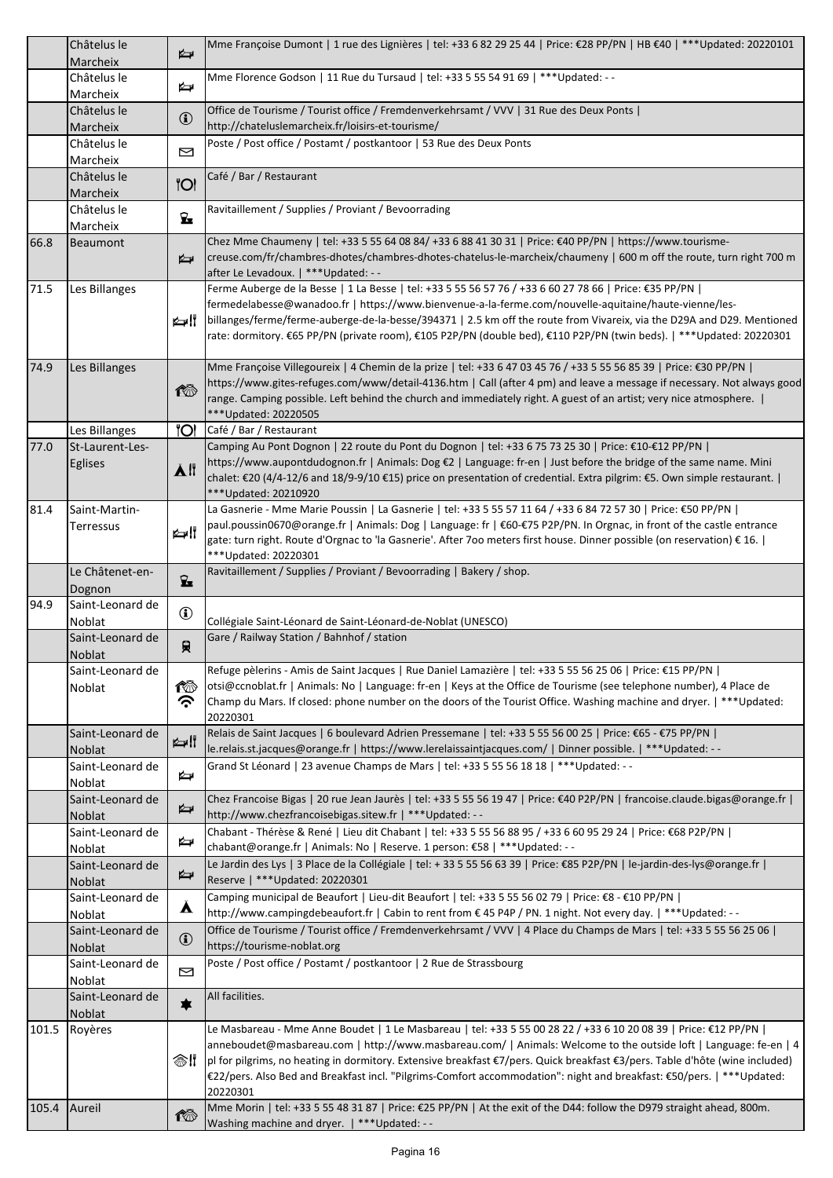| | | | |
|---|---|---|---|
| | Châtelus le Marcheix | 🛏 | Mme Françoise Dumont \| 1 rue des Lignières \| tel: +33 6 82 29 25 44 \| Price: €28 PP/PN \| HB €40 \| ***Updated: 20220101 |
| | Châtelus le Marcheix | 🛏 | Mme Florence Godson \| 11 Rue du Tursaud \| tel: +33 5 55 54 91 69 \| ***Updated: - - |
| | Châtelus le Marcheix | ⓘ | Office de Tourisme / Tourist office / Fremdenverkehrsamt / VVV \| 31 Rue des Deux Ponts \| http://chateluslemarcheix.fr/loisirs-et-tourisme/ |
| | Châtelus le Marcheix | ✉ | Poste / Post office / Postamt / postkantoor \| 53 Rue des Deux Ponts |
| | Châtelus le Marcheix | 🍴 | Café / Bar / Restaurant |
| | Châtelus le Marcheix | 🛒 | Ravitaillement / Supplies / Proviant / Bevoorrading |
| 66.8 | Beaumont | 🛏 | Chez Mme Chaumeny \| tel: +33 5 55 64 08 84/ +33 6 88 41 30 31 \| Price: €40 PP/PN \| https://www.tourisme-creuse.com/fr/chambres-dhotes/chambres-dhotes-chatelus-le-marcheix/chaumeny \| 600 m off the route, turn right 700 m after Le Levadoux. \| ***Updated: - - |
| 71.5 | Les Billanges | 🛏🍴 | Ferme Auberge de la Besse \| 1 La Besse \| tel: +33 5 55 56 57 76 / +33 6 60 27 78 66 \| Price: €35 PP/PN \| fermedelabesse@wanadoo.fr \| https://www.bienvenue-a-la-ferme.com/nouvelle-aquitaine/haute-vienne/les-billanges/ferme/ferme-auberge-de-la-besse/394371 \| 2.5 km off the route from Vivareix, via the D29A and D29. Mentioned rate: dormitory. €65 PP/PN (private room), €105 P2P/PN (double bed), €110 P2P/PN (twin beds). \| ***Updated: 20220301 |
| 74.9 | Les Billanges | 🐚 | Mme Françoise Villegoureix \| 4 Chemin de la prize \| tel: +33 6 47 03 45 76 / +33 5 55 56 85 39 \| Price: €30 PP/PN \| https://www.gites-refuges.com/www/detail-4136.htm \| Call (after 4 pm) and leave a message if necessary. Not always good range. Camping possible. Left behind the church and immediately right. A guest of an artist; very nice atmosphere. \| ***Updated: 20220505 |
| | Les Billanges | 🍴 | Café / Bar / Restaurant |
| 77.0 | St-Laurent-Les-Eglises | ⛺🍴 | Camping Au Pont Dognon \| 22 route du Pont du Dognon \| tel: +33 6 75 73 25 30 \| Price: €10-€12 PP/PN \| https://www.aupontdudognon.fr \| Animals: Dog €2 \| Language: fr-en \| Just before the bridge of the same name. Mini chalet: €20 (4/4-12/6 and 18/9-9/10 €15) price on presentation of credential. Extra pilgrim: €5. Own simple restaurant. \| ***Updated: 20210920 |
| 81.4 | Saint-Martin-Terressus | 🛏🍴 | La Gasnerie - Mme Marie Poussin \| La Gasnerie \| tel: +33 5 55 57 11 64 / +33 6 84 72 57 30 \| Price: €50 PP/PN \| paul.poussin0670@orange.fr \| Animals: Dog \| Language: fr \| €60-€75 P2P/PN. In Orgnac, in front of the castle entrance gate: turn right. Route d'Orgnac to 'la Gasnerie'. After 7oo meters first house. Dinner possible (on reservation) € 16. \| ***Updated: 20220301 |
| | Le Châtenet-en-Dognon | 🛒 | Ravitaillement / Supplies / Proviant / Bevoorrading \| Bakery / shop. |
| 94.9 | Saint-Leonard de Noblat | ⓘ | Collégiale Saint-Léonard de Saint-Léonard-de-Noblat (UNESCO) |
| | Saint-Leonard de Noblat | 🚆 | Gare / Railway Station / Bahnhof / station |
| | Saint-Leonard de Noblat | 🐚 📶 | Refuge pèlerins - Amis de Saint Jacques \| Rue Daniel Lamazière \| tel: +33 5 55 56 25 06 \| Price: €15 PP/PN \| otsi@ccnoblat.fr \| Animals: No \| Language: fr-en \| Keys at the Office de Tourisme (see telephone number), 4 Place de Champ du Mars. If closed: phone number on the doors of the Tourist Office. Washing machine and dryer. \| ***Updated: 20220301 |
| | Saint-Leonard de Noblat | 🛏🍴 | Relais de Saint Jacques \| 6 boulevard Adrien Pressemane \| tel: +33 5 55 56 00 25 \| Price: €65 - €75 PP/PN \| le.relais.st.jacques@orange.fr \| https://www.lerelaissaintjacques.com/ \| Dinner possible. \| ***Updated: - - |
| | Saint-Leonard de Noblat | 🛏 | Grand St Léonard \| 23 avenue Champs de Mars \| tel: +33 5 55 56 18 18 \| ***Updated: - - |
| | Saint-Leonard de Noblat | 🛏 | Chez Francoise Bigas \| 20 rue Jean Jaurès \| tel: +33 5 55 56 19 47 \| Price: €40 P2P/PN \| francoise.claude.bigas@orange.fr \| http://www.chezfrancoisebigas.sitew.fr \| ***Updated: - - |
| | Saint-Leonard de Noblat | 🛏 | Chabant - Thérèse & René \| Lieu dit Chabant \| tel: +33 5 55 56 88 95 / +33 6 60 95 29 24 \| Price: €68 P2P/PN \| chabant@orange.fr \| Animals: No \| Reserve. 1 person: €58 \| ***Updated: - - |
| | Saint-Leonard de Noblat | 🛏 | Le Jardin des Lys \| 3 Place de la Collégiale \| tel: + 33 5 55 56 63 39 \| Price: €85 P2P/PN \| le-jardin-des-lys@orange.fr \| Reserve \| ***Updated: 20220301 |
| | Saint-Leonard de Noblat | ⛺ | Camping municipal de Beaufort \| Lieu-dit Beaufort \| tel: +33 5 55 56 02 79 \| Price: €8 - €10 PP/PN \| http://www.campingdebeaufort.fr \| Cabin to rent from € 45 P4P / PN. 1 night. Not every day. \| ***Updated: - - |
| | Saint-Leonard de Noblat | ⓘ | Office de Tourisme / Tourist office / Fremdenverkehrsamt / VVV \| 4 Place du Champs de Mars \| tel: +33 5 55 56 25 06 \| https://tourisme-noblat.org |
| | Saint-Leonard de Noblat | ✉ | Poste / Post office / Postamt / postkantoor \| 2 Rue de Strassbourg |
| | Saint-Leonard de Noblat | ✸ | All facilities. |
| 101.5 | Royères | 🐚🍴 | Le Masbareau - Mme Anne Boudet \| 1 Le Masbareau \| tel: +33 5 55 00 28 22 / +33 6 10 20 08 39 \| Price: €12 PP/PN \| anneboudet@masbareau.com \| http://www.masbareau.com/ \| Animals: Welcome to the outside loft \| Language: fe-en \| 4 pl for pilgrims, no heating in dormitory. Extensive breakfast €7/pers. Quick breakfast €3/pers. Table d'hôte (wine included) €22/pers. Also Bed and Breakfast incl. "Pilgrims-Comfort accommodation": night and breakfast: €50/pers. \| ***Updated: 20220301 |
| 105.4 | Aureil | 🐚 | Mme Morin \| tel: +33 5 55 48 31 87 \| Price: €25 PP/PN \| At the exit of the D44: follow the D979 straight ahead, 800m. Washing machine and dryer. \| ***Updated: - - |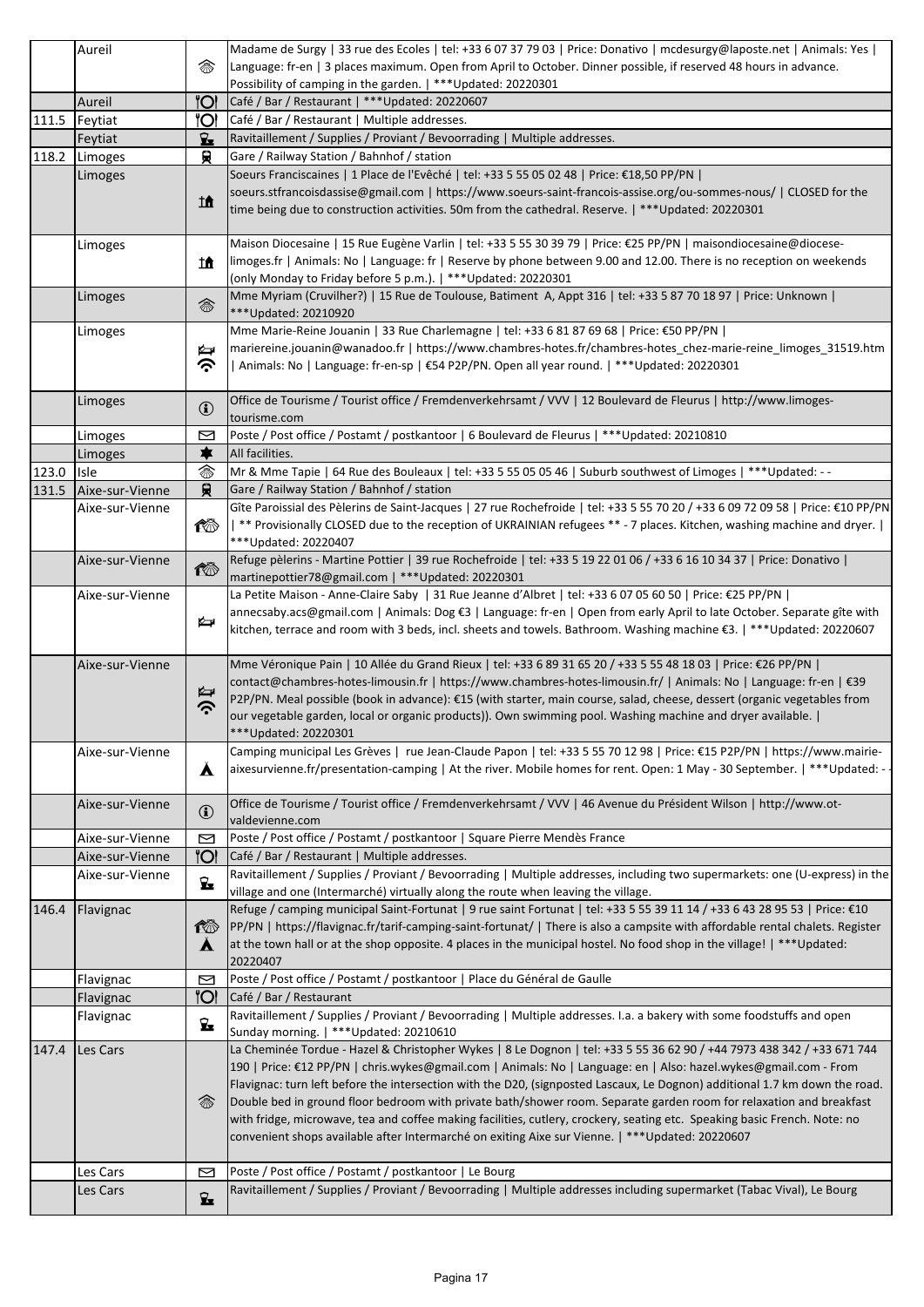| | | | |
|---|---|---|---|
| | Aureil | | Madame de Surgy \| 33 rue des Ecoles \| tel: +33 6 07 37 79 03 \| Price: Donativo \| mcdesurgy@laposte.net \| Animals: Yes \| Language: fr-en \| 3 places maximum. Open from April to October. Dinner possible, if reserved 48 hours in advance. Possibility of camping in the garden. \| ***Updated: 20220301 |
| | Aureil | | Café / Bar / Restaurant \| ***Updated: 20220607 |
| 111.5 | Feytiat | | Café / Bar / Restaurant \| Multiple addresses. |
| | Feytiat | | Ravitaillement / Supplies / Proviant / Bevoorrading \| Multiple addresses. |
| 118.2 | Limoges | | Gare / Railway Station / Bahnhof / station |
| | Limoges | | Soeurs Franciscaines \| 1 Place de l'Evêché \| tel: +33 5 55 05 02 48 \| Price: €18,50 PP/PN \| soeurs.stfrancoisdassise@gmail.com \| https://www.soeurs-saint-francois-assise.org/ou-sommes-nous/ \| CLOSED for the time being due to construction activities. 50m from the cathedral. Reserve. \| ***Updated: 20220301 |
| | Limoges | | Maison Diocesaine \| 15 Rue Eugène Varlin \| tel: +33 5 55 30 39 79 \| Price: €25 PP/PN \| maisondiocesaine@diocese-limoges.fr \| Animals: No \| Language: fr \| Reserve by phone between 9.00 and 12.00. There is no reception on weekends (only Monday to Friday before 5 p.m.). \| ***Updated: 20220301 |
| | Limoges | | Mme Myriam (Cruvilher?) \| 15 Rue de Toulouse, Batiment A, Appt 316 \| tel: +33 5 87 70 18 97 \| Price: Unknown \| ***Updated: 20210920 |
| | Limoges | | Mme Marie-Reine Jouanin \| 33 Rue Charlemagne \| tel: +33 6 81 87 69 68 \| Price: €50 PP/PN \| mariereine.jouanin@wanadoo.fr \| https://www.chambres-hotes.fr/chambres-hotes_chez-marie-reine_limoges_31519.htm \| Animals: No \| Language: fr-en-sp \| €54 P2P/PN. Open all year round. \| ***Updated: 20220301 |
| | Limoges | | Office de Tourisme / Tourist office / Fremdenverkehrsamt / VVV \| 12 Boulevard de Fleurus \| http://www.limoges-tourisme.com |
| | Limoges | | Poste / Post office / Postamt / postkantoor \| 6 Boulevard de Fleurus \| ***Updated: 20210810 |
| | Limoges | | All facilities. |
| 123.0 | Isle | | Mr & Mme Tapie \| 64 Rue des Bouleaux \| tel: +33 5 55 05 05 46 \| Suburb southwest of Limoges \| ***Updated: - - |
| 131.5 | Aixe-sur-Vienne | | Gare / Railway Station / Bahnhof / station |
| | Aixe-sur-Vienne | | Gîte Paroissial des Pèlerins de Saint-Jacques \| 27 rue Rochefroide \| tel: +33 5 55 70 20 / +33 6 09 72 09 58 \| Price: €10 PP/PN \| ** Provisionally CLOSED due to the reception of UKRAINIAN refugees ** - 7 places. Kitchen, washing machine and dryer. \| ***Updated: 20220407 |
| | Aixe-sur-Vienne | | Refuge pèlerins - Martine Pottier \| 39 rue Rochefroide \| tel: +33 5 19 22 01 06 / +33 6 16 10 34 37 \| Price: Donativo \| martinepottier78@gmail.com \| ***Updated: 20220301 |
| | Aixe-sur-Vienne | | La Petite Maison - Anne-Claire Saby \| 31 Rue Jeanne d'Albret \| tel: +33 6 07 05 60 50 \| Price: €25 PP/PN \| annecsaby.acs@gmail.com \| Animals: Dog €3 \| Language: fr-en \| Open from early April to late October. Separate gîte with kitchen, terrace and room with 3 beds, incl. sheets and towels. Bathroom. Washing machine €3. \| ***Updated: 20220607 |
| | Aixe-sur-Vienne | | Mme Véronique Pain \| 10 Allée du Grand Rieux \| tel: +33 6 89 31 65 20 / +33 5 55 48 18 03 \| Price: €26 PP/PN \| contact@chambres-hotes-limousin.fr \| https://www.chambres-hotes-limousin.fr/ \| Animals: No \| Language: fr-en \| €39 P2P/PN. Meal possible (book in advance): €15 (with starter, main course, salad, cheese, dessert (organic vegetables from our vegetable garden, local or organic products)). Own swimming pool. Washing machine and dryer available. \| ***Updated: 20220301 |
| | Aixe-sur-Vienne | | Camping municipal Les Grèves \| rue Jean-Claude Papon \| tel: +33 5 55 70 12 98 \| Price: €15 P2P/PN \| https://www.mairie-aixesurvienne.fr/presentation-camping \| At the river. Mobile homes for rent. Open: 1 May - 30 September. \| ***Updated: - - |
| | Aixe-sur-Vienne | | Office de Tourisme / Tourist office / Fremdenverkehrsamt / VVV \| 46 Avenue du Président Wilson \| http://www.ot-valdevienne.com |
| | Aixe-sur-Vienne | | Poste / Post office / Postamt / postkantoor \| Square Pierre Mendès France |
| | Aixe-sur-Vienne | | Café / Bar / Restaurant \| Multiple addresses. |
| | Aixe-sur-Vienne | | Ravitaillement / Supplies / Proviant / Bevoorrading \| Multiple addresses, including two supermarkets: one (U-express) in the village and one (Intermarché) virtually along the route when leaving the village. |
| 146.4 | Flavignac | | Refuge / camping municipal Saint-Fortunat \| 9 rue saint Fortunat \| tel: +33 5 55 39 11 14 / +33 6 43 28 95 53 \| Price: €10 PP/PN \| https://flavignac.fr/tarif-camping-saint-fortunat/ \| There is also a campsite with affordable rental chalets. Register at the town hall or at the shop opposite. 4 places in the municipal hostel. No food shop in the village! \| ***Updated: 20220407 |
| | Flavignac | | Poste / Post office / Postamt / postkantoor \| Place du Général de Gaulle |
| | Flavignac | | Café / Bar / Restaurant |
| | Flavignac | | Ravitaillement / Supplies / Proviant / Bevoorrading \| Multiple addresses. I.a. a bakery with some foodstuffs and open Sunday morning. \| ***Updated: 20210610 |
| 147.4 | Les Cars | | La Cheminée Tordue - Hazel & Christopher Wykes \| 8 Le Dognon \| tel: +33 5 55 36 62 90 / +44 7973 438 342 / +33 671 744 190 \| Price: €12 PP/PN \| chris.wykes@gmail.com \| Animals: No \| Language: en \| Also: hazel.wykes@gmail.com - From Flavignac: turn left before the intersection with the D20, (signposted Lascaux, Le Dognon) additional 1.7 km down the road. Double bed in ground floor bedroom with private bath/shower room. Separate garden room for relaxation and breakfast with fridge, microwave, tea and coffee making facilities, cutlery, crockery, seating etc. Speaking basic French. Note: no convenient shops available after Intermarché on exiting Aixe sur Vienne. \| ***Updated: 20220607 |
| | Les Cars | | Poste / Post office / Postamt / postkantoor \| Le Bourg |
| | Les Cars | | Ravitaillement / Supplies / Proviant / Bevoorrading \| Multiple addresses including supermarket (Tabac Vival), Le Bourg |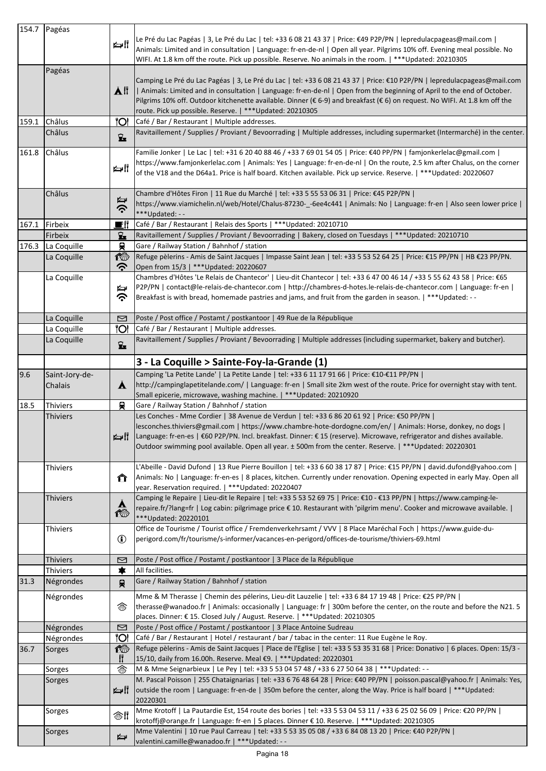| | | | |
|---|---|---|---|
| 154.7 | Pagéas | 🛏🍴 | Le Pré du Lac Pagéas \| 3, Le Pré du Lac \| tel: +33 6 08 21 43 37 \| Price: €49 P2P/PN \| lepredulacpageas@mail.com \| Animals: Limited and in consultation \| Language: fr-en-de-nl \| Open all year. Pilgrims 10% off. Evening meal possible. No WIFI. At 1.8 km off the route. Pick up possible. Reserve. No animals in the room. \| ***Updated: 20210305 |
| | Pagéas | ⛺🍴 | Camping Le Pré du Lac Pagéas \| 3, Le Pré du Lac \| tel: +33 6 08 21 43 37 \| Price: €10 P2P/PN \| lepredulacpageas@mail.com \| Animals: Limited and in consultation \| Language: fr-en-de-nl \| Open from the beginning of April to the end of October. Pilgrims 10% off. Outdoor kitchenette available. Dinner (€ 6-9) and breakfast (€ 6) on request. No WIFI. At 1.8 km off the route. Pick up possible. Reserve. \| ***Updated: 20210305 |
| 159.1 | Châlus | 🍴 | Café / Bar / Restaurant \| Multiple addresses. |
| | Châlus | 🛒 | Ravitaillement / Supplies / Proviant / Bevoorrading \| Multiple addresses, including supermarket (Intermarché) in the center. |
| 161.8 | Châlus | 🛏🍴 | Familie Jonker \| Le Lac \| tel: +31 6 20 40 88 46 / +33 7 69 01 54 05 \| Price: €40 PP/PN \| famjonkerlelac@gmail.com \| https://www.famjonkerlelac.com \| Animals: Yes \| Language: fr-en-de-nl \| On the route, 2.5 km after Chalus, on the corner of the V18 and the D64a1. Price is half board. Kitchen available. Pick up service. Reserve. \| ***Updated: 20220607 |
| | Châlus | 🛏📶 | Chambre d'Hôtes Firon \| 11 Rue du Marché \| tel: +33 5 55 53 06 31 \| Price: €45 P2P/PN \| https://www.viamichelin.nl/web/Hotel/Chalus-87230-_-6ee4c441 \| Animals: No \| Language: fr-en \| Also seen lower price \| ***Updated: - - |
| 167.1 | Firbeix | ☕🍴 | Café / Bar / Restaurant \| Relais des Sports \| ***Updated: 20210710 |
| | Firbeix | 🛒 | Ravitaillement / Supplies / Proviant / Bevoorrading \| Bakery, closed on Tuesdays \| ***Updated: 20210710 |
| 176.3 | La Coquille | 🚆 | Gare / Railway Station / Bahnhof / station |
| | La Coquille | 🐚📶 | Refuge pèlerins - Amis de Saint Jacques \| Impasse Saint Jean \| tel: +33 5 53 52 64 25 \| Price: €15 PP/PN \| HB €23 PP/PN. Open from 15/3 \| ***Updated: 20220607 |
| | La Coquille | 🛏📶 | Chambres d'Hôtes 'Le Relais de Chantecor' \| Lieu-dit Chantecor \| tel: +33 6 47 00 46 14 / +33 5 55 62 43 58 \| Price: €65 P2P/PN \| contact@le-relais-de-chantecor.com \| http://chambres-d-hotes.le-relais-de-chantecor.com \| Language: fr-en \| Breakfast is with bread, homemade pastries and jams, and fruit from the garden in season. \| ***Updated: - - |
| | La Coquille | ✉ | Poste / Post office / Postamt / postkantoor \| 49 Rue de la République |
| | La Coquille | 🍴 | Café / Bar / Restaurant \| Multiple addresses. |
| | La Coquille | 🛒 | Ravitaillement / Supplies / Proviant / Bevoorrading \| Multiple addresses (including supermarket, bakery and butcher). |
| | | | **3 - La Coquille > Sainte-Foy-la-Grande (1)** |
| 9.6 | Saint-Jory-de-Chalais | ⛺ | Camping 'La Petite Lande' \| La Petite Lande \| tel: +33 6 11 17 91 66 \| Price: €10-€11 PP/PN \| http://campinglapetitelande.com/ \| Language: fr-en \| Small site 2km west of the route. Price for overnight stay with tent. Small epicerie, microwave, washing machine. \| ***Updated: 20210920 |
| 18.5 | Thiviers | 🚆 | Gare / Railway Station / Bahnhof / station |
| | Thiviers | 🛏🍴 | Les Conches - Mme Cordier \| 38 Avenue de Verdun \| tel: +33 6 86 20 61 92 \| Price: €50 PP/PN \| lesconches.thiviers@gmail.com \| https://www.chambre-hote-dordogne.com/en/ \| Animals: Horse, donkey, no dogs \| Language: fr-en-es \| €60 P2P/PN. Incl. breakfast. Dinner: € 15 (reserve). Microwave, refrigerator and dishes available. Outdoor swimming pool available. Open all year. ± 500m from the center. Reserve. \| ***Updated: 20220301 |
| | Thiviers | 🏠 | L'Abeille - David Dufond \| 13 Rue Pierre Bouillon \| tel: +33 6 60 38 17 87 \| Price: €15 PP/PN \| david.dufond@yahoo.com \| Animals: No \| Language: fr-en-es \| 8 places, kitchen. Currently under renovation. Opening expected in early May. Open all year. Reservation required. \| ***Updated: 20220407 |
| | Thiviers | ⛺🐚 | Camping le Repaire \| Lieu-dit le Repaire \| tel: +33 5 53 52 69 75 \| Price: €10 - €13 PP/PN \| https://www.camping-le-repaire.fr/?lang=fr \| Log cabin: pilgrimage price € 10. Restaurant with 'pilgrim menu'. Cooker and microwave available. \| ***Updated: 20220101 |
| | Thiviers | ℹ | Office de Tourisme / Tourist office / Fremdenverkehrsamt / VVV \| 8 Place Maréchal Foch \| https://www.guide-du-perigord.com/fr/tourisme/s-informer/vacances-en-perigord/offices-de-tourisme/thiviers-69.html |
| | Thiviers | ✉ | Poste / Post office / Postamt / postkantoor \| 3 Place de la République |
| | Thiviers | ★ | All facilities. |
| 31.3 | Négrondes | 🚆 | Gare / Railway Station / Bahnhof / station |
| | Négrondes | 🐚 | Mme & M Therasse \| Chemin des pélerins, Lieu-dit Lauzelie \| tel: +33 6 84 17 19 48 \| Price: €25 PP/PN \| therasse@wanadoo.fr \| Animals: occasionally \| Language: fr \| 300m before the center, on the route and before the N21. 5 places. Dinner: € 15. Closed July / August. Reserve. \| ***Updated: 20210305 |
| | Négrondes | ✉ | Poste / Post office / Postamt / postkantoor \| 3 Place Antoine Sudreau |
| | Négrondes | 🍴 | Café / Bar / Restaurant \| Hotel / restaurant / bar / tabac in the center: 11 Rue Eugène le Roy. |
| 36.7 | Sorges | 🐚🍴 | Refuge pèlerins - Amis de Saint Jacques \| Place de l'Eglise \| tel: +33 5 53 35 31 68 \| Price: Donativo \| 6 places. Open: 15/3 - 15/10, daily from 16.00h. Reserve. Meal €9. \| ***Updated: 20220301 |
| | Sorges | 🐚 | M & Mme Seignarbieux \| Le Pey \| tel: +33 5 53 04 57 48 / +33 6 27 50 64 38 \| ***Updated: - - |
| | Sorges | 🛏🍴 | M. Pascal Poisson \| 255 Chataignarias \| tel: +33 6 76 48 64 28 \| Price: €40 PP/PN \| poisson.pascal@yahoo.fr \| Animals: Yes, outside the room \| Language: fr-en-de \| 350m before the center, along the Way. Price is half board \| ***Updated: 20220301 |
| | Sorges | 🐚🍴 | Mme Krotoff \| La Pautardie Est, 154 route des bories \| tel: +33 5 53 04 53 11 / +33 6 25 02 56 09 \| Price: €20 PP/PN \| krotoffj@orange.fr \| Language: fr-en \| 5 places. Dinner € 10. Reserve. \| ***Updated: 20210305 |
| | Sorges | 🛏 | Mme Valentini \| 10 rue Paul Carreau \| tel: +33 5 53 35 05 08 / +33 6 84 08 13 20 \| Price: €40 P2P/PN \| valentini.camille@wanadoo.fr \| ***Updated: - - |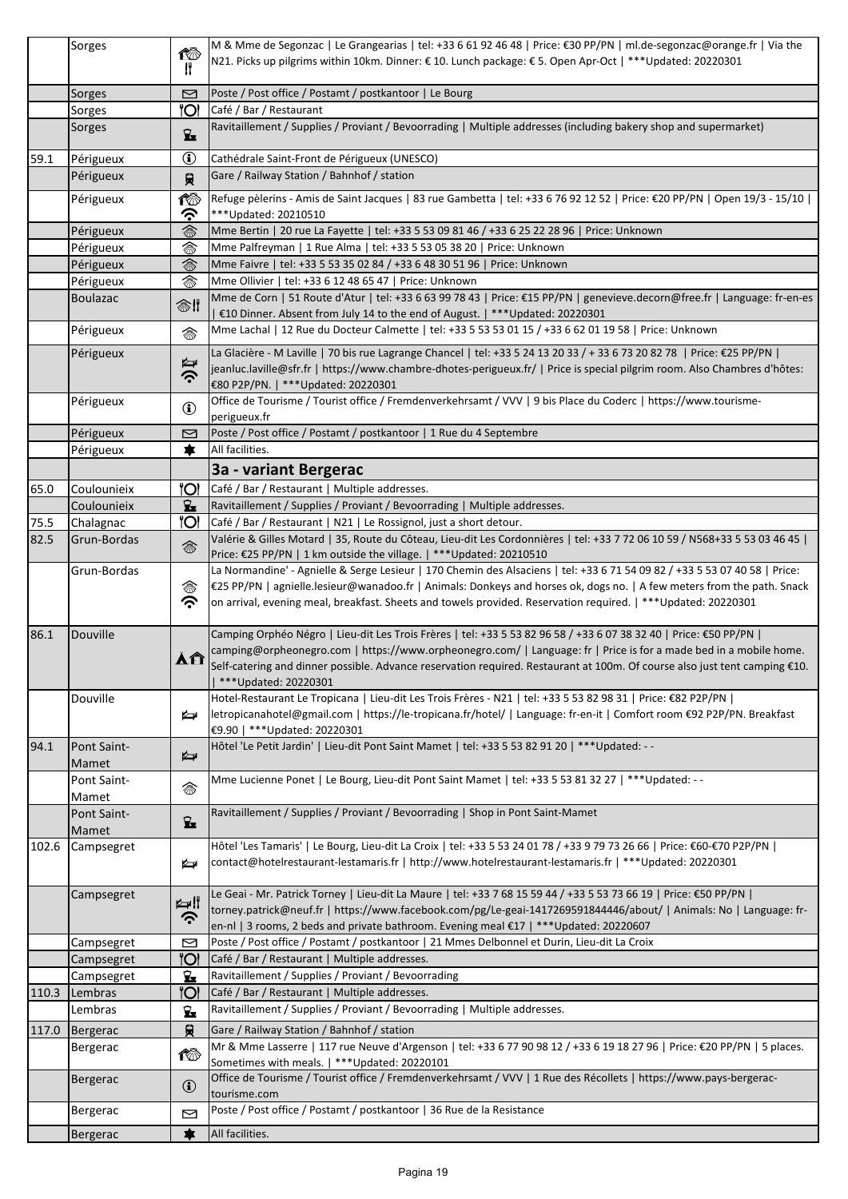| | | | |
|---|---|---|---|
| | Sorges | | M & Mme de Segonzac \| Le Grangearias \| tel: +33 6 61 92 46 48 \| Price: €30 PP/PN \| ml.de-segonzac@orange.fr \| Via the N21. Picks up pilgrims within 10km. Dinner: € 10. Lunch package: € 5. Open Apr-Oct \| ***Updated: 20220301 |
| | Sorges | | Poste / Post office / Postamt / postkantoor \| Le Bourg |
| | Sorges | | Café / Bar / Restaurant |
| | Sorges | | Ravitaillement / Supplies / Proviant / Bevoorrading \| Multiple addresses (including bakery shop and supermarket) |
| 59.1 | Périgueux | | Cathédrale Saint-Front de Périgueux (UNESCO) |
| | Périgueux | | Gare / Railway Station / Bahnhof / station |
| | Périgueux | | Refuge pèlerins - Amis de Saint Jacques \| 83 rue Gambetta \| tel: +33 6 76 92 12 52 \| Price: €20 PP/PN \| Open 19/3 - 15/10 \| ***Updated: 20210510 |
| | Périgueux | | Mme Bertin \| 20 rue La Fayette \| tel: +33 5 53 09 81 46 / +33 6 25 22 28 96 \| Price: Unknown |
| | Périgueux | | Mme Palfreyman \| 1 Rue Alma \| tel: +33 5 53 05 38 20 \| Price: Unknown |
| | Périgueux | | Mme Faivre \| tel: +33 5 53 35 02 84 / +33 6 48 30 51 96 \| Price: Unknown |
| | Périgueux | | Mme Ollivier \| tel: +33 6 12 48 65 47 \| Price: Unknown |
| | Boulazac | | Mme de Corn \| 51 Route d'Atur \| tel: +33 6 63 99 78 43 \| Price: €15 PP/PN \| genevieve.decorn@free.fr \| Language: fr-en-es \| €10 Dinner. Absent from July 14 to the end of August. \| ***Updated: 20220301 |
| | Périgueux | | Mme Lachal \| 12 Rue du Docteur Calmette \| tel: +33 5 53 53 01 15 / +33 6 62 01 19 58 \| Price: Unknown |
| | Périgueux | | La Glacière - M Laville \| 70 bis rue Lagrange Chancel \| tel: +33 5 24 13 20 33 / + 33 6 73 20 82 78 \| Price: €25 PP/PN \| jeanluc.laville@sfr.fr \| https://www.chambre-dhotes-perigueux.fr/ \| Price is special pilgrim room. Also Chambres d'hôtes: €80 P2P/PN. \| ***Updated: 20220301 |
| | Périgueux | | Office de Tourisme / Tourist office / Fremdenverkehrsamt / VVV \| 9 bis Place du Coderc \| https://www.tourisme-perigueux.fr |
| | Périgueux | | Poste / Post office / Postamt / postkantoor \| 1 Rue du 4 Septembre |
| | Périgueux | | All facilities. |
| | | | **3a - variant Bergerac** |
| 65.0 | Coulounieix | | Café / Bar / Restaurant \| Multiple addresses. |
| | Coulounieix | | Ravitaillement / Supplies / Proviant / Bevoorrading \| Multiple addresses. |
| 75.5 | Chalagnac | | Café / Bar / Restaurant \| N21 \| Le Rossignol, just a short detour. |
| 82.5 | Grun-Bordas | | Valérie & Gilles Motard \| 35, Route du Côteau, Lieu-dit Les Cordonnières \| tel: +33 7 72 06 10 59 / N568+33 5 53 03 46 45 \| Price: €25 PP/PN \| 1 km outside the village. \| ***Updated: 20210510 |
| | Grun-Bordas | | La Normandine' - Agnielle & Serge Lesieur \| 170 Chemin des Alsaciens \| tel: +33 6 71 54 09 82 / +33 5 53 07 40 58 \| Price: €25 PP/PN \| agnielle.lesieur@wanadoo.fr \| Animals: Donkeys and horses ok, dogs no. \| A few meters from the path. Snack on arrival, evening meal, breakfast. Sheets and towels provided. Reservation required. \| ***Updated: 20220301 |
| 86.1 | Douville | | Camping Orphéo Négro \| Lieu-dit Les Trois Frères \| tel: +33 5 53 82 96 58 / +33 6 07 38 32 40 \| Price: €50 PP/PN \| camping@orpheonegro.com \| https://www.orpheonegro.com/ \| Language: fr \| Price is for a made bed in a mobile home. Self-catering and dinner possible. Advance reservation required. Restaurant at 100m. Of course also just tent camping €10. \| ***Updated: 20220301 |
| | Douville | | Hotel-Restaurant Le Tropicana \| Lieu-dit Les Trois Frères - N21 \| tel: +33 5 53 82 98 31 \| Price: €82 P2P/PN \| letropicanahotel@gmail.com \| https://le-tropicana.fr/hotel/ \| Language: fr-en-it \| Comfort room €92 P2P/PN. Breakfast €9.90 \| ***Updated: 20220301 |
| 94.1 | Pont Saint-Mamet | | Hôtel 'Le Petit Jardin' \| Lieu-dit Pont Saint Mamet \| tel: +33 5 53 82 91 20 \| ***Updated: - - |
| | Pont Saint-Mamet | | Mme Lucienne Ponet \| Le Bourg, Lieu-dit Pont Saint Mamet \| tel: +33 5 53 81 32 27 \| ***Updated: - - |
| | Pont Saint-Mamet | | Ravitaillement / Supplies / Proviant / Bevoorrading \| Shop in Pont Saint-Mamet |
| 102.6 | Campsegret | | Hôtel 'Les Tamaris' \| Le Bourg, Lieu-dit La Croix \| tel: +33 5 53 24 01 78 / +33 9 79 73 26 66 \| Price: €60-€70 P2P/PN \| contact@hotelrestaurant-lestamaris.fr \| http://www.hotelrestaurant-lestamaris.fr \| ***Updated: 20220301 |
| | Campsegret | | Le Geai - Mr. Patrick Torney \| Lieu-dit La Maure \| tel: +33 7 68 15 59 44 / +33 5 53 73 66 19 \| Price: €50 PP/PN \| torney.patrick@neuf.fr \| https://www.facebook.com/pg/Le-geai-1417269591844446/about/ \| Animals: No \| Language: fr-en-nl \| 3 rooms, 2 beds and private bathroom. Evening meal €17 \| ***Updated: 20220607 |
| | Campsegret | | Poste / Post office / Postamt / postkantoor \| 21 Mmes Delbonnel et Durin, Lieu-dit La Croix |
| | Campsegret | | Café / Bar / Restaurant \| Multiple addresses. |
| | Campsegret | | Ravitaillement / Supplies / Proviant / Bevoorrading |
| 110.3 | Lembras | | Café / Bar / Restaurant \| Multiple addresses. |
| | Lembras | | Ravitaillement / Supplies / Proviant / Bevoorrading \| Multiple addresses. |
| 117.0 | Bergerac | | Gare / Railway Station / Bahnhof / station |
| | Bergerac | | Mr & Mme Lasserre \| 117 rue Neuve d'Argenson \| tel: +33 6 77 90 98 12 / +33 6 19 18 27 96 \| Price: €20 PP/PN \| 5 places. Sometimes with meals. \| ***Updated: 20220101 |
| | Bergerac | | Office de Tourisme / Tourist office / Fremdenverkehrsamt / VVV \| 1 Rue des Récollets \| https://www.pays-bergerac-tourisme.com |
| | Bergerac | | Poste / Post office / Postamt / postkantoor \| 36 Rue de la Resistance |
| | Bergerac | | All facilities. |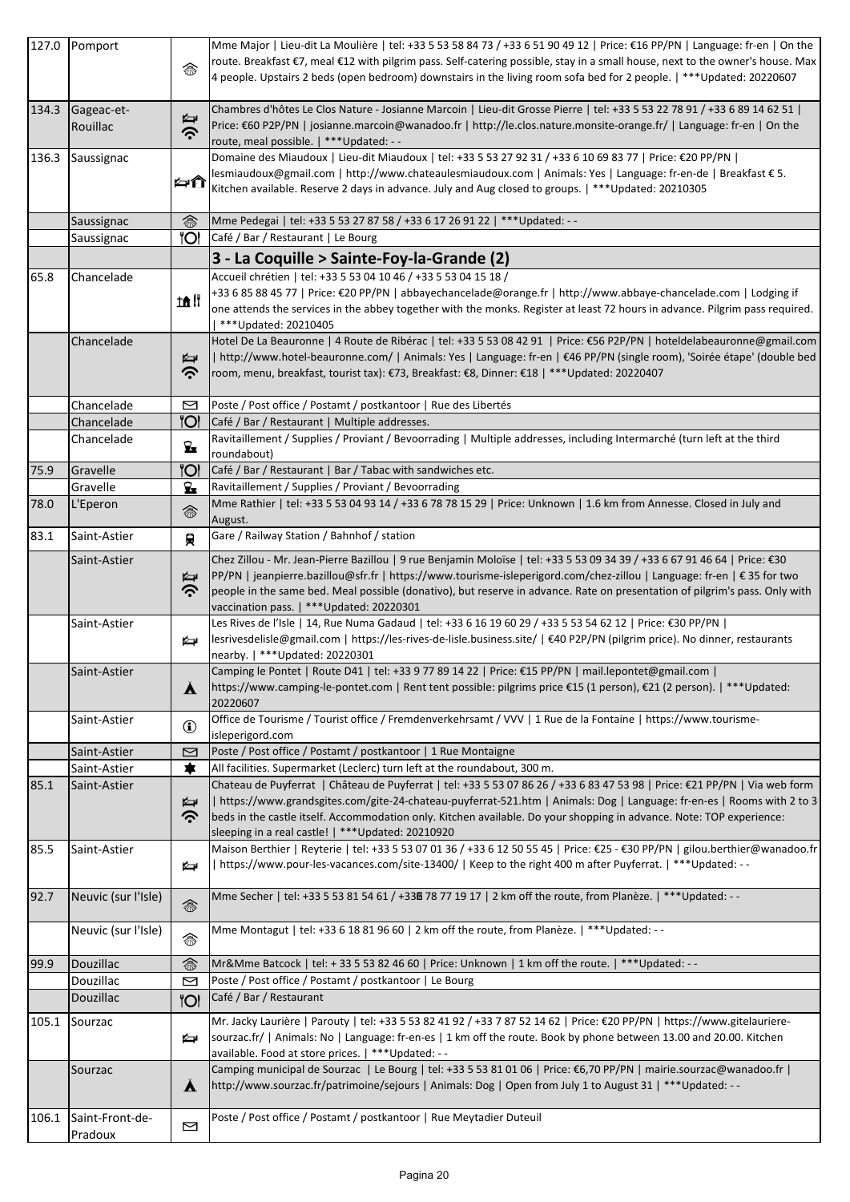| | | | |
|---|---|---|---|
| 127.0 | Pomport | | Mme Major \| Lieu-dit La Moulière \| tel: +33 5 53 58 84 73 / +33 6 51 90 49 12 \| Price: €16 PP/PN \| Language: fr-en \| On the route. Breakfast €7, meal €12 with pilgrim pass. Self-catering possible, stay in a small house, next to the owner's house. Max 4 people. Upstairs 2 beds (open bedroom) downstairs in the living room sofa bed for 2 people. \| ***Updated: 20220607 |
| 134.3 | Gageac-et-Rouillac | | Chambres d'hôtes Le Clos Nature - Josianne Marcoin \| Lieu-dit Grosse Pierre \| tel: +33 5 53 22 78 91 / +33 6 89 14 62 51 \| Price: €60 P2P/PN \| josianne.marcoin@wanadoo.fr \| http://le.clos.nature.monsite-orange.fr/ \| Language: fr-en \| On the route, meal possible. \| ***Updated: - - |
| 136.3 | Saussignac | | Domaine des Miaudoux \| Lieu-dit Miaudoux \| tel: +33 5 53 27 92 31 / +33 6 10 69 83 77 \| Price: €20 PP/PN \| lesmiaudoux@gmail.com \| http://www.chateaulesmiaudoux.com \| Animals: Yes \| Language: fr-en-de \| Breakfast € 5. Kitchen available. Reserve 2 days in advance. July and Aug closed to groups. \| ***Updated: 20210305 |
| | Saussignac | | Mme Pedegai \| tel: +33 5 53 27 87 58 / +33 6 17 26 91 22 \| ***Updated: - - |
| | Saussignac | | Café / Bar / Restaurant \| Le Bourg |
| | | | **3 - La Coquille > Sainte-Foy-la-Grande (2)** |
| 65.8 | Chancelade | | Accueil chrétien \| tel: +33 5 53 04 10 46 / +33 5 53 04 15 18 / +33 6 85 88 45 77 \| Price: €20 PP/PN \| abbayechancelade@orange.fr \| http://www.abbaye-chancelade.com \| Lodging if one attends the services in the abbey together with the monks. Register at least 72 hours in advance. Pilgrim pass required. \| ***Updated: 20210405 |
| | Chancelade | | Hotel De La Beauronne \| 4 Route de Ribérac \| tel: +33 5 53 08 42 91 \| Price: €56 P2P/PN \| hoteldelabeauronne@gmail.com \| http://www.hotel-beauronne.com/ \| Animals: Yes \| Language: fr-en \| €46 PP/PN (single room), 'Soirée étape' (double bed room, menu, breakfast, tourist tax): €73, Breakfast: €8, Dinner: €18 \| ***Updated: 20220407 |
| | Chancelade | | Poste / Post office / Postamt / postkantoor \| Rue des Libertés |
| | Chancelade | | Café / Bar / Restaurant \| Multiple addresses. |
| | Chancelade | | Ravitaillement / Supplies / Proviant / Bevoorrading \| Multiple addresses, including Intermarché (turn left at the third roundabout) |
| 75.9 | Gravelle | | Café / Bar / Restaurant \| Bar / Tabac with sandwiches etc. |
| | Gravelle | | Ravitaillement / Supplies / Proviant / Bevoorrading |
| 78.0 | L'Eperon | | Mme Rathier \| tel: +33 5 53 04 93 14 / +33 6 78 78 15 29 \| Price: Unknown \| 1.6 km from Annesse. Closed in July and August. |
| 83.1 | Saint-Astier | | Gare / Railway Station / Bahnhof / station |
| | Saint-Astier | | Chez Zillou - Mr. Jean-Pierre Bazillou \| 9 rue Benjamin Moloïse \| tel: +33 5 53 09 34 39 / +33 6 67 91 46 64 \| Price: €30 PP/PN \| jeanpierre.bazillou@sfr.fr \| https://www.tourisme-isleperigord.com/chez-zillou \| Language: fr-en \| € 35 for two people in the same bed. Meal possible (donativo), but reserve in advance. Rate on presentation of pilgrim's pass. Only with vaccination pass. \| ***Updated: 20220301 |
| | Saint-Astier | | Les Rives de l'Isle \| 14, Rue Numa Gadaud \| tel: +33 6 16 19 60 29 / +33 5 53 54 62 12 \| Price: €30 PP/PN \| lesrivesdelisle@gmail.com \| https://les-rives-de-lisle.business.site/ \| €40 P2P/PN (pilgrim price). No dinner, restaurants nearby. \| ***Updated: 20220301 |
| | Saint-Astier | | Camping le Pontet \| Route D41 \| tel: +33 9 77 89 14 22 \| Price: €15 PP/PN \| mail.lepontet@gmail.com \| https://www.camping-le-pontet.com \| Rent tent possible: pilgrims price €15 (1 person), €21 (2 person). \| ***Updated: 20220607 |
| | Saint-Astier | | Office de Tourisme / Tourist office / Fremdenverkehrsamt / VVV \| 1 Rue de la Fontaine \| https://www.tourisme-isleperigord.com |
| | Saint-Astier | | Poste / Post office / Postamt / postkantoor \| 1 Rue Montaigne |
| | Saint-Astier | | All facilities. Supermarket (Leclerc) turn left at the roundabout, 300 m. |
| 85.1 | Saint-Astier | | Chateau de Puyferrat \| Château de Puyferrat \| tel: +33 5 53 07 86 26 / +33 6 83 47 53 98 \| Price: €21 PP/PN \| Via web form \| https://www.grandsgites.com/gite-24-chateau-puyferrat-521.htm \| Animals: Dog \| Language: fr-en-es \| Rooms with 2 to 3 beds in the castle itself. Accommodation only. Kitchen available. Do your shopping in advance. Note: TOP experience: sleeping in a real castle! \| ***Updated: 20210920 |
| 85.5 | Saint-Astier | | Maison Berthier \| Reyterie \| tel: +33 5 53 07 01 36 / +33 6 12 50 55 45 \| Price: €25 - €30 PP/PN \| gilou.berthier@wanadoo.fr \| https://www.pour-les-vacances.com/site-13400/ \| Keep to the right 400 m after Puyferrat. \| ***Updated: - - |
| 92.7 | Neuvic (sur l'Isle) | | Mme Secher \| tel: +33 5 53 81 54 61 / +336 78 77 19 17 \| 2 km off the route, from Planèze. \| ***Updated: - - |
| | Neuvic (sur l'Isle) | | Mme Montagut \| tel: +33 6 18 81 96 60 \| 2 km off the route, from Planèze. \| ***Updated: - - |
| 99.9 | Douzillac | | Mr&Mme Batcock \| tel: + 33 5 53 82 46 60 \| Price: Unknown \| 1 km off the route. \| ***Updated: - - |
| | Douzillac | | Poste / Post office / Postamt / postkantoor \| Le Bourg |
| | Douzillac | | Café / Bar / Restaurant |
| 105.1 | Sourzac | | Mr. Jacky Laurière \| Parouty \| tel: +33 5 53 82 41 92 / +33 7 87 52 14 62 \| Price: €20 PP/PN \| https://www.gitelauriere-sourzac.fr/ \| Animals: No \| Language: fr-en-es \| 1 km off the route. Book by phone between 13.00 and 20.00. Kitchen available. Food at store prices. \| ***Updated: - - |
| | Sourzac | | Camping municipal de Sourzac \| Le Bourg \| tel: +33 5 53 81 01 06 \| Price: €6,70 PP/PN \| mairie.sourzac@wanadoo.fr \| http://www.sourzac.fr/patrimoine/sejours \| Animals: Dog \| Open from July 1 to August 31 \| ***Updated: - - |
| 106.1 | Saint-Front-de-Pradoux | | Poste / Post office / Postamt / postkantoor \| Rue Meytadier Duteuil |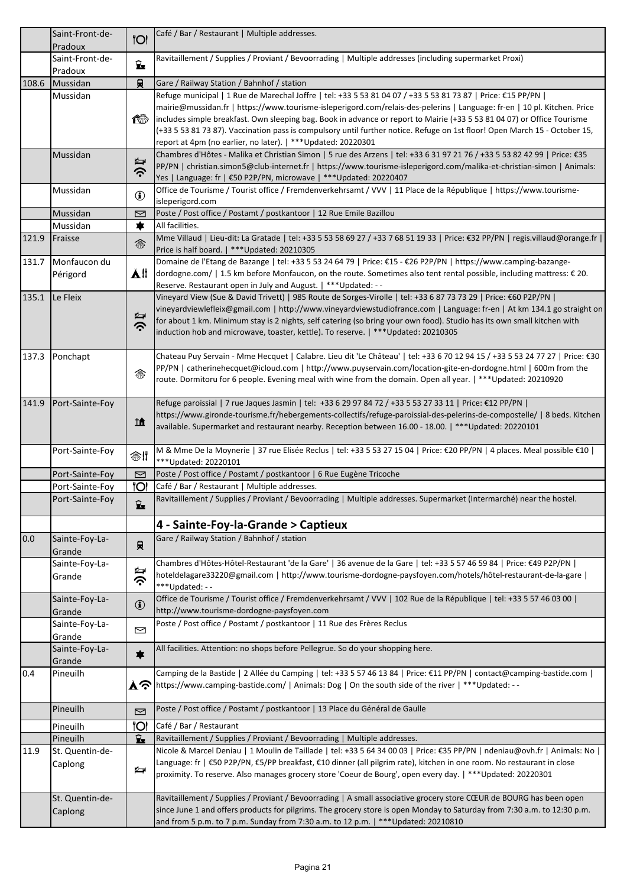| | | | |
|---|---|---|---|
| | Saint-Front-de-Pradoux | 🍴 | Café / Bar / Restaurant \| Multiple addresses. |
| | Saint-Front-de-Pradoux | 🛒 | Ravitaillement / Supplies / Proviant / Bevoorrading \| Multiple addresses (including supermarket Proxi) |
| 108.6 | Mussidan | 🚆 | Gare / Railway Station / Bahnhof / station |
| | Mussidan | | Refuge municipal \| 1 Rue de Marechal Joffre \| tel: +33 5 53 81 04 07 / +33 5 53 81 73 87 \| Price: €15 PP/PN \| mairie@mussidan.fr \| https://www.tourisme-isleperigord.com/relais-des-pelerins \| Language: fr-en \| 10 pl. Kitchen. Price includes simple breakfast. Own sleeping bag. Book in advance or report to Mairie (+33 5 53 81 04 07) or Office Tourisme (+33 5 53 81 73 87). Vaccination pass is compulsory until further notice. Refuge on 1st floor! Open March 15 - October 15, report at 4pm (no earlier, no later). \| ***Updated: 20220301 |
| | Mussidan | 🛏 | Chambres d'Hôtes - Malika et Christian Simon \| 5 rue des Arzens \| tel: +33 6 31 97 21 76 / +33 5 53 82 42 99 \| Price: €35 PP/PN \| christian.simon5@club-internet.fr \| https://www.tourisme-isleperigord.com/malika-et-christian-simon \| Animals: Yes \| Language: fr \| €50 P2P/PN, microwave \| ***Updated: 20220407 |
| | Mussidan | ℹ | Office de Tourisme / Tourist office / Fremdenverkehrsamt / VVV \| 11 Place de la République \| https://www.tourisme-isleperigord.com |
| | Mussidan | ✉ | Poste / Post office / Postamt / postkantoor \| 12 Rue Emile Bazillou |
| | Mussidan | ★ | All facilities. |
| 121.9 | Fraisse | | Mme Villaud \| Lieu-dit: La Gratade \| tel: +33 5 53 58 69 27 / +33 7 68 51 19 33 \| Price: €32 PP/PN \| regis.villaud@orange.fr \| Price is half board. \| ***Updated: 20210305 |
| 131.7 | Monfaucon du Périgord | ⛺ | Domaine de l'Etang de Bazange \| tel: +33 5 53 24 64 79 \| Price: €15 - €26 P2P/PN \| https://www.camping-bazange-dordogne.com/ \| 1.5 km before Monfaucon, on the route. Sometimes also tent rental possible, including mattress: € 20. Reserve. Restaurant open in July and August. \| ***Updated: - - |
| 135.1 | Le Fleix | 🛏 | Vineyard View (Sue & David Trivett) \| 985 Route de Sorges-Virolle \| tel: +33 6 87 73 73 29 \| Price: €60 P2P/PN \| vineyardviewlefleix@gmail.com \| http://www.vineyardviewstudiofrance.com \| Language: fr-en \| At km 134.1 go straight on for about 1 km. Minimum stay is 2 nights, self catering (so bring your own food). Studio has its own small kitchen with induction hob and microwave, toaster, kettle). To reserve. \| ***Updated: 20210305 |
| 137.3 | Ponchapt | | Chateau Puy Servain - Mme Hecquet \| Calabre. Lieu dit 'Le Château' \| tel: +33 6 70 12 94 15 / +33 5 53 24 77 27 \| Price: €30 PP/PN \| catherinehecquet@icloud.com \| http://www.puyservain.com/location-gite-en-dordogne.html \| 600m from the route. Dormitoru for 6 people. Evening meal with wine from the domain. Open all year. \| ***Updated: 20210920 |
| 141.9 | Port-Sainte-Foy | | Refuge paroissial \| 7 rue Jaques Jasmin \| tel: +33 6 29 97 84 72 / +33 5 53 27 33 11 \| Price: €12 PP/PN \| https://www.gironde-tourisme.fr/hebergements-collectifs/refuge-paroissial-des-pelerins-de-compostelle/ \| 8 beds. Kitchen available. Supermarket and restaurant nearby. Reception between 16.00 - 18.00. \| ***Updated: 20220101 |
| | Port-Sainte-Foy | | M & Mme De la Moynerie \| 37 rue Elisée Reclus \| tel: +33 5 53 27 15 04 \| Price: €20 PP/PN \| 4 places. Meal possible €10 \| ***Updated: 20220101 |
| | Port-Sainte-Foy | ✉ | Poste / Post office / Postamt / postkantoor \| 6 Rue Eugène Tricoche |
| | Port-Sainte-Foy | 🍴 | Café / Bar / Restaurant \| Multiple addresses. |
| | Port-Sainte-Foy | 🛒 | Ravitaillement / Supplies / Proviant / Bevoorrading \| Multiple addresses. Supermarket (Intermarché) near the hostel. |
| | | | **4 - Sainte-Foy-la-Grande > Captieux** |
| 0.0 | Sainte-Foy-La-Grande | 🚆 | Gare / Railway Station / Bahnhof / station |
| | Sainte-Foy-La-Grande | 🛏 | Chambres d'Hôtes-Hôtel-Restaurant 'de la Gare' \| 36 avenue de la Gare \| tel: +33 5 57 46 59 84 \| Price: €49 P2P/PN \| hoteldelagare33220@gmail.com \| http://www.tourisme-dordogne-paysfoyen.com/hotels/hôtel-restaurant-de-la-gare \| ***Updated: - - |
| | Sainte-Foy-La-Grande | ℹ | Office de Tourisme / Tourist office / Fremdenverkehrsamt / VVV \| 102 Rue de la République \| tel: +33 5 57 46 03 00 \| http://www.tourisme-dordogne-paysfoyen.com |
| | Sainte-Foy-La-Grande | ✉ | Poste / Post office / Postamt / postkantoor \| 11 Rue des Frères Reclus |
| | Sainte-Foy-La-Grande | ★ | All facilities. Attention: no shops before Pellegrue. So do your shopping here. |
| 0.4 | Pineuilh | ⛺ | Camping de la Bastide \| 2 Allée du Camping \| tel: +33 5 57 46 13 84 \| Price: €11 PP/PN \| contact@camping-bastide.com \| https://www.camping-bastide.com/ \| Animals: Dog \| On the south side of the river \| ***Updated: - - |
| | Pineuilh | ✉ | Poste / Post office / Postamt / postkantoor \| 13 Place du Général de Gaulle |
| | Pineuilh | 🍴 | Café / Bar / Restaurant |
| | Pineuilh | 🛒 | Ravitaillement / Supplies / Proviant / Bevoorrading \| Multiple addresses. |
| 11.9 | St. Quentin-de-Caplong | 🛏 | Nicole & Marcel Deniau \| 1 Moulin de Taillade \| tel: +33 5 64 34 00 03 \| Price: €35 PP/PN \| ndeniau@ovh.fr \| Animals: No \| Language: fr \| €50 P2P/PN, €5/PP breakfast, €10 dinner (all pilgrim rate), kitchen in one room. No restaurant in close proximity. To reserve. Also manages grocery store 'Coeur de Bourg', open every day. \| ***Updated: 20220301 |
| | St. Quentin-de-Caplong | | Ravitaillement / Supplies / Proviant / Bevoorrading \| A small associative grocery store CŒUR de BOURG has been open since June 1 and offers products for pilgrims. The grocery store is open Monday to Saturday from 7:30 a.m. to 12:30 p.m. and from 5 p.m. to 7 p.m. Sunday from 7:30 a.m. to 12 p.m. \| ***Updated: 20210810 |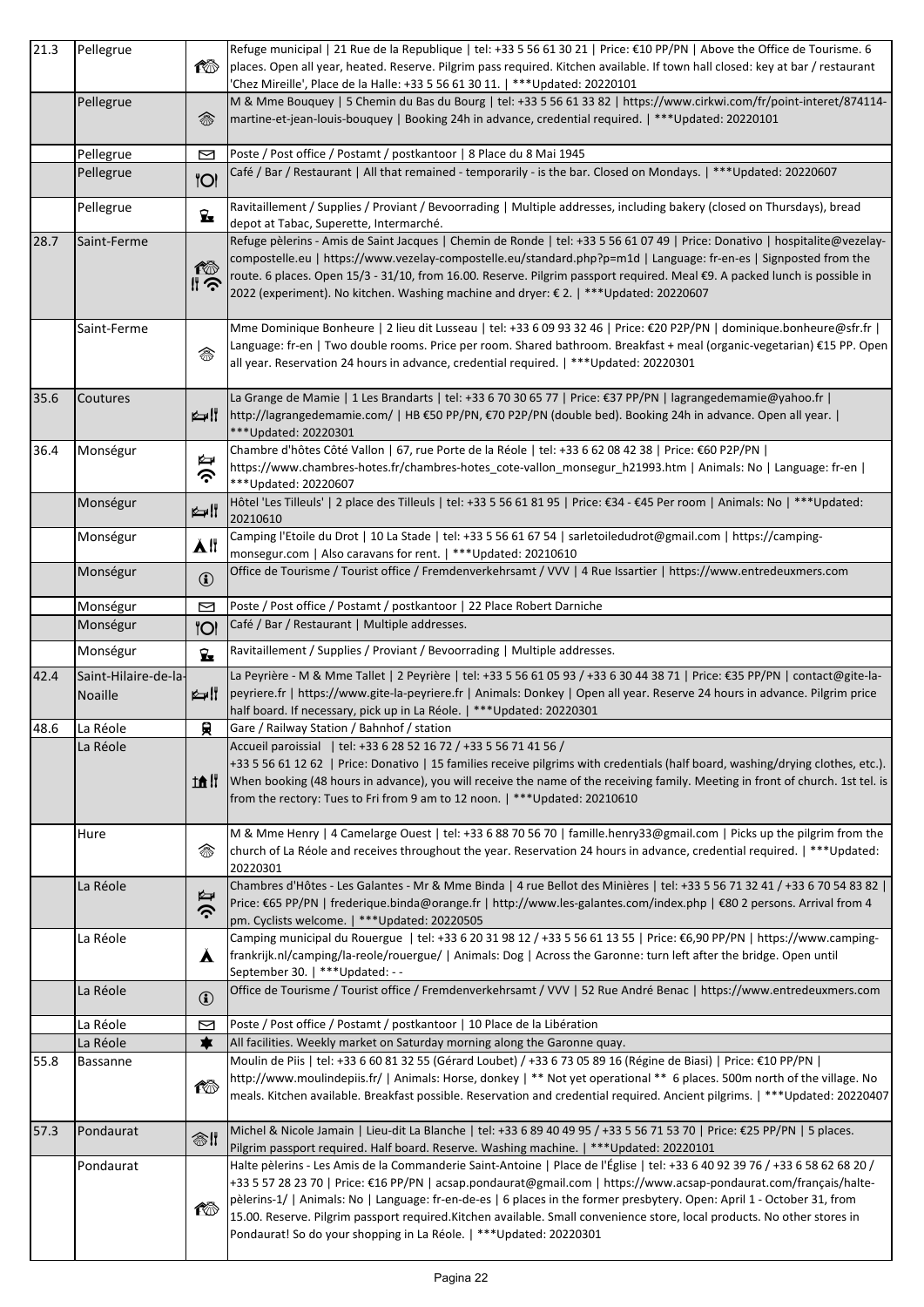| | | | |
|---|---|---|---|
| 21.3 | Pellegrue | | Refuge municipal \| 21 Rue de la Republique \| tel: +33 5 56 61 30 21 \| Price: €10 PP/PN \| Above the Office de Tourisme. 6 places. Open all year, heated. Reserve. Pilgrim pass required. Kitchen available. If town hall closed: key at bar / restaurant 'Chez Mireille', Place de la Halle: +33 5 56 61 30 11. \| ***Updated: 20220101 |
| | Pellegrue | | M & Mme Bouquey \| 5 Chemin du Bas du Bourg \| tel: +33 5 56 61 33 82 \| https://www.cirkwi.com/fr/point-interet/874114-martine-et-jean-louis-bouquey \| Booking 24h in advance, credential required. \| ***Updated: 20220101 |
| | Pellegrue | | Poste / Post office / Postamt / postkantoor \| 8 Place du 8 Mai 1945 |
| | Pellegrue | | Café / Bar / Restaurant \| All that remained - temporarily - is the bar. Closed on Mondays. \| ***Updated: 20220607 |
| | Pellegrue | | Ravitaillement / Supplies / Proviant / Bevoorrading \| Multiple addresses, including bakery (closed on Thursdays), bread depot at Tabac, Superette, Intermarché. |
| 28.7 | Saint-Ferme | | Refuge pèlerins - Amis de Saint Jacques \| Chemin de Ronde \| tel: +33 5 56 61 07 49 \| Price: Donativo \| hospitalite@vezelay-compostelle.eu \| https://www.vezelay-compostelle.eu/standard.php?p=m1d \| Language: fr-en-es \| Signposted from the route. 6 places. Open 15/3 - 31/10, from 16.00. Reserve. Pilgrim passport required. Meal €9. A packed lunch is possible in 2022 (experiment). No kitchen. Washing machine and dryer: € 2. \| ***Updated: 20220607 |
| | Saint-Ferme | | Mme Dominique Bonheure \| 2 lieu dit Lusseau \| tel: +33 6 09 93 32 46 \| Price: €20 P2P/PN \| dominique.bonheure@sfr.fr \| Language: fr-en \| Two double rooms. Price per room. Shared bathroom. Breakfast + meal (organic-vegetarian) €15 PP. Open all year. Reservation 24 hours in advance, credential required. \| ***Updated: 20220301 |
| 35.6 | Coutures | | La Grange de Mamie \| 1 Les Brandarts \| tel: +33 6 70 30 65 77 \| Price: €37 PP/PN \| lagrangedemamie@yahoo.fr \| http://lagrangedemamie.com/ \| HB €50 PP/PN, €70 P2P/PN (double bed). Booking 24h in advance. Open all year. \| ***Updated: 20220301 |
| 36.4 | Monségur | | Chambre d'hôtes Côté Vallon \| 67, rue Porte de la Réole \| tel: +33 6 62 08 42 38 \| Price: €60 P2P/PN \| https://www.chambres-hotes.fr/chambres-hotes_cote-vallon_monsegur_h21993.htm \| Animals: No \| Language: fr-en \| ***Updated: 20220607 |
| | Monségur | | Hôtel 'Les Tilleuls' \| 2 place des Tilleuls \| tel: +33 5 56 61 81 95 \| Price: €34 - €45 Per room \| Animals: No \| ***Updated: 20210610 |
| | Monségur | | Camping l'Etoile du Drot \| 10 La Stade \| tel: +33 5 56 61 67 54 \| sarletoiledudrot@gmail.com \| https://camping-monsegur.com \| Also caravans for rent. \| ***Updated: 20210610 |
| | Monségur | | Office de Tourisme / Tourist office / Fremdenverkehrsamt / VVV \| 4 Rue Issartier \| https://www.entredeuxmers.com |
| | Monségur | | Poste / Post office / Postamt / postkantoor \| 22 Place Robert Darniche |
| | Monségur | | Café / Bar / Restaurant \| Multiple addresses. |
| | Monségur | | Ravitaillement / Supplies / Proviant / Bevoorrading \| Multiple addresses. |
| 42.4 | Saint-Hilaire-de-la-Noaille | | La Peyrière - M & Mme Tallet \| 2 Peyrière \| tel: +33 5 56 61 05 93 / +33 6 30 44 38 71 \| Price: €35 PP/PN \| contact@gite-la-peyriere.fr \| https://www.gite-la-peyriere.fr \| Animals: Donkey \| Open all year. Reserve 24 hours in advance. Pilgrim price half board. If necessary, pick up in La Réole. \| ***Updated: 20220301 |
| 48.6 | La Réole | | Gare / Railway Station / Bahnhof / station |
| | La Réole | | Accueil paroissial \| tel: +33 6 28 52 16 72 / +33 5 56 71 41 56 / +33 5 56 61 12 62 \| Price: Donativo \| 15 families receive pilgrims with credentials (half board, washing/drying clothes, etc.). When booking (48 hours in advance), you will receive the name of the receiving family. Meeting in front of church. 1st tel. is from the rectory: Tues to Fri from 9 am to 12 noon. \| ***Updated: 20210610 |
| | Hure | | M & Mme Henry \| 4 Camelarge Ouest \| tel: +33 6 88 70 56 70 \| famille.henry33@gmail.com \| Picks up the pilgrim from the church of La Réole and receives throughout the year. Reservation 24 hours in advance, credential required. \| ***Updated: 20220301 |
| | La Réole | | Chambres d'Hôtes - Les Galantes - Mr & Mme Binda \| 4 rue Bellot des Minières \| tel: +33 5 56 71 32 41 / +33 6 70 54 83 82 \| Price: €65 PP/PN \| frederique.binda@orange.fr \| http://www.les-galantes.com/index.php \| €80 2 persons. Arrival from 4 pm. Cyclists welcome. \| ***Updated: 20220505 |
| | La Réole | | Camping municipal du Rouergue \| tel: +33 6 20 31 98 12 / +33 5 56 61 13 55 \| Price: €6,90 PP/PN \| https://www.camping-frankrijk.nl/camping/la-reole/rouergue/ \| Animals: Dog \| Across the Garonne: turn left after the bridge. Open until September 30. \| ***Updated: - - |
| | La Réole | | Office de Tourisme / Tourist office / Fremdenverkehrsamt / VVV \| 52 Rue André Benac \| https://www.entredeuxmers.com |
| | La Réole | | Poste / Post office / Postamt / postkantoor \| 10 Place de la Libération |
| | La Réole | | All facilities. Weekly market on Saturday morning along the Garonne quay. |
| 55.8 | Bassanne | | Moulin de Piis \| tel: +33 6 60 81 32 55 (Gérard Loubet) / +33 6 73 05 89 16 (Régine de Biasi) \| Price: €10 PP/PN \| http://www.moulindepiis.fr/ \| Animals: Horse, donkey \| ** Not yet operational ** 6 places. 500m north of the village. No meals. Kitchen available. Breakfast possible. Reservation and credential required. Ancient pilgrims. \| ***Updated: 20220407 |
| 57.3 | Pondaurat | | Michel & Nicole Jamain \| Lieu-dit La Blanche \| tel: +33 6 89 40 49 95 / +33 5 56 71 53 70 \| Price: €25 PP/PN \| 5 places. Pilgrim passport required. Half board. Reserve. Washing machine. \| ***Updated: 20220101 |
| | Pondaurat | | Halte pèlerins - Les Amis de la Commanderie Saint-Antoine \| Place de l'Église \| tel: +33 6 40 92 39 76 / +33 6 58 62 68 20 / +33 5 57 28 23 70 \| Price: €16 PP/PN \| acsap.pondaurat@gmail.com \| https://www.acsap-pondaurat.com/français/halte-pèlerins-1/ \| Animals: No \| Language: fr-en-de-es \| 6 places in the former presbytery. Open: April 1 - October 31, from 15.00. Reserve. Pilgrim passport required.Kitchen available. Small convenience store, local products. No other stores in Pondaurat! So do your shopping in La Réole. \| ***Updated: 20220301 |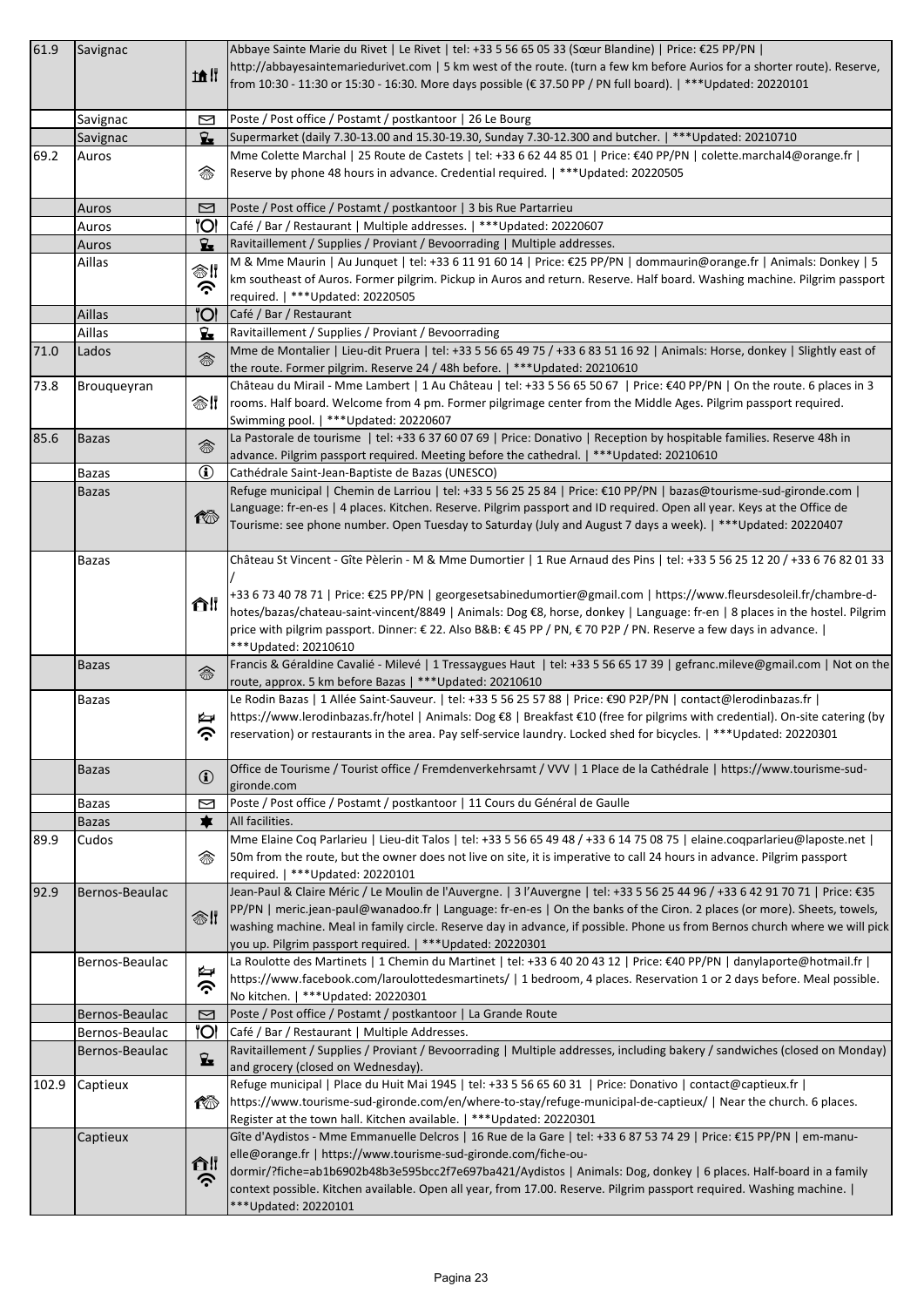| | | | |
|---|---|---|---|
| 61.9 | Savignac | | Abbaye Sainte Marie du Rivet \| Le Rivet \| tel: +33 5 56 65 05 33 (Sœur Blandine) \| Price: €25 PP/PN \| http://abbayesaintemariedurivet.com \| 5 km west of the route. (turn a few km before Aurios for a shorter route). Reserve, from 10:30 - 11:30 or 15:30 - 16:30. More days possible (€ 37.50 PP / PN full board). \| ***Updated: 20220101 |
| | Savignac | | Poste / Post office / Postamt / postkantoor \| 26 Le Bourg |
| | Savignac | | Supermarket (daily 7.30-13.00 and 15.30-19.30, Sunday 7.30-12.300 and butcher. \| ***Updated: 20210710 |
| 69.2 | Auros | | Mme Colette Marchal \| 25 Route de Castets \| tel: +33 6 62 44 85 01 \| Price: €40 PP/PN \| colette.marchal4@orange.fr \| Reserve by phone 48 hours in advance. Credential required. \| ***Updated: 20220505 |
| | Auros | | Poste / Post office / Postamt / postkantoor \| 3 bis Rue Partarrieu |
| | Auros | | Café / Bar / Restaurant \| Multiple addresses. \| ***Updated: 20220607 |
| | Auros | | Ravitaillement / Supplies / Proviant / Bevoorrading \| Multiple addresses. |
| | Aillas | | M & Mme Maurin \| Au Junquet \| tel: +33 6 11 91 60 14 \| Price: €25 PP/PN \| dommaurin@orange.fr \| Animals: Donkey \| 5 km southeast of Auros. Former pilgrim. Pickup in Auros and return. Reserve. Half board. Washing machine. Pilgrim passport required. \| ***Updated: 20220505 |
| | Aillas | | Café / Bar / Restaurant |
| | Aillas | | Ravitaillement / Supplies / Proviant / Bevoorrading |
| 71.0 | Lados | | Mme de Montalier \| Lieu-dit Pruera \| tel: +33 5 56 65 49 75 / +33 6 83 51 16 92 \| Animals: Horse, donkey \| Slightly east of the route. Former pilgrim. Reserve 24 / 48h before. \| ***Updated: 20210610 |
| 73.8 | Brouqueyran | | Château du Mirail - Mme Lambert \| 1 Au Château \| tel: +33 5 56 65 50 67 \| Price: €40 PP/PN \| On the route. 6 places in 3 rooms. Half board. Welcome from 4 pm. Former pilgrimage center from the Middle Ages. Pilgrim passport required. Swimming pool. \| ***Updated: 20220607 |
| 85.6 | Bazas | | La Pastorale de tourisme \| tel: +33 6 37 60 07 69 \| Price: Donativo \| Reception by hospitable families. Reserve 48h in advance. Pilgrim passport required. Meeting before the cathedral. \| ***Updated: 20210610 |
| | Bazas | | Cathédrale Saint-Jean-Baptiste de Bazas (UNESCO) |
| | Bazas | | Refuge municipal \| Chemin de Larriou \| tel: +33 5 56 25 25 84 \| Price: €10 PP/PN \| bazas@tourisme-sud-gironde.com \| Language: fr-en-es \| 4 places. Kitchen. Reserve. Pilgrim passport and ID required. Open all year. Keys at the Office de Tourisme: see phone number. Open Tuesday to Saturday (July and August 7 days a week). \| ***Updated: 20220407 |
| | Bazas | | Château St Vincent - Gîte Pèlerin - M & Mme Dumortier \| 1 Rue Arnaud des Pins \| tel: +33 5 56 25 12 20 / +33 6 76 82 01 33 / +33 6 73 40 78 71 \| Price: €25 PP/PN \| georgesetsabinedumortier@gmail.com \| https://www.fleursdesoleil.fr/chambre-d-hotes/bazas/chateau-saint-vincent/8849 \| Animals: Dog €8, horse, donkey \| Language: fr-en \| 8 places in the hostel. Pilgrim price with pilgrim passport. Dinner: € 22. Also B&B: € 45 PP / PN, € 70 P2P / PN. Reserve a few days in advance. \| ***Updated: 20210610 |
| | Bazas | | Francis & Géraldine Cavalié - Milevé \| 1 Tressaygues Haut \| tel: +33 5 56 65 17 39 \| gefranc.mileve@gmail.com \| Not on the route, approx. 5 km before Bazas \| ***Updated: 20210610 |
| | Bazas | | Le Rodin Bazas \| 1 Allée Saint-Sauveur. \| tel: +33 5 56 25 57 88 \| Price: €90 P2P/PN \| contact@lerodinbazas.fr \| https://www.lerodinbazas.fr/hotel \| Animals: Dog €8 \| Breakfast €10 (free for pilgrims with credential). On-site catering (by reservation) or restaurants in the area. Pay self-service laundry. Locked shed for bicycles. \| ***Updated: 20220301 |
| | Bazas | | Office de Tourisme / Tourist office / Fremdenverkehrsamt / VVV \| 1 Place de la Cathédrale \| https://www.tourisme-sud-gironde.com |
| | Bazas | | Poste / Post office / Postamt / postkantoor \| 11 Cours du Général de Gaulle |
| | Bazas | | All facilities. |
| 89.9 | Cudos | | Mme Elaine Coq Parlarieu \| Lieu-dit Talos \| tel: +33 5 56 65 49 48 / +33 6 14 75 08 75 \| elaine.coqparlarieu@laposte.net \| 50m from the route, but the owner does not live on site, it is imperative to call 24 hours in advance. Pilgrim passport required. \| ***Updated: 20220101 |
| 92.9 | Bernos-Beaulac | | Jean-Paul & Claire Méric / Le Moulin de l'Auvergne. \| 3 l'Auvergne \| tel: +33 5 56 25 44 96 / +33 6 42 91 70 71 \| Price: €35 PP/PN \| meric.jean-paul@wanadoo.fr \| Language: fr-en-es \| On the banks of the Ciron. 2 places (or more). Sheets, towels, washing machine. Meal in family circle. Reserve day in advance, if possible. Phone us from Bernos church where we will pick you up. Pilgrim passport required. \| ***Updated: 20220301 |
| | Bernos-Beaulac | | La Roulotte des Martinets \| 1 Chemin du Martinet \| tel: +33 6 40 20 43 12 \| Price: €40 PP/PN \| danylaporte@hotmail.fr \| https://www.facebook.com/laroulottedesmartinets/ \| 1 bedroom, 4 places. Reservation 1 or 2 days before. Meal possible. No kitchen. \| ***Updated: 20220301 |
| | Bernos-Beaulac | | Poste / Post office / Postamt / postkantoor \| La Grande Route |
| | Bernos-Beaulac | | Café / Bar / Restaurant \| Multiple Addresses. |
| | Bernos-Beaulac | | Ravitaillement / Supplies / Proviant / Bevoorrading \| Multiple addresses, including bakery / sandwiches (closed on Monday) and grocery (closed on Wednesday). |
| 102.9 | Captieux | | Refuge municipal \| Place du Huit Mai 1945 \| tel: +33 5 56 65 60 31 \| Price: Donativo \| contact@captieux.fr \| https://www.tourisme-sud-gironde.com/en/where-to-stay/refuge-municipal-de-captieux/ \| Near the church. 6 places. Register at the town hall. Kitchen available. \| ***Updated: 20220301 |
| | Captieux | | Gîte d'Aydistos - Mme Emmanuelle Delcros \| 16 Rue de la Gare \| tel: +33 6 87 53 74 29 \| Price: €15 PP/PN \| em-manu-elle@orange.fr \| https://www.tourisme-sud-gironde.com/fiche-ou-dormir/?fiche=ab1b6902b48b3e595bcc2f7e697ba421/Aydistos \| Animals: Dog, donkey \| 6 places. Half-board in a family context possible. Kitchen available. Open all year, from 17.00. Reserve. Pilgrim passport required. Washing machine. \| ***Updated: 20220101 |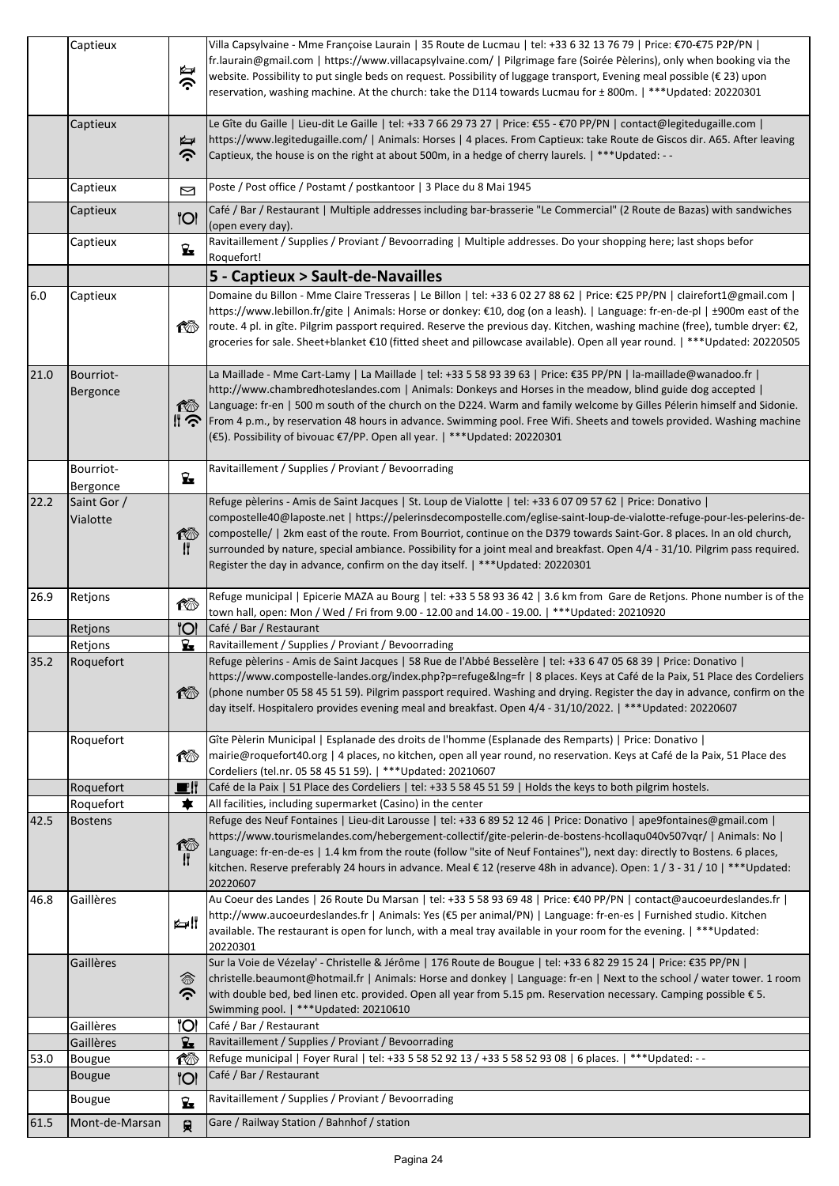| | | | |
|---|---|---|---|
| | Captieux | | Villa Capsylvaine - Mme Françoise Laurain \| 35 Route de Lucmau \| tel: +33 6 32 13 76 79 \| Price: €70-€75 P2P/PN \| fr.laurain@gmail.com \| https://www.villacapsylvaine.com/ \| Pilgrimage fare (Soirée Pèlerins), only when booking via the website. Possibility to put single beds on request. Possibility of luggage transport, Evening meal possible (€ 23) upon reservation, washing machine. At the church: take the D114 towards Lucmau for ± 800m. \| ***Updated: 20220301 |
| | Captieux | | Le Gîte du Gaille \| Lieu-dit Le Gaille \| tel: +33 7 66 29 73 27 \| Price: €55 - €70 PP/PN \| contact@legitedugaille.com \| https://www.legitedugaille.com/ \| Animals: Horses \| 4 places. From Captieux: take Route de Giscos dir. A65. After leaving Captieux, the house is on the right at about 500m, in a hedge of cherry laurels. \| ***Updated: - - |
| | Captieux | | Poste / Post office / Postamt / postkantoor \| 3 Place du 8 Mai 1945 |
| | Captieux | | Café / Bar / Restaurant \| Multiple addresses including bar-brasserie "Le Commercial" (2 Route de Bazas) with sandwiches (open every day). |
| | Captieux | | Ravitaillement / Supplies / Proviant / Bevoorrading \| Multiple addresses. Do your shopping here; last shops befor Roquefort! |
| | | | **5 - Captieux > Sault-de-Navailles** |
| 6.0 | Captieux | | Domaine du Billon - Mme Claire Tresseras \| Le Billon \| tel: +33 6 02 27 88 62 \| Price: €25 PP/PN \| clairefort1@gmail.com \| https://www.lebillon.fr/gite \| Animals: Horse or donkey: €10, dog (on a leash). \| Language: fr-en-de-pl \| ±900m east of the route. 4 pl. in gîte. Pilgrim passport required. Reserve the previous day. Kitchen, washing machine (free), tumble dryer: €2, groceries for sale. Sheet+blanket €10 (fitted sheet and pillowcase available). Open all year round. \| ***Updated: 20220505 |
| 21.0 | Bourriot-Bergonce | | La Maillade - Mme Cart-Lamy \| La Maillade \| tel: +33 5 58 93 39 63 \| Price: €35 PP/PN \| la-maillade@wanadoo.fr \| http://www.chambredhoteslandes.com \| Animals: Donkeys and Horses in the meadow, blind guide dog accepted \| Language: fr-en \| 500 m south of the church on the D224. Warm and family welcome by Gilles Pélerin himself and Sidonie. From 4 p.m., by reservation 48 hours in advance. Swimming pool. Free Wifi. Sheets and towels provided. Washing machine (€5). Possibility of bivouac €7/PP. Open all year. \| ***Updated: 20220301 |
| | Bourriot-Bergonce | | Ravitaillement / Supplies / Proviant / Bevoorrading |
| 22.2 | Saint Gor / Vialotte | | Refuge pèlerins - Amis de Saint Jacques \| St. Loup de Vialotte \| tel: +33 6 07 09 57 62 \| Price: Donativo \| compostelle40@laposte.net \| https://pelerinsdecompostelle.com/eglise-saint-loup-de-vialotte-refuge-pour-les-pelerins-de-compostelle/ \| 2km east of the route. From Bourriot, continue on the D379 towards Saint-Gor. 8 places. In an old church, surrounded by nature, special ambiance. Possibility for a joint meal and breakfast. Open 4/4 - 31/10. Pilgrim pass required. Register the day in advance, confirm on the day itself. \| ***Updated: 20220301 |
| 26.9 | Retjons | | Refuge municipal \| Epicerie MAZA au Bourg \| tel: +33 5 58 93 36 42 \| 3.6 km from Gare de Retjons. Phone number is of the town hall, open: Mon / Wed / Fri from 9.00 - 12.00 and 14.00 - 19.00. \| ***Updated: 20210920 |
| | Retjons | | Café / Bar / Restaurant |
| | Retjons | | Ravitaillement / Supplies / Proviant / Bevoorrading |
| 35.2 | Roquefort | | Refuge pèlerins - Amis de Saint Jacques \| 58 Rue de l'Abbé Besselère \| tel: +33 6 47 05 68 39 \| Price: Donativo \| https://www.compostelle-landes.org/index.php?p=refuge&lng=fr \| 8 places. Keys at Café de la Paix, 51 Place des Cordeliers (phone number 05 58 45 51 59). Pilgrim passport required. Washing and drying. Register the day in advance, confirm on the day itself. Hospitalero provides evening meal and breakfast. Open 4/4 - 31/10/2022. \| ***Updated: 20220607 |
| | Roquefort | | Gîte Pèlerin Municipal \| Esplanade des droits de l'homme (Esplanade des Remparts) \| Price: Donativo \| mairie@roquefort40.org \| 4 places, no kitchen, open all year round, no reservation. Keys at Café de la Paix, 51 Place des Cordeliers (tel.nr. 05 58 45 51 59). \| ***Updated: 20210607 |
| | Roquefort | | Café de la Paix \| 51 Place des Cordeliers \| tel: +33 5 58 45 51 59 \| Holds the keys to both pilgrim hostels. |
| | Roquefort | | All facilities, including supermarket (Casino) in the center |
| 42.5 | Bostens | | Refuge des Neuf Fontaines \| Lieu-dit Larousse \| tel: +33 6 89 52 12 46 \| Price: Donativo \| ape9fontaines@gmail.com \| https://www.tourismelandes.com/hebergement-collectif/gite-pelerin-de-bostens-hcollaqu040v507vqr/ \| Animals: No \| Language: fr-en-de-es \| 1.4 km from the route (follow "site of Neuf Fontaines"), next day: directly to Bostens. 6 places, kitchen. Reserve preferably 24 hours in advance. Meal € 12 (reserve 48h in advance). Open: 1 / 3 - 31 / 10 \| ***Updated: 20220607 |
| 46.8 | Gaillères | | Au Coeur des Landes \| 26 Route Du Marsan \| tel: +33 5 58 93 69 48 \| Price: €40 PP/PN \| contact@aucoeurdeslandes.fr \| http://www.aucoeurdeslandes.fr \| Animals: Yes (€5 per animal/PN) \| Language: fr-en-es \| Furnished studio. Kitchen available. The restaurant is open for lunch, with a meal tray available in your room for the evening. \| ***Updated: 20220301 |
| | Gaillères | | Sur la Voie de Vézelay' - Christelle & Jérôme \| 176 Route de Bougue \| tel: +33 6 82 29 15 24 \| Price: €35 PP/PN \| christelle.beaumont@hotmail.fr \| Animals: Horse and donkey \| Language: fr-en \| Next to the school / water tower. 1 room with double bed, bed linen etc. provided. Open all year from 5.15 pm. Reservation necessary. Camping possible € 5. Swimming pool. \| ***Updated: 20210610 |
| | Gaillères | | Café / Bar / Restaurant |
| | Gaillères | | Ravitaillement / Supplies / Proviant / Bevoorrading |
| 53.0 | Bougue | | Refuge municipal \| Foyer Rural \| tel: +33 5 58 52 92 13 / +33 5 58 52 93 08 \| 6 places. \| ***Updated: - - |
| | Bougue | | Café / Bar / Restaurant |
| | Bougue | | Ravitaillement / Supplies / Proviant / Bevoorrading |
| 61.5 | Mont-de-Marsan | | Gare / Railway Station / Bahnhof / station |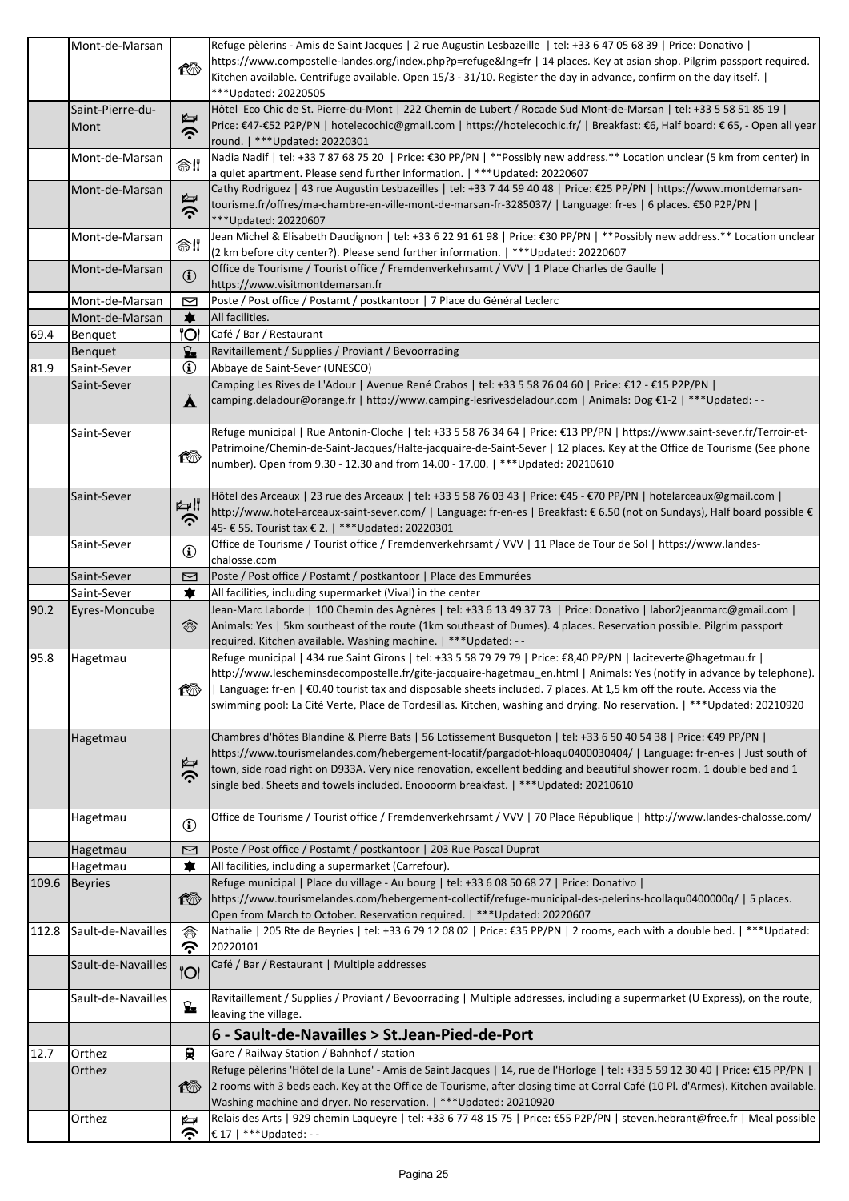| | | | |
|---|---|---|---|
| | Mont-de-Marsan | | Refuge pèlerins - Amis de Saint Jacques \| 2 rue Augustin Lesbazeille \| tel: +33 6 47 05 68 39 \| Price: Donativo \| https://www.compostelle-landes.org/index.php?p=refuge&lng=fr \| 14 places. Key at asian shop. Pilgrim passport required. Kitchen available. Centrifuge available. Open 15/3 - 31/10. Register the day in advance, confirm on the day itself. \| ***Updated: 20220505 |
| | Saint-Pierre-du-Mont | | Hôtel Eco Chic de St. Pierre-du-Mont \| 222 Chemin de Lubert / Rocade Sud Mont-de-Marsan \| tel: +33 5 58 51 85 19 \| Price: €47-€52 P2P/PN \| hotelecochic@gmail.com \| https://hotelecochic.fr/ \| Breakfast: €6, Half board: € 65, - Open all year round. \| ***Updated: 20220301 |
| | Mont-de-Marsan | | Nadia Nadif \| tel: +33 7 87 68 75 20 \| Price: €30 PP/PN \| **Possibly new address.** Location unclear (5 km from center) in a quiet apartment. Please send further information. \| ***Updated: 20220607 |
| | Mont-de-Marsan | | Cathy Rodriguez \| 43 rue Augustin Lesbazeilles \| tel: +33 7 44 59 40 48 \| Price: €25 PP/PN \| https://www.montdemarsan-tourisme.fr/offres/ma-chambre-en-ville-mont-de-marsan-fr-3285037/ \| Language: fr-es \| 6 places. €50 P2P/PN \| ***Updated: 20220607 |
| | Mont-de-Marsan | | Jean Michel & Elisabeth Daudignon \| tel: +33 6 22 91 61 98 \| Price: €30 PP/PN \| **Possibly new address.** Location unclear (2 km before city center?). Please send further information. \| ***Updated: 20220607 |
| | Mont-de-Marsan | | Office de Tourisme / Tourist office / Fremdenverkehrsamt / VVV \| 1 Place Charles de Gaulle \| https://www.visitmontdemarsan.fr |
| | Mont-de-Marsan | | Poste / Post office / Postamt / postkantoor \| 7 Place du Général Leclerc |
| | Mont-de-Marsan | | All facilities. |
| 69.4 | Benquet | | Café / Bar / Restaurant |
| | Benquet | | Ravitaillement / Supplies / Proviant / Bevoorrading |
| 81.9 | Saint-Sever | | Abbaye de Saint-Sever (UNESCO) |
| | Saint-Sever | | Camping Les Rives de L'Adour \| Avenue René Crabos \| tel: +33 5 58 76 04 60 \| Price: €12 - €15 P2P/PN \| camping.deladour@orange.fr \| http://www.camping-lesrivesdeladour.com \| Animals: Dog €1-2 \| ***Updated: - - |
| | Saint-Sever | | Refuge municipal \| Rue Antonin-Cloche \| tel: +33 5 58 76 34 64 \| Price: €13 PP/PN \| https://www.saint-sever.fr/Terroir-et-Patrimoine/Chemin-de-Saint-Jacques/Halte-jacquaire-de-Saint-Sever \| 12 places. Key at the Office de Tourisme (See phone number). Open from 9.30 - 12.30 and from 14.00 - 17.00. \| ***Updated: 20210610 |
| | Saint-Sever | | Hôtel des Arceaux \| 23 rue des Arceaux \| tel: +33 5 58 76 03 43 \| Price: €45 - €70 PP/PN \| hotelarceaux@gmail.com \| http://www.hotel-arceaux-saint-sever.com/ \| Language: fr-en-es \| Breakfast: € 6.50 (not on Sundays), Half board possible € 45- € 55. Tourist tax € 2. \| ***Updated: 20220301 |
| | Saint-Sever | | Office de Tourisme / Tourist office / Fremdenverkehrsamt / VVV \| 11 Place de Tour de Sol \| https://www.landes-chalosse.com |
| | Saint-Sever | | Poste / Post office / Postamt / postkantoor \| Place des Emmurées |
| | Saint-Sever | | All facilities, including supermarket (Vival) in the center |
| 90.2 | Eyres-Moncube | | Jean-Marc Laborde \| 100 Chemin des Agnères \| tel: +33 6 13 49 37 73 \| Price: Donativo \| labor2jeanmarc@gmail.com \| Animals: Yes \| 5km southeast of the route (1km southeast of Dumes). 4 places. Reservation possible. Pilgrim passport required. Kitchen available. Washing machine. \| ***Updated: - - |
| 95.8 | Hagetmau | | Refuge municipal \| 434 rue Saint Girons \| tel: +33 5 58 79 79 79 \| Price: €8,40 PP/PN \| laciteverte@hagetmau.fr \| http://www.lescheminsdecompostelle.fr/gite-jacquaire-hagetmau_en.html \| Animals: Yes (notify in advance by telephone). \| Language: fr-en \| €0.40 tourist tax and disposable sheets included. 7 places. At 1,5 km off the route. Access via the swimming pool: La Cité Verte, Place de Tordesillas. Kitchen, washing and drying. No reservation. \| ***Updated: 20210920 |
| | Hagetmau | | Chambres d'hôtes Blandine & Pierre Bats \| 56 Lotissement Busqueton \| tel: +33 6 50 40 54 38 \| Price: €49 PP/PN \| https://www.tourismelandes.com/hebergement-locatif/pargadot-hloaqu0400030404/ \| Language: fr-en-es \| Just south of town, side road right on D933A. Very nice renovation, excellent bedding and beautiful shower room. 1 double bed and 1 single bed. Sheets and towels included. Enoooorm breakfast. \| ***Updated: 20210610 |
| | Hagetmau | | Office de Tourisme / Tourist office / Fremdenverkehrsamt / VVV \| 70 Place République \| http://www.landes-chalosse.com/ |
| | Hagetmau | | Poste / Post office / Postamt / postkantoor \| 203 Rue Pascal Duprat |
| | Hagetmau | | All facilities, including a supermarket (Carrefour). |
| 109.6 | Beyries | | Refuge municipal \| Place du village - Au bourg \| tel: +33 6 08 50 68 27 \| Price: Donativo \| https://www.tourismelandes.com/hebergement-collectif/refuge-municipal-des-pelerins-hcollaqu0400000q/ \| 5 places. Open from March to October. Reservation required. \| ***Updated: 20220607 |
| 112.8 | Sault-de-Navailles | | Nathalie \| 205 Rte de Beyries \| tel: +33 6 79 12 08 02 \| Price: €35 PP/PN \| 2 rooms, each with a double bed. \| ***Updated: 20220101 |
| | Sault-de-Navailles | | Café / Bar / Restaurant \| Multiple addresses |
| | Sault-de-Navailles | | Ravitaillement / Supplies / Proviant / Bevoorrading \| Multiple addresses, including a supermarket (U Express), on the route, leaving the village. |
| | | | **6 - Sault-de-Navailles > St.Jean-Pied-de-Port** |
| 12.7 | Orthez | | Gare / Railway Station / Bahnhof / station |
| | Orthez | | Refuge pèlerins 'Hôtel de la Lune' - Amis de Saint Jacques \| 14, rue de l'Horloge \| tel: +33 5 59 12 30 40 \| Price: €15 PP/PN \| 2 rooms with 3 beds each. Key at the Office de Tourisme, after closing time at Corral Café (10 Pl. d'Armes). Kitchen available. Washing machine and dryer. No reservation. \| ***Updated: 20210920 |
| | Orthez | | Relais des Arts \| 929 chemin Laqueyre \| tel: +33 6 77 48 15 75 \| Price: €55 P2P/PN \| steven.hebrant@free.fr \| Meal possible € 17 \| ***Updated: - - |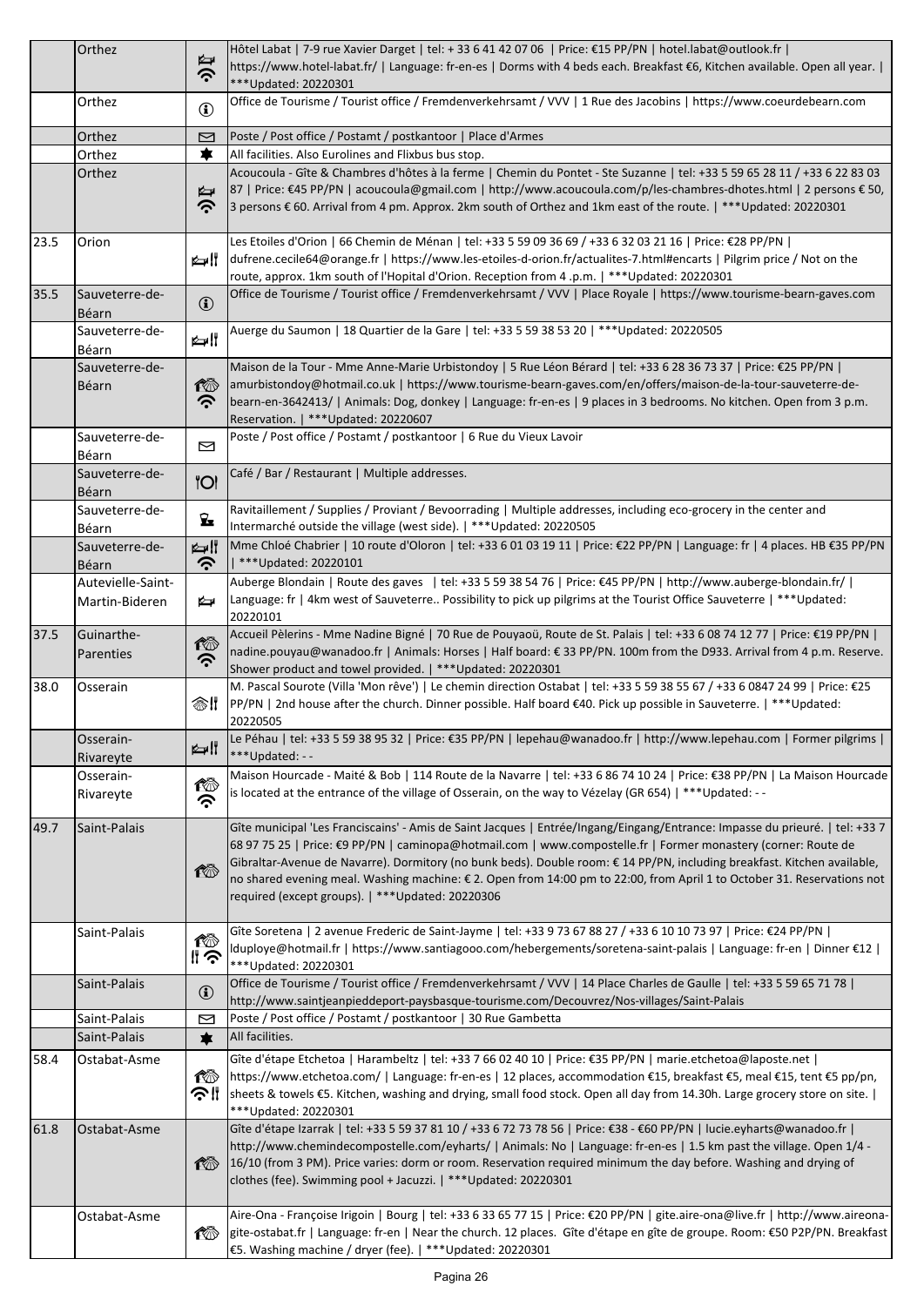| | | | |
|---|---|---|---|
| | Orthez | | Hôtel Labat \| 7-9 rue Xavier Darget \| tel: + 33 6 41 42 07 06 \| Price: €15 PP/PN \| hotel.labat@outlook.fr \| https://www.hotel-labat.fr/ \| Language: fr-en-es \| Dorms with 4 beds each. Breakfast €6, Kitchen available. Open all year. \| ***Updated: 20220301 |
| | Orthez | | Office de Tourisme / Tourist office / Fremdenverkehrsamt / VVV \| 1 Rue des Jacobins \| https://www.coeurdebearn.com |
| | Orthez | | Poste / Post office / Postamt / postkantoor \| Place d'Armes |
| | Orthez | | All facilities. Also Eurolines and Flixbus bus stop. |
| | Orthez | | Acoucoula - Gîte & Chambres d'hôtes à la ferme \| Chemin du Pontet - Ste Suzanne \| tel: +33 5 59 65 28 11 / +33 6 22 83 03 87 \| Price: €45 PP/PN \| acoucoula@gmail.com \| http://www.acoucoula.com/p/les-chambres-dhotes.html \| 2 persons € 50, 3 persons € 60. Arrival from 4 pm. Approx. 2km south of Orthez and 1km east of the route. \| ***Updated: 20220301 |
| 23.5 | Orion | | Les Etoiles d'Orion \| 66 Chemin de Ménan \| tel: +33 5 59 09 36 69 / +33 6 32 03 21 16 \| Price: €28 PP/PN \| dufrene.cecile64@orange.fr \| https://www.les-etoiles-d-orion.fr/actualites-7.html#encarts \| Pilgrim price / Not on the route, approx. 1km south of l'Hopital d'Orion. Reception from 4 .p.m. \| ***Updated: 20220301 |
| 35.5 | Sauveterre-de-Béarn | | Office de Tourisme / Tourist office / Fremdenverkehrsamt / VVV \| Place Royale \| https://www.tourisme-bearn-gaves.com |
| | Sauveterre-de-Béarn | | Auerge du Saumon \| 18 Quartier de la Gare \| tel: +33 5 59 38 53 20 \| ***Updated: 20220505 |
| | Sauveterre-de-Béarn | | Maison de la Tour - Mme Anne-Marie Urbistondoy \| 5 Rue Léon Bérard \| tel: +33 6 28 36 73 37 \| Price: €25 PP/PN \| amurbistondoy@hotmail.co.uk \| https://www.tourisme-bearn-gaves.com/en/offers/maison-de-la-tour-sauveterre-de-bearn-en-3642413/ \| Animals: Dog, donkey \| Language: fr-en-es \| 9 places in 3 bedrooms. No kitchen. Open from 3 p.m. Reservation. \| ***Updated: 20220607 |
| | Sauveterre-de-Béarn | | Poste / Post office / Postamt / postkantoor \| 6 Rue du Vieux Lavoir |
| | Sauveterre-de-Béarn | | Café / Bar / Restaurant \| Multiple addresses. |
| | Sauveterre-de-Béarn | | Ravitaillement / Supplies / Proviant / Bevoorrading \| Multiple addresses, including eco-grocery in the center and Intermarché outside the village (west side). \| ***Updated: 20220505 |
| | Sauveterre-de-Béarn | | Mme Chloé Chabrier \| 10 route d'Oloron \| tel: +33 6 01 03 19 11 \| Price: €22 PP/PN \| Language: fr \| 4 places. HB €35 PP/PN \| ***Updated: 20220101 |
| | Autevielle-Saint-Martin-Bideren | | Auberge Blondain \| Route des gaves \| tel: +33 5 59 38 54 76 \| Price: €45 PP/PN \| http://www.auberge-blondain.fr/ \| Language: fr \| 4km west of Sauveterre.. Possibility to pick up pilgrims at the Tourist Office Sauveterre \| ***Updated: 20220101 |
| 37.5 | Guinarthe-Parenties | | Accueil Pèlerins - Mme Nadine Bigné \| 70 Rue de Pouyaoü, Route de St. Palais \| tel: +33 6 08 74 12 77 \| Price: €19 PP/PN \| nadine.pouyau@wanadoo.fr \| Animals: Horses \| Half board: € 33 PP/PN. 100m from the D933. Arrival from 4 p.m. Reserve. Shower product and towel provided. \| ***Updated: 20220301 |
| 38.0 | Osserain | | M. Pascal Sourote (Villa 'Mon rêve') \| Le chemin direction Ostabat \| tel: +33 5 59 38 55 67 / +33 6 0847 24 99 \| Price: €25 PP/PN \| 2nd house after the church. Dinner possible. Half board €40. Pick up possible in Sauveterre. \| ***Updated: 20220505 |
| | Osserain-Rivareyte | | Le Péhau \| tel: +33 5 59 38 95 32 \| Price: €35 PP/PN \| lepehau@wanadoo.fr \| http://www.lepehau.com \| Former pilgrims \| ***Updated: - - |
| | Osserain-Rivareyte | | Maison Hourcade - Maité & Bob \| 114 Route de la Navarre \| tel: +33 6 86 74 10 24 \| Price: €38 PP/PN \| La Maison Hourcade is located at the entrance of the village of Osserain, on the way to Vézelay (GR 654) \| ***Updated: - - |
| 49.7 | Saint-Palais | | Gîte municipal 'Les Franciscains' - Amis de Saint Jacques \| Entrée/Ingang/Eingang/Entrance: Impasse du prieuré. \| tel: +33 7 68 97 75 25 \| Price: €9 PP/PN \| caminopa@hotmail.com \| www.compostelle.fr \| Former monastery (corner: Route de Gibraltar-Avenue de Navarre). Dormitory (no bunk beds). Double room: € 14 PP/PN, including breakfast. Kitchen available, no shared evening meal. Washing machine: € 2. Open from 14:00 pm to 22:00, from April 1 to October 31. Reservations not required (except groups). \| ***Updated: 20220306 |
| | Saint-Palais | | Gîte Soretena \| 2 avenue Frederic de Saint-Jayme \| tel: +33 9 73 67 88 27 / +33 6 10 10 73 97 \| Price: €24 PP/PN \| lduploye@hotmail.fr \| https://www.santiagooo.com/hebergements/soretena-saint-palais \| Language: fr-en \| Dinner €12 \| ***Updated: 20220301 |
| | Saint-Palais | | Office de Tourisme / Tourist office / Fremdenverkehrsamt / VVV \| 14 Place Charles de Gaulle \| tel: +33 5 59 65 71 78 \| http://www.saintjeanpieddeport-paysbasque-tourisme.com/Decouvrez/Nos-villages/Saint-Palais |
| | Saint-Palais | | Poste / Post office / Postamt / postkantoor \| 30 Rue Gambetta |
| | Saint-Palais | | All facilities. |
| 58.4 | Ostabat-Asme | | Gîte d'étape Etchetoa \| Harambeltz \| tel: +33 7 66 02 40 10 \| Price: €35 PP/PN \| marie.etchetoa@laposte.net \| https://www.etchetoa.com/ \| Language: fr-en-es \| 12 places, accommodation €15, breakfast €5, meal €15, tent €5 pp/pn, sheets & towels €5. Kitchen, washing and drying, small food stock. Open all day from 14.30h. Large grocery store on site. \| ***Updated: 20220301 |
| 61.8 | Ostabat-Asme | | Gîte d'étape Izarrak \| tel: +33 5 59 37 81 10 / +33 6 72 73 78 56 \| Price: €38 - €60 PP/PN \| lucie.eyharts@wanadoo.fr \| http://www.chemindecompostelle.com/eyharts/ \| Animals: No \| Language: fr-en-es \| 1.5 km past the village. Open 1/4 - 16/10 (from 3 PM). Price varies: dorm or room. Reservation required minimum the day before. Washing and drying of clothes (fee). Swimming pool + Jacuzzi. \| ***Updated: 20220301 |
| | Ostabat-Asme | | Aire-Ona - Françoise Irigoin \| Bourg \| tel: +33 6 33 65 77 15 \| Price: €20 PP/PN \| gite.aire-ona@live.fr \| http://www.aireona-gite-ostabat.fr \| Language: fr-en \| Near the church. 12 places. Gîte d'étape en gîte de groupe. Room: €50 P2P/PN. Breakfast €5. Washing machine / dryer (fee). \| ***Updated: 20220301 |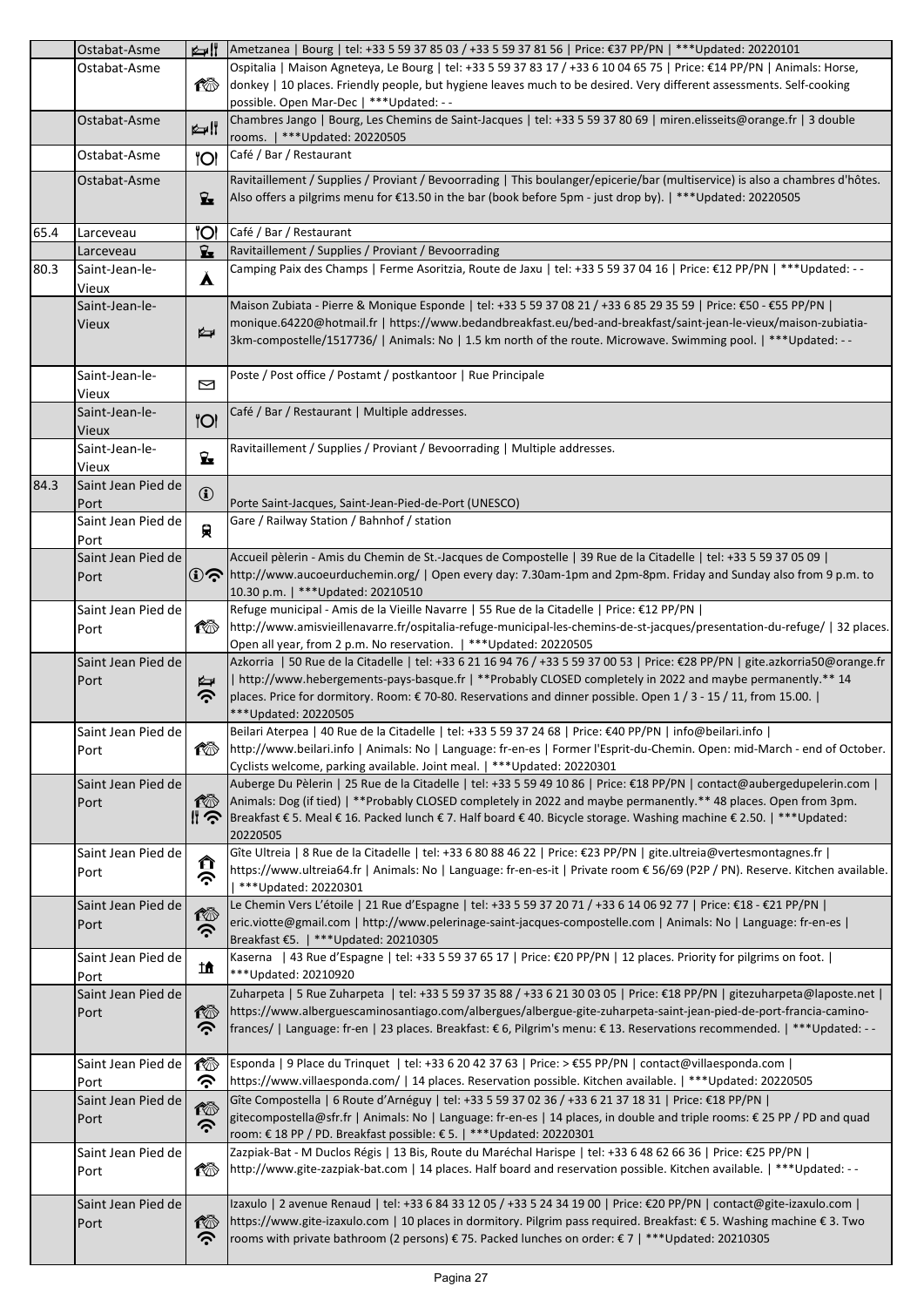| | | | |
|---|---|---|---|
| | Ostabat-Asme | | Ametzanea \| Bourg \| tel: +33 5 59 37 85 03 / +33 5 59 37 81 56 \| Price: €37 PP/PN \| ***Updated: 20220101 |
| | Ostabat-Asme | | Ospitalia \| Maison Agneteya, Le Bourg \| tel: +33 5 59 37 83 17 / +33 6 10 04 65 75 \| Price: €14 PP/PN \| Animals: Horse, donkey \| 10 places. Friendly people, but hygiene leaves much to be desired. Very different assessments. Self-cooking possible. Open Mar-Dec \| ***Updated: - - |
| | Ostabat-Asme | | Chambres Jango \| Bourg, Les Chemins de Saint-Jacques \| tel: +33 5 59 37 80 69 \| miren.elisseits@orange.fr \| 3 double rooms. \| ***Updated: 20220505 |
| | Ostabat-Asme | | Café / Bar / Restaurant |
| | Ostabat-Asme | | Ravitaillement / Supplies / Proviant / Bevoorrading \| This boulanger/epicerie/bar (multiservice) is also a chambres d'hôtes. Also offers a pilgrims menu for €13.50 in the bar (book before 5pm - just drop by). \| ***Updated: 20220505 |
| 65.4 | Larceveau | | Café / Bar / Restaurant |
| | Larceveau | | Ravitaillement / Supplies / Proviant / Bevoorrading |
| 80.3 | Saint-Jean-le-Vieux | | Camping Paix des Champs \| Ferme Asoritzia, Route de Jaxu \| tel: +33 5 59 37 04 16 \| Price: €12 PP/PN \| ***Updated: - - |
| | Saint-Jean-le-Vieux | | Maison Zubiata - Pierre & Monique Esponde \| tel: +33 5 59 37 08 21 / +33 6 85 29 35 59 \| Price: €50 - €55 PP/PN \| monique.64220@hotmail.fr \| https://www.bedandbreakfast.eu/bed-and-breakfast/saint-jean-le-vieux/maison-zubiata-3km-compostelle/1517736/ \| Animals: No \| 1.5 km north of the route. Microwave. Swimming pool. \| ***Updated: - - |
| | Saint-Jean-le-Vieux | | Poste / Post office / Postamt / postkantoor \| Rue Principale |
| | Saint-Jean-le-Vieux | | Café / Bar / Restaurant \| Multiple addresses. |
| | Saint-Jean-le-Vieux | | Ravitaillement / Supplies / Proviant / Bevoorrading \| Multiple addresses. |
| 84.3 | Saint Jean Pied de Port | | Porte Saint-Jacques, Saint-Jean-Pied-de-Port (UNESCO) |
| | Saint Jean Pied de Port | | Gare / Railway Station / Bahnhof / station |
| | Saint Jean Pied de Port | | Accueil pèlerin - Amis du Chemin de St.-Jacques de Compostelle \| 39 Rue de la Citadelle \| tel: +33 5 59 37 05 09 \| http://www.aucoeurduchemin.org/ \| Open every day: 7.30am-1pm and 2pm-8pm. Friday and Sunday also from 9 p.m. to 10.30 p.m. \| ***Updated: 20210510 |
| | Saint Jean Pied de Port | | Refuge municipal - Amis de la Vieille Navarre \| 55 Rue de la Citadelle \| Price: €12 PP/PN \| http://www.amisvieillenavarre.fr/ospitalia-refuge-municipal-les-chemins-de-st-jacques/presentation-du-refuge/ \| 32 places. Open all year, from 2 p.m. No reservation. \| ***Updated: 20220505 |
| | Saint Jean Pied de Port | | Azkorria \| 50 Rue de la Citadelle \| tel: +33 6 21 16 94 76 / +33 5 59 37 00 53 \| Price: €28 PP/PN \| gite.azkorria50@orange.fr \| http://www.hebergements-pays-basque.fr \| **Probably CLOSED completely in 2022 and maybe permanently.** 14 places. Price for dormitory. Room: € 70-80. Reservations and dinner possible. Open 1 / 3 - 15 / 11, from 15.00. \| ***Updated: 20220505 |
| | Saint Jean Pied de Port | | Beilari Aterpea \| 40 Rue de la Citadelle \| tel: +33 5 59 37 24 68 \| Price: €40 PP/PN \| info@beilari.info \| http://www.beilari.info \| Animals: No \| Language: fr-en-es \| Former l'Esprit-du-Chemin. Open: mid-March - end of October. Cyclists welcome, parking available. Joint meal. \| ***Updated: 20220301 |
| | Saint Jean Pied de Port | | Auberge Du Pèlerin \| 25 Rue de la Citadelle \| tel: +33 5 59 49 10 86 \| Price: €18 PP/PN \| contact@aubergedupelerin.com \| Animals: Dog (if tied) \| **Probably CLOSED completely in 2022 and maybe permanently.** 48 places. Open from 3pm. Breakfast € 5. Meal € 16. Packed lunch € 7. Half board € 40. Bicycle storage. Washing machine € 2.50. \| ***Updated: 20220505 |
| | Saint Jean Pied de Port | | Gîte Ultreia \| 8 Rue de la Citadelle \| tel: +33 6 80 88 46 22 \| Price: €23 PP/PN \| gite.ultreia@vertesmontagnes.fr \| https://www.ultreia64.fr \| Animals: No \| Language: fr-en-es-it \| Private room € 56/69 (P2P / PN). Reserve. Kitchen available. \| ***Updated: 20220301 |
| | Saint Jean Pied de Port | | Le Chemin Vers L'étoile \| 21 Rue d'Espagne \| tel: +33 5 59 37 20 71 / +33 6 14 06 92 77 \| Price: €18 - €21 PP/PN \| eric.viotte@gmail.com \| http://www.pelerinage-saint-jacques-compostelle.com \| Animals: No \| Language: fr-en-es \| Breakfast €5. \| ***Updated: 20210305 |
| | Saint Jean Pied de Port | | Kaserna \| 43 Rue d'Espagne \| tel: +33 5 59 37 65 17 \| Price: €20 PP/PN \| 12 places. Priority for pilgrims on foot. \| ***Updated: 20210920 |
| | Saint Jean Pied de Port | | Zuharpeta \| 5 Rue Zuharpeta \| tel: +33 5 59 37 35 88 / +33 6 21 30 03 05 \| Price: €18 PP/PN \| gitezuharpeta@laposte.net \| https://www.alberguescaminosantiago.com/albergues/albergue-gite-zuharpeta-saint-jean-pied-de-port-francia-camino-frances/ \| Language: fr-en \| 23 places. Breakfast: € 6, Pilgrim's menu: € 13. Reservations recommended. \| ***Updated: - - |
| | Saint Jean Pied de Port | | Esponda \| 9 Place du Trinquet \| tel: +33 6 20 42 37 63 \| Price: > €55 PP/PN \| contact@villaesponda.com \| https://www.villaesponda.com/ \| 14 places. Reservation possible. Kitchen available. \| ***Updated: 20220505 |
| | Saint Jean Pied de Port | | Gîte Compostella \| 6 Route d'Arnéguy \| tel: +33 5 59 37 02 36 / +33 6 21 37 18 31 \| Price: €18 PP/PN \| gitecompostella@sfr.fr \| Animals: No \| Language: fr-en-es \| 14 places, in double and triple rooms: € 25 PP / PD and quad room: € 18 PP / PD. Breakfast possible: € 5. \| ***Updated: 20220301 |
| | Saint Jean Pied de Port | | Zazpiak-Bat - M Duclos Régis \| 13 Bis, Route du Maréchal Harispe \| tel: +33 6 48 62 66 36 \| Price: €25 PP/PN \| http://www.gite-zazpiak-bat.com \| 14 places. Half board and reservation possible. Kitchen available. \| ***Updated: - - |
| | Saint Jean Pied de Port | | Izaxulo \| 2 avenue Renaud \| tel: +33 6 84 33 12 05 / +33 5 24 34 19 00 \| Price: €20 PP/PN \| contact@gite-izaxulo.com \| https://www.gite-izaxulo.com \| 10 places in dormitory. Pilgrim pass required. Breakfast: € 5. Washing machine € 3. Two rooms with private bathroom (2 persons) € 75. Packed lunches on order: € 7 \| ***Updated: 20210305 |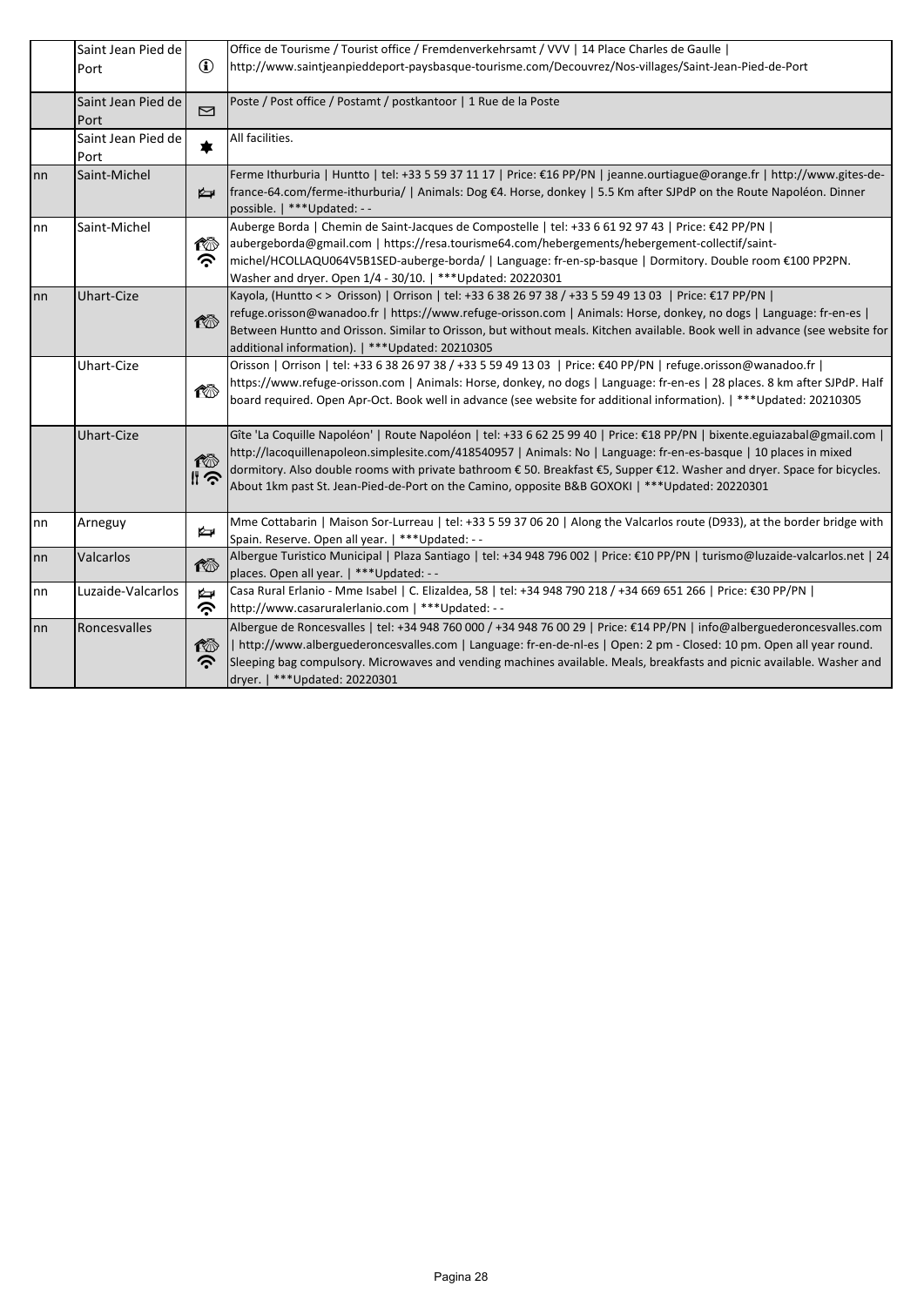| | | | |
|---|---|---|---|
| | Saint Jean Pied de Port | ⓘ | Office de Tourisme / Tourist office / Fremdenverkehrsamt / VVV \| 14 Place Charles de Gaulle \| http://www.saintjeanpieddeport-paysbasque-tourisme.com/Decouvrez/Nos-villages/Saint-Jean-Pied-de-Port |
| | Saint Jean Pied de Port | ✉ | Poste / Post office / Postamt / postkantoor \| 1 Rue de la Poste |
| | Saint Jean Pied de Port | ✸ | All facilities. |
| nn | Saint-Michel | 🛏 | Ferme Ithurburia \| Huntto \| tel: +33 5 59 37 11 17 \| Price: €16 PP/PN \| jeanne.ourtiague@orange.fr \| http://www.gites-de-france-64.com/ferme-ithurburia/ \| Animals: Dog €4. Horse, donkey \| 5.5 Km after SJPdP on the Route Napoléon. Dinner possible. \| ***Updated: - - |
| nn | Saint-Michel | 🐚 ᯤ | Auberge Borda \| Chemin de Saint-Jacques de Compostelle \| tel: +33 6 61 92 97 43 \| Price: €42 PP/PN \| aubergeborda@gmail.com \| https://resa.tourisme64.com/hebergements/hebergement-collectif/saint-michel/HCOLLAQU064V5B1SED-auberge-borda/ \| Language: fr-en-sp-basque \| Dormitory. Double room €100 PP2PN. Washer and dryer. Open 1/4 - 30/10. \| ***Updated: 20220301 |
| nn | Uhart-Cize | 🐚 | Kayola, (Huntto < > Orisson) \| Orrison \| tel: +33 6 38 26 97 38 / +33 5 59 49 13 03 \| Price: €17 PP/PN \| refuge.orisson@wanadoo.fr \| https://www.refuge-orisson.com \| Animals: Horse, donkey, no dogs \| Language: fr-en-es \| Between Huntto and Orisson. Similar to Orisson, but without meals. Kitchen available. Book well in advance (see website for additional information). \| ***Updated: 20210305 |
| | Uhart-Cize | 🐚 | Orisson \| Orrison \| tel: +33 6 38 26 97 38 / +33 5 59 49 13 03 \| Price: €40 PP/PN \| refuge.orisson@wanadoo.fr \| https://www.refuge-orisson.com \| Animals: Horse, donkey, no dogs \| Language: fr-en-es \| 28 places. 8 km after SJPdP. Half board required. Open Apr-Oct. Book well in advance (see website for additional information). \| ***Updated: 20210305 |
| | Uhart-Cize | 🐚 🍴 ᯤ | Gîte 'La Coquille Napoléon' \| Route Napoléon \| tel: +33 6 62 25 99 40 \| Price: €18 PP/PN \| bixente.eguiazabal@gmail.com \| http://lacoquillenapoleon.simplesite.com/418540957 \| Animals: No \| Language: fr-en-es-basque \| 10 places in mixed dormitory. Also double rooms with private bathroom € 50. Breakfast €5, Supper €12. Washer and dryer. Space for bicycles. About 1km past St. Jean-Pied-de-Port on the Camino, opposite B&B GOXOKI \| ***Updated: 20220301 |
| nn | Arneguy | 🛏 | Mme Cottabarin \| Maison Sor-Lurreau \| tel: +33 5 59 37 06 20 \| Along the Valcarlos route (D933), at the border bridge with Spain. Reserve. Open all year. \| ***Updated: - - |
| nn | Valcarlos | 🐚 | Albergue Turistico Municipal \| Plaza Santiago \| tel: +34 948 796 002 \| Price: €10 PP/PN \| turismo@luzaide-valcarlos.net \| 24 places. Open all year. \| ***Updated: - - |
| nn | Luzaide-Valcarlos | 🛏 ᯤ | Casa Rural Erlanio - Mme Isabel \| C. Elizaldea, 58 \| tel: +34 948 790 218 / +34 669 651 266 \| Price: €30 PP/PN \| http://www.casaruralerlanio.com \| ***Updated: - - |
| nn | Roncesvalles | 🐚 ᯤ | Albergue de Roncesvalles \| tel: +34 948 760 000 / +34 948 76 00 29 \| Price: €14 PP/PN \| info@alberguederoncesvalles.com \| http://www.alberguederoncesvalles.com \| Language: fr-en-de-nl-es \| Open: 2 pm - Closed: 10 pm. Open all year round. Sleeping bag compulsory. Microwaves and vending machines available. Meals, breakfasts and picnic available. Washer and dryer. \| ***Updated: 20220301 |